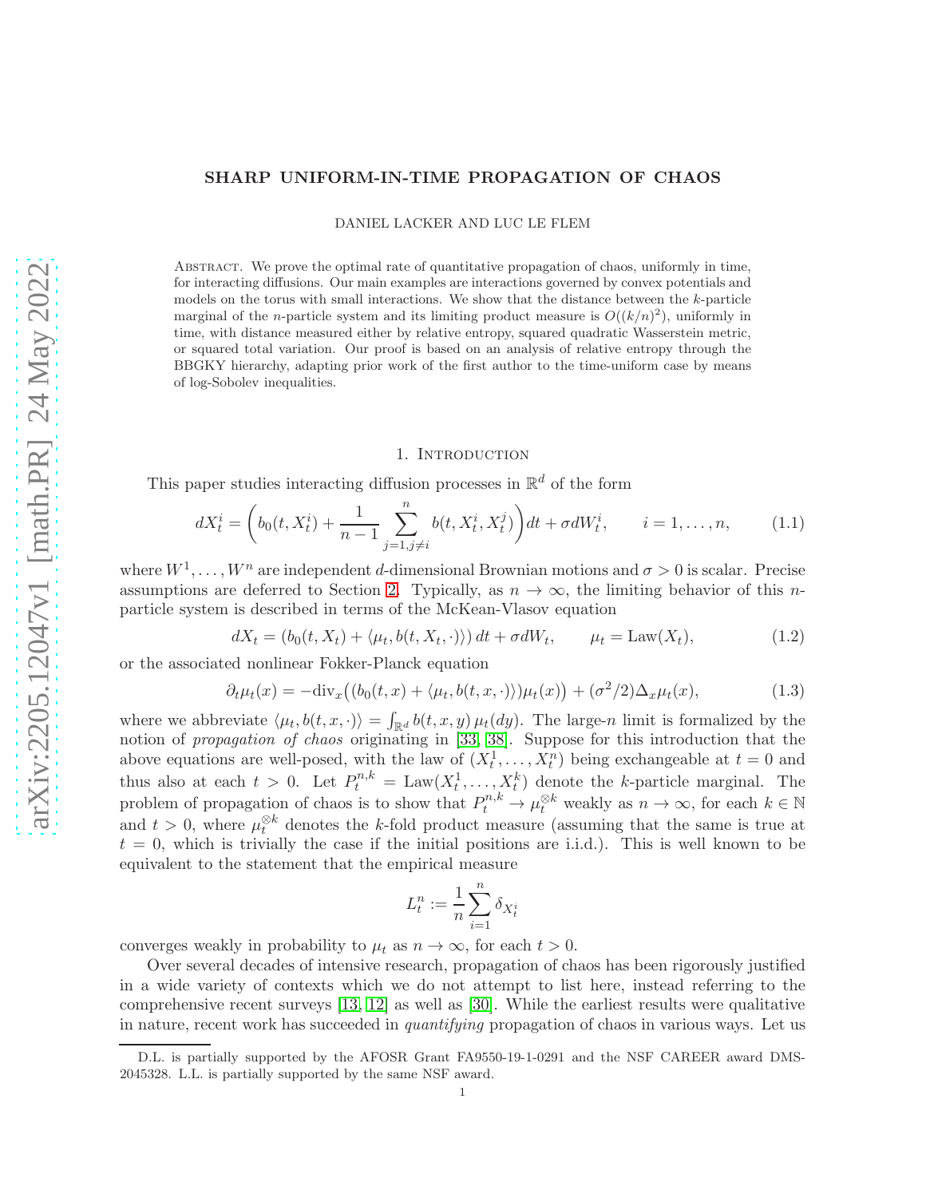# SHARP UNIFORM-IN-TIME PROPAGATION OF CHAOS

DANIEL LACKER AND LUC LE FLEM

Abstract. We prove the optimal rate of quantitative propagation of chaos, uniformly in time, for interacting diffusions. Our main examples are interactions governed by convex potentials and models on the torus with small interactions. We show that the distance between the $k$-particle marginal of the $n$-particle system and its limiting product measure is $O((k/n)^2)$, uniformly in time, with distance measured either by relative entropy, squared quadratic Wasserstein metric, or squared total variation. Our proof is based on an analysis of relative entropy through the BBGKY hierarchy, adapting prior work of the first author to the time-uniform case by means of log-Sobolev inequalities.

## 1. Introduction

This paper studies interacting diffusion processes in $\mathbb{R}^d$ of the form

$$dX_t^i = \left(b_0(t, X_t^i) + \frac{1}{n-1}\sum_{j=1, j\neq i}^{n} b(t, X_t^i, X_t^j)\right)dt + \sigma dW_t^i, \qquad i = 1, \dots, n, \tag{1.1}$$

where $W^1, \dots, W^n$ are independent $d$-dimensional Brownian motions and $\sigma > 0$ is scalar. Precise assumptions are deferred to Section 2. Typically, as $n \to \infty$, the limiting behavior of this $n$-particle system is described in terms of the McKean-Vlasov equation

$$dX_t = (b_0(t, X_t) + \langle \mu_t, b(t, X_t, \cdot)\rangle)\, dt + \sigma dW_t, \qquad \mu_t = \mathrm{Law}(X_t), \tag{1.2}$$

or the associated nonlinear Fokker-Planck equation

$$\partial_t \mu_t(x) = -\mathrm{div}_x\big((b_0(t, x) + \langle \mu_t, b(t, x, \cdot)\rangle)\mu_t(x)\big) + (\sigma^2/2)\Delta_x \mu_t(x), \tag{1.3}$$

where we abbreviate $\langle \mu_t, b(t, x, \cdot)\rangle = \int_{\mathbb{R}^d} b(t, x, y)\, \mu_t(dy)$. The large-$n$ limit is formalized by the notion of *propagation of chaos* originating in [33, 38]. Suppose for this introduction that the above equations are well-posed, with the law of $(X_t^1, \dots, X_t^n)$ being exchangeable at $t = 0$ and thus also at each $t > 0$. Let $P_t^{n,k} = \mathrm{Law}(X_t^1, \dots, X_t^k)$ denote the $k$-particle marginal. The problem of propagation of chaos is to show that $P_t^{n,k} \to \mu_t^{\otimes k}$ weakly as $n \to \infty$, for each $k \in \mathbb{N}$ and $t > 0$, where $\mu_t^{\otimes k}$ denotes the $k$-fold product measure (assuming that the same is true at $t = 0$, which is trivially the case if the initial positions are i.i.d.). This is well known to be equivalent to the statement that the empirical measure

$$L_t^n := \frac{1}{n}\sum_{i=1}^{n} \delta_{X_t^i}$$

converges weakly in probability to $\mu_t$ as $n \to \infty$, for each $t > 0$.

Over several decades of intensive research, propagation of chaos has been rigorously justified in a wide variety of contexts which we do not attempt to list here, instead referring to the comprehensive recent surveys [13, 12] as well as [30]. While the earliest results were qualitative in nature, recent work has succeeded in *quantifying* propagation of chaos in various ways. Let us

D.L. is partially supported by the AFOSR Grant FA9550-19-1-0291 and the NSF CAREER award DMS-2045328. L.L. is partially supported by the same NSF award.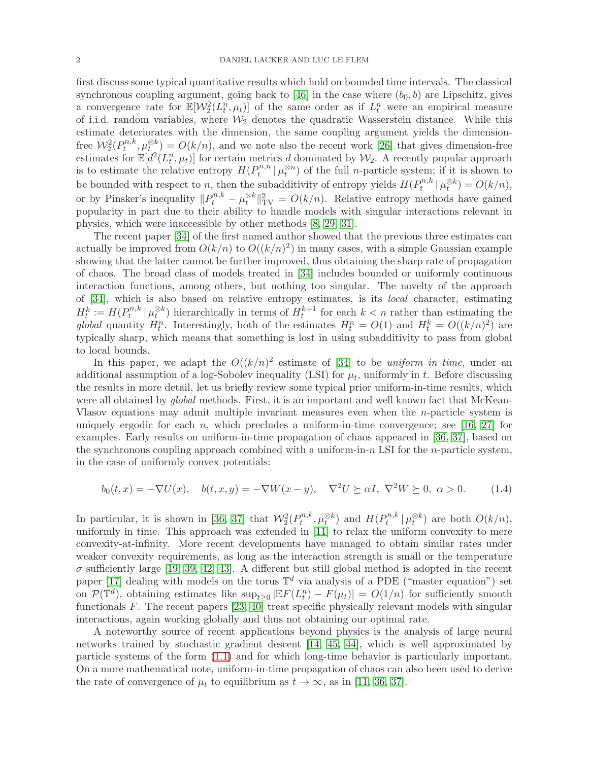first discuss some typical quantitative results which hold on bounded time intervals. The classical synchronous coupling argument, going back to [46] in the case where $(b_0, b)$ are Lipschitz, gives a convergence rate for $\mathbb{E}[\mathcal{W}_2^2(L_t^n, \mu_t)]$ of the same order as if $L_t^n$ were an empirical measure of i.i.d. random variables, where $\mathcal{W}_2$ denotes the quadratic Wasserstein distance. While this estimate deteriorates with the dimension, the same coupling argument yields the dimension-free $\mathcal{W}_2^2(P_t^{n,k}, \mu_t^{\otimes k}) = O(k/n)$, and we note also the recent work [26] that gives dimension-free estimates for $\mathbb{E}[d^2(L_t^n, \mu_t)]$ for certain metrics $d$ dominated by $\mathcal{W}_2$. A recently popular approach is to estimate the relative entropy $H(P_t^{n,n} \,|\, \mu_t^{\otimes n})$ of the full $n$-particle system; if it is shown to be bounded with respect to $n$, then the subadditivity of entropy yields $H(P_t^{n,k} \,|\, \mu_t^{\otimes k}) = O(k/n)$, or by Pinsker's inequality $\|P_t^{n,k} - \mu_t^{\otimes k}\|_{\mathrm{TV}}^2 = O(k/n)$. Relative entropy methods have gained popularity in part due to their ability to handle models with singular interactions relevant in physics, which were inaccessible by other methods [8, 29, 31].

The recent paper [34] of the first named author showed that the previous three estimates can actually be improved from $O(k/n)$ to $O((k/n)^2)$ in many cases, with a simple Gaussian example showing that the latter cannot be further improved, thus obtaining the sharp rate of propagation of chaos. The broad class of models treated in [34] includes bounded or uniformly continuous interaction functions, among others, but nothing too singular. The novelty of the approach of [34], which is also based on relative entropy estimates, is its *local* character, estimating $H_t^k := H(P_t^{n,k} \,|\, \mu_t^{\otimes k})$ hierarchically in terms of $H_t^{k+1}$ for each $k < n$ rather than estimating the *global* quantity $H_t^n$. Interestingly, both of the estimates $H_t^n = O(1)$ and $H_t^k = O((k/n)^2)$ are typically sharp, which means that something is lost in using subadditivity to pass from global to local bounds.

In this paper, we adapt the $O((k/n)^2$ estimate of [34] to be *uniform in time*, under an additional assumption of a log-Sobolev inequality (LSI) for $\mu_t$, uniformly in $t$. Before discussing the results in more detail, let us briefly review some typical prior uniform-in-time results, which were all obtained by *global* methods. First, it is an important and well known fact that McKean-Vlasov equations may admit multiple invariant measures even when the $n$-particle system is uniquely ergodic for each $n$, which precludes a uniform-in-time convergence; see [16, 27] for examples. Early results on uniform-in-time propagation of chaos appeared in [36, 37], based on the synchronous coupling approach combined with a uniform-in-$n$ LSI for the $n$-particle system, in the case of uniformly convex potentials:

$$b_0(t, x) = -\nabla U(x), \quad b(t, x, y) = -\nabla W(x - y), \quad \nabla^2 U \succeq \alpha I, \ \nabla^2 W \succeq 0, \ \alpha > 0. \tag{1.4}$$

In particular, it is shown in [36, 37] that $\mathcal{W}_2^2(P_t^{n,k}, \mu_t^{\otimes k})$ and $H(P_t^{n,k} \,|\, \mu_t^{\otimes k})$ are both $O(k/n)$, uniformly in time. This approach was extended in [11] to relax the uniform convexity to mere convexity-at-infinity. More recent developments have managed to obtain similar rates under weaker convexity requirements, as long as the interaction strength is small or the temperature $\sigma$ sufficiently large [19, 39, 42, 43]. A different but still global method is adopted in the recent paper [17] dealing with models on the torus $\mathbb{T}^d$ via analysis of a PDE ("master equation") set on $\mathcal{P}(\mathbb{T}^d)$, obtaining estimates like $\sup_{t \ge 0} |\mathbb{E}F(L_t^n) - F(\mu_t)| = O(1/n)$ for sufficiently smooth functionals $F$. The recent papers [23, 40] treat specific physically relevant models with singular interactions, again working globally and thus not obtaining our optimal rate.

A noteworthy source of recent applications beyond physics is the analysis of large neural networks trained by stochastic gradient descent [14, 45, 44], which is well approximated by particle systems of the form (1.1) and for which long-time behavior is particularly important. On a more mathematical note, uniform-in-time propagation of chaos can also been used to derive the rate of convergence of $\mu_t$ to equilibrium as $t \to \infty$, as in [11, 36, 37].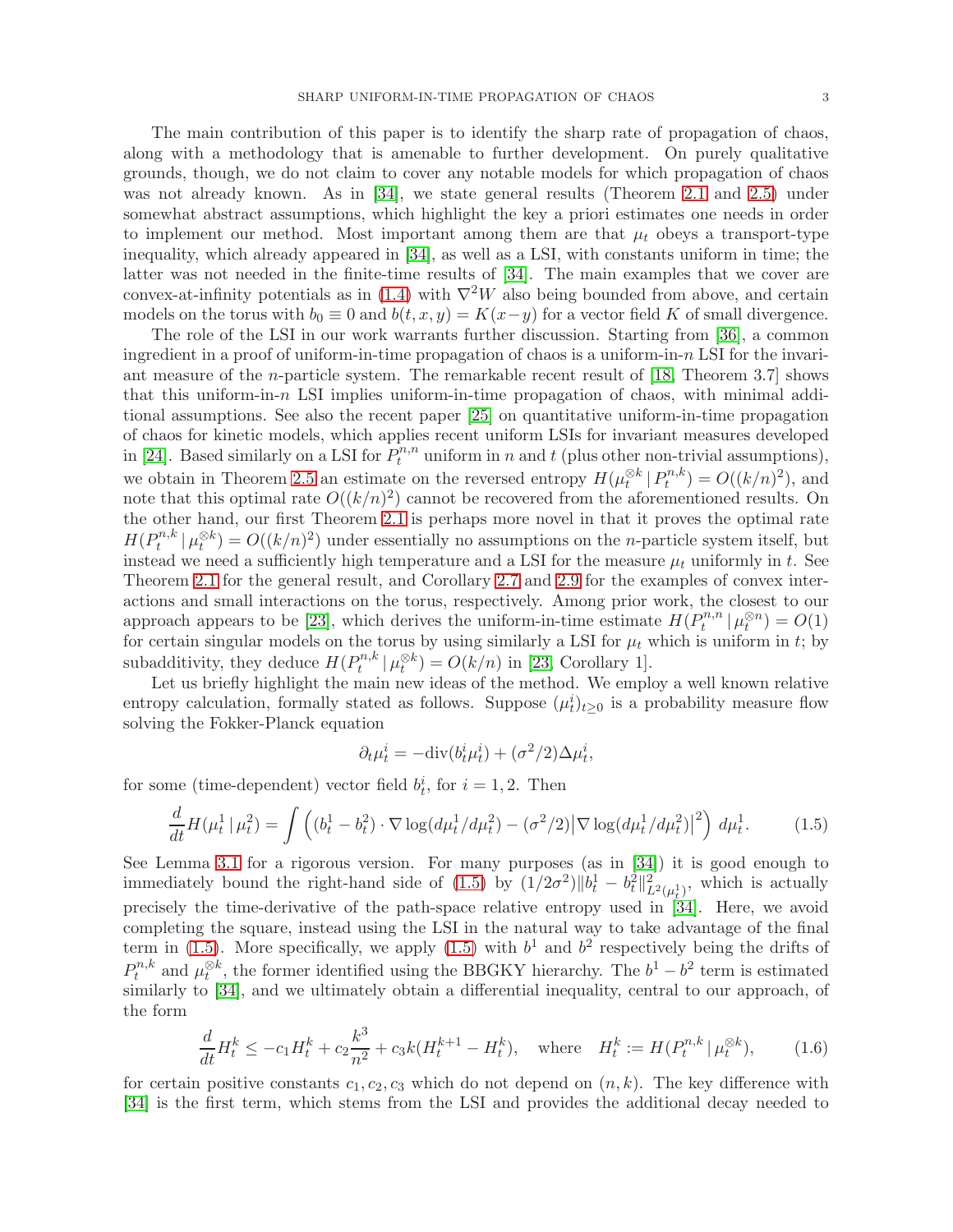The main contribution of this paper is to identify the sharp rate of propagation of chaos, along with a methodology that is amenable to further development. On purely qualitative grounds, though, we do not claim to cover any notable models for which propagation of chaos was not already known. As in [34], we state general results (Theorem 2.1 and 2.5) under somewhat abstract assumptions, which highlight the key a priori estimates one needs in order to implement our method. Most important among them are that $\mu_t$ obeys a transport-type inequality, which already appeared in [34], as well as a LSI, with constants uniform in time; the latter was not needed in the finite-time results of [34]. The main examples that we cover are convex-at-infinity potentials as in (1.4) with $\nabla^2 W$ also being bounded from above, and certain models on the torus with $b_0 \equiv 0$ and $b(t, x, y) = K(x-y)$ for a vector field $K$ of small divergence.

The role of the LSI in our work warrants further discussion. Starting from [36], a common ingredient in a proof of uniform-in-time propagation of chaos is a uniform-in-$n$ LSI for the invariant measure of the $n$-particle system. The remarkable recent result of [18, Theorem 3.7] shows that this uniform-in-$n$ LSI implies uniform-in-time propagation of chaos, with minimal additional assumptions. See also the recent paper [25] on quantitative uniform-in-time propagation of chaos for kinetic models, which applies recent uniform LSIs for invariant measures developed in [24]. Based similarly on a LSI for $P^{n,n}_t$ uniform in $n$ and $t$ (plus other non-trivial assumptions), we obtain in Theorem 2.5 an estimate on the reversed entropy $H(\mu^{\otimes k}_t \,|\, P^{n,k}_t) = O((k/n)^2)$, and note that this optimal rate $O((k/n)^2)$ cannot be recovered from the aforementioned results. On the other hand, our first Theorem 2.1 is perhaps more novel in that it proves the optimal rate $H(P^{n,k}_t \,|\, \mu^{\otimes k}_t) = O((k/n)^2)$ under essentially no assumptions on the $n$-particle system itself, but instead we need a sufficiently high temperature and a LSI for the measure $\mu_t$ uniformly in $t$. See Theorem 2.1 for the general result, and Corollary 2.7 and 2.9 for the examples of convex interactions and small interactions on the torus, respectively. Among prior work, the closest to our approach appears to be [23], which derives the uniform-in-time estimate $H(P^{n,n}_t \,|\, \mu^{\otimes n}_t) = O(1)$ for certain singular models on the torus by using similarly a LSI for $\mu_t$ which is uniform in $t$; by subadditivity, they deduce $H(P^{n,k}_t \,|\, \mu^{\otimes k}_t) = O(k/n)$ in [23, Corollary 1].

Let us briefly highlight the main new ideas of the method. We employ a well known relative entropy calculation, formally stated as follows. Suppose $(\mu^i_t)_{t\ge 0}$ is a probability measure flow solving the Fokker-Planck equation

$$\partial_t \mu^i_t = -\mathrm{div}(b^i_t \mu^i_t) + (\sigma^2/2)\Delta \mu^i_t,$$

for some (time-dependent) vector field $b^i_t$, for $i = 1, 2$. Then

$$\frac{d}{dt} H(\mu^1_t \,|\, \mu^2_t) = \int \Big( (b^1_t - b^2_t) \cdot \nabla \log(d\mu^1_t/d\mu^2_t) - (\sigma^2/2)\big|\nabla \log(d\mu^1_t/d\mu^2_t)\big|^2 \Big)\, d\mu^1_t. \tag{1.5}$$

See Lemma 3.1 for a rigorous version. For many purposes (as in [34]) it is good enough to immediately bound the right-hand side of (1.5) by $(1/2\sigma^2)\|b^1_t - b^2_t\|^2_{L^2(\mu^1_t)}$, which is actually precisely the time-derivative of the path-space relative entropy used in [34]. Here, we avoid completing the square, instead using the LSI in the natural way to take advantage of the final term in (1.5). More specifically, we apply (1.5) with $b^1$ and $b^2$ respectively being the drifts of $P^{n,k}_t$ and $\mu^{\otimes k}_t$, the former identified using the BBGKY hierarchy. The $b^1 - b^2$ term is estimated similarly to [34], and we ultimately obtain a differential inequality, central to our approach, of the form

$$\frac{d}{dt} H^k_t \le -c_1 H^k_t + c_2 \frac{k^3}{n^2} + c_3 k (H^{k+1}_t - H^k_t), \quad \text{where} \quad H^k_t := H(P^{n,k}_t \,|\, \mu^{\otimes k}_t), \tag{1.6}$$

for certain positive constants $c_1, c_2, c_3$ which do not depend on $(n, k)$. The key difference with [34] is the first term, which stems from the LSI and provides the additional decay needed to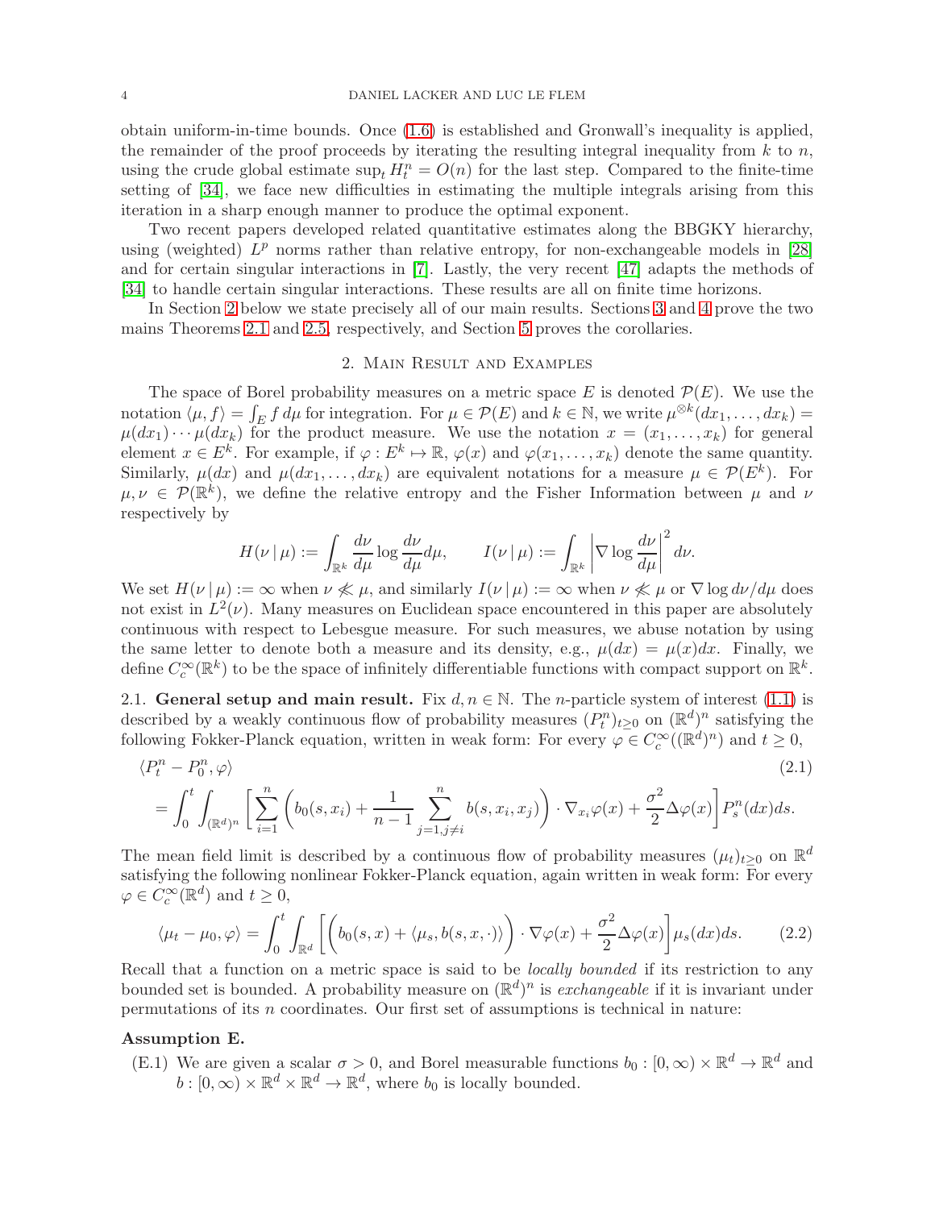obtain uniform-in-time bounds. Once (1.6) is established and Gronwall's inequality is applied, the remainder of the proof proceeds by iterating the resulting integral inequality from $k$ to $n$, using the crude global estimate $\sup_t H^n_t = O(n)$ for the last step. Compared to the finite-time setting of [34], we face new difficulties in estimating the multiple integrals arising from this iteration in a sharp enough manner to produce the optimal exponent.

Two recent papers developed related quantitative estimates along the BBGKY hierarchy, using (weighted) $L^p$ norms rather than relative entropy, for non-exchangeable models in [28] and for certain singular interactions in [7]. Lastly, the very recent [47] adapts the methods of [34] to handle certain singular interactions. These results are all on finite time horizons.

In Section 2 below we state precisely all of our main results. Sections 3 and 4 prove the two mains Theorems 2.1 and 2.5, respectively, and Section 5 proves the corollaries.

## 2. Main Result and Examples

The space of Borel probability measures on a metric space $E$ is denoted $\mathcal{P}(E)$. We use the notation $\langle \mu, f\rangle = \int_E f\, d\mu$ for integration. For $\mu \in \mathcal{P}(E)$ and $k \in \mathbb{N}$, we write $\mu^{\otimes k}(dx_1, \ldots, dx_k) = \mu(dx_1)\cdots\mu(dx_k)$ for the product measure. We use the notation $x = (x_1, \ldots, x_k)$ for general element $x \in E^k$. For example, if $\varphi : E^k \mapsto \mathbb{R}$, $\varphi(x)$ and $\varphi(x_1, \ldots, x_k)$ denote the same quantity. Similarly, $\mu(dx)$ and $\mu(dx_1, \ldots, dx_k)$ are equivalent notations for a measure $\mu \in \mathcal{P}(E^k)$. For $\mu, \nu \in \mathcal{P}(\mathbb{R}^k)$, we define the relative entropy and the Fisher Information between $\mu$ and $\nu$ respectively by

$$H(\nu \,|\, \mu) := \int_{\mathbb{R}^k} \frac{d\nu}{d\mu} \log \frac{d\nu}{d\mu} d\mu, \qquad I(\nu \,|\, \mu) := \int_{\mathbb{R}^k} \left| \nabla \log \frac{d\nu}{d\mu}\right|^2 d\nu.$$

We set $H(\nu \,|\, \mu) := \infty$ when $\nu \not\ll \mu$, and similarly $I(\nu \,|\, \mu) := \infty$ when $\nu \not\ll \mu$ or $\nabla \log d\nu/d\mu$ does not exist in $L^2(\nu)$. Many measures on Euclidean space encountered in this paper are absolutely continuous with respect to Lebesgue measure. For such measures, we abuse notation by using the same letter to denote both a measure and its density, e.g., $\mu(dx) = \mu(x)dx$. Finally, we define $C_c^\infty(\mathbb{R}^k)$ to be the space of infinitely differentiable functions with compact support on $\mathbb{R}^k$.

### 2.1. General setup and main result.

Fix $d, n \in \mathbb{N}$. The $n$-particle system of interest (1.1) is described by a weakly continuous flow of probability measures $(P^n_t)_{t\ge 0}$ on $(\mathbb{R}^d)^n$ satisfying the following Fokker-Planck equation, written in weak form: For every $\varphi \in C_c^\infty((\mathbb{R}^d)^n)$ and $t \ge 0$,

$$\begin{aligned}\langle P^n_t - P^n_0, \varphi\rangle \qquad\qquad\qquad\qquad\qquad\qquad\qquad\qquad\qquad\qquad\qquad\qquad (2.1)\\ = \int_0^t \int_{(\mathbb{R}^d)^n} \left[\sum_{i=1}^n \left( b_0(s, x_i) + \frac{1}{n-1}\sum_{j=1, j\neq i}^n b(s, x_i, x_j)\right)\cdot \nabla_{x_i}\varphi(x) + \frac{\sigma^2}{2}\Delta\varphi(x)\right] P^n_s(dx)ds.\end{aligned}$$

The mean field limit is described by a continuous flow of probability measures $(\mu_t)_{t\ge0}$ on $\mathbb{R}^d$ satisfying the following nonlinear Fokker-Planck equation, again written in weak form: For every $\varphi \in C_c^\infty(\mathbb{R}^d)$ and $t \ge 0$,

$$\langle \mu_t - \mu_0, \varphi\rangle = \int_0^t \int_{\mathbb{R}^d} \left[\Big( b_0(s,x) + \langle \mu_s, b(s,x,\cdot)\rangle\Big)\cdot\nabla\varphi(x) + \frac{\sigma^2}{2}\Delta\varphi(x)\right]\mu_s(dx)ds. \qquad (2.2)$$

Recall that a function on a metric space is said to be *locally bounded* if its restriction to any bounded set is bounded. A probability measure on $(\mathbb{R}^d)^n$ is *exchangeable* if it is invariant under permutations of its $n$ coordinates. Our first set of assumptions is technical in nature:

**Assumption E.**

(E.1) We are given a scalar $\sigma > 0$, and Borel measurable functions $b_0 : [0,\infty)\times\mathbb{R}^d \to \mathbb{R}^d$ and $b : [0,\infty)\times\mathbb{R}^d\times\mathbb{R}^d \to \mathbb{R}^d$, where $b_0$ is locally bounded.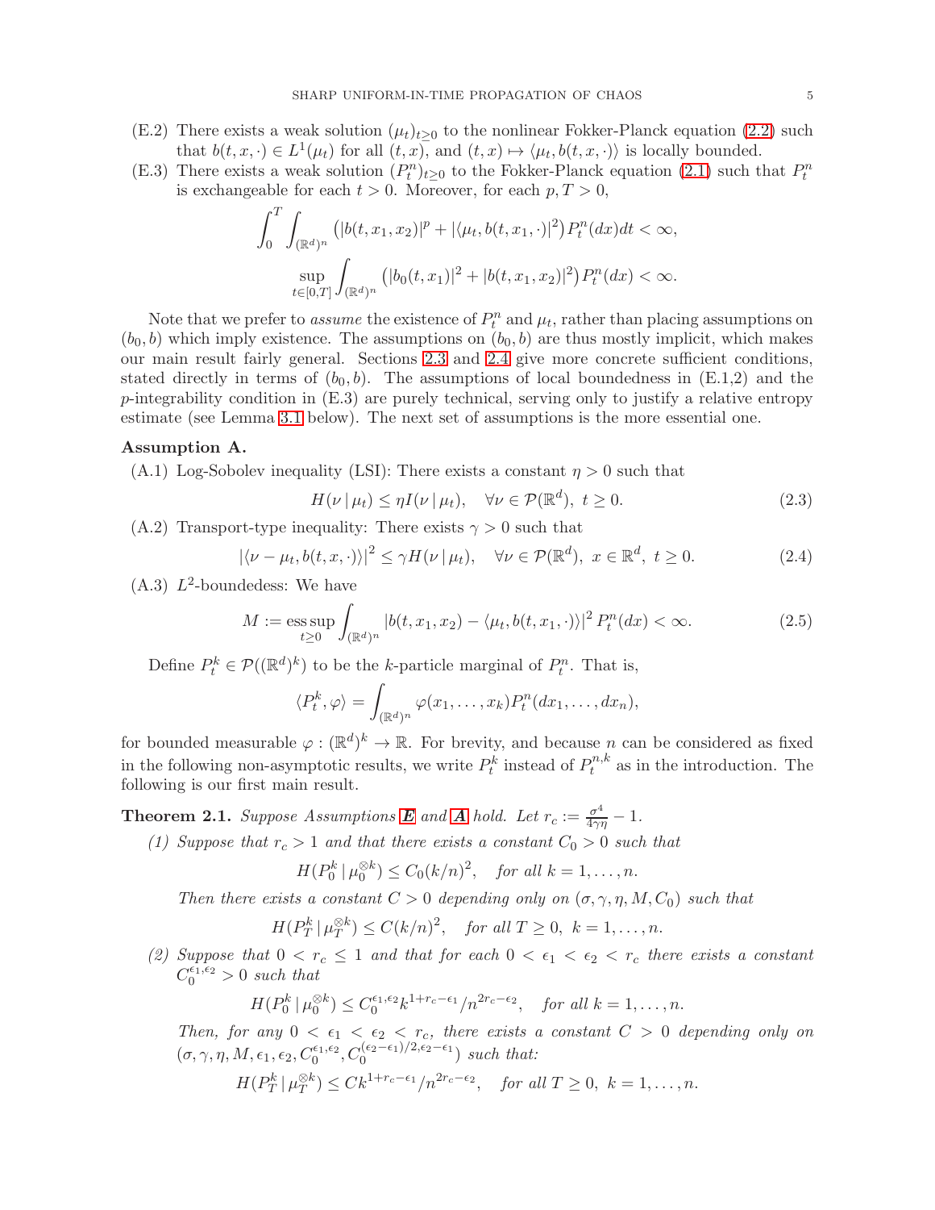- (E.2) There exists a weak solution $(\mu_t)_{t\ge 0}$ to the nonlinear Fokker-Planck equation (2.2) such that $b(t,x,\cdot)\in L^1(\mu_t)$ for all $(t,x)$, and $(t,x)\mapsto \langle \mu_t, b(t,x,\cdot)\rangle$ is locally bounded.
- (E.3) There exists a weak solution $(P^n_t)_{t\ge 0}$ to the Fokker-Planck equation (2.1) such that $P^n_t$ is exchangeable for each $t>0$. Moreover, for each $p,T>0$,

$$\int_0^T \int_{(\mathbb{R}^d)^n} \big(|b(t,x_1,x_2)|^p + |\langle \mu_t, b(t,x_1,\cdot)\rangle|^2\big) P^n_t(dx)dt < \infty,$$

$$\sup_{t\in[0,T]} \int_{(\mathbb{R}^d)^n} \big(|b_0(t,x_1)|^2 + |b(t,x_1,x_2)|^2\big) P^n_t(dx) < \infty.$$

Note that we prefer to *assume* the existence of $P^n_t$ and $\mu_t$, rather than placing assumptions on $(b_0,b)$ which imply existence. The assumptions on $(b_0,b)$ are thus mostly implicit, which makes our main result fairly general. Sections 2.3 and 2.4 give more concrete sufficient conditions, stated directly in terms of $(b_0,b)$. The assumptions of local boundedness in (E.1,2) and the $p$-integrability condition in (E.3) are purely technical, serving only to justify a relative entropy estimate (see Lemma 3.1 below). The next set of assumptions is the more essential one.

**Assumption A.**

- (A.1) Log-Sobolev inequality (LSI): There exists a constant $\eta>0$ such that

$$H(\nu\,|\,\mu_t) \le \eta I(\nu\,|\,\mu_t), \quad \forall \nu\in\mathcal{P}(\mathbb{R}^d),\ t\ge 0. \tag{2.3}$$

- (A.2) Transport-type inequality: There exists $\gamma>0$ such that

$$|\langle \nu-\mu_t, b(t,x,\cdot)\rangle|^2 \le \gamma H(\nu\,|\,\mu_t), \quad \forall \nu\in\mathcal{P}(\mathbb{R}^d),\ x\in\mathbb{R}^d,\ t\ge 0. \tag{2.4}$$

- (A.3) $L^2$-boundedess: We have

$$M := \operatorname*{ess\,sup}_{t\ge 0} \int_{(\mathbb{R}^d)^n} |b(t,x_1,x_2) - \langle \mu_t, b(t,x_1,\cdot)\rangle|^2\, P^n_t(dx) < \infty. \tag{2.5}$$

Define $P^k_t\in\mathcal{P}((\mathbb{R}^d)^k)$ to be the $k$-particle marginal of $P^n_t$. That is,

$$\langle P^k_t, \varphi\rangle = \int_{(\mathbb{R}^d)^n} \varphi(x_1,\dots,x_k) P^n_t(dx_1,\dots,dx_n),$$

for bounded measurable $\varphi:(\mathbb{R}^d)^k\to\mathbb{R}$. For brevity, and because $n$ can be considered as fixed in the following non-asymptotic results, we write $P^k_t$ instead of $P^{n,k}_t$ as in the introduction. The following is our first main result.

**Theorem 2.1.** *Suppose Assumptions **E** and **A** hold. Let $r_c := \frac{\sigma^4}{4\gamma\eta}-1$.*

*(1) Suppose that $r_c>1$ and that there exists a constant $C_0>0$ such that*

$$H(P^k_0\,|\,\mu_0^{\otimes k}) \le C_0(k/n)^2, \quad \textit{for all } k=1,\dots,n.$$

*Then there exists a constant $C>0$ depending only on $(\sigma,\gamma,\eta,M,C_0)$ such that*

$$H(P^k_T\,|\,\mu_T^{\otimes k}) \le C(k/n)^2, \quad \textit{for all } T\ge 0,\ k=1,\dots,n.$$

*(2) Suppose that $0<r_c\le 1$ and that for each $0<\epsilon_1<\epsilon_2<r_c$ there exists a constant $C_0^{\epsilon_1,\epsilon_2}>0$ such that*

$$H(P^k_0\,|\,\mu_0^{\otimes k}) \le C_0^{\epsilon_1,\epsilon_2} k^{1+r_c-\epsilon_1}/n^{2r_c-\epsilon_2}, \quad \textit{for all } k=1,\dots,n.$$

*Then, for any $0<\epsilon_1<\epsilon_2<r_c$, there exists a constant $C>0$ depending only on $(\sigma,\gamma,\eta,M,\epsilon_1,\epsilon_2,C_0^{\epsilon_1,\epsilon_2},C_0^{(\epsilon_2-\epsilon_1)/2,\epsilon_2-\epsilon_1})$ such that:*

$$H(P^k_T\,|\,\mu_T^{\otimes k}) \le C k^{1+r_c-\epsilon_1}/n^{2r_c-\epsilon_2}, \quad \textit{for all } T\ge 0,\ k=1,\dots,n.$$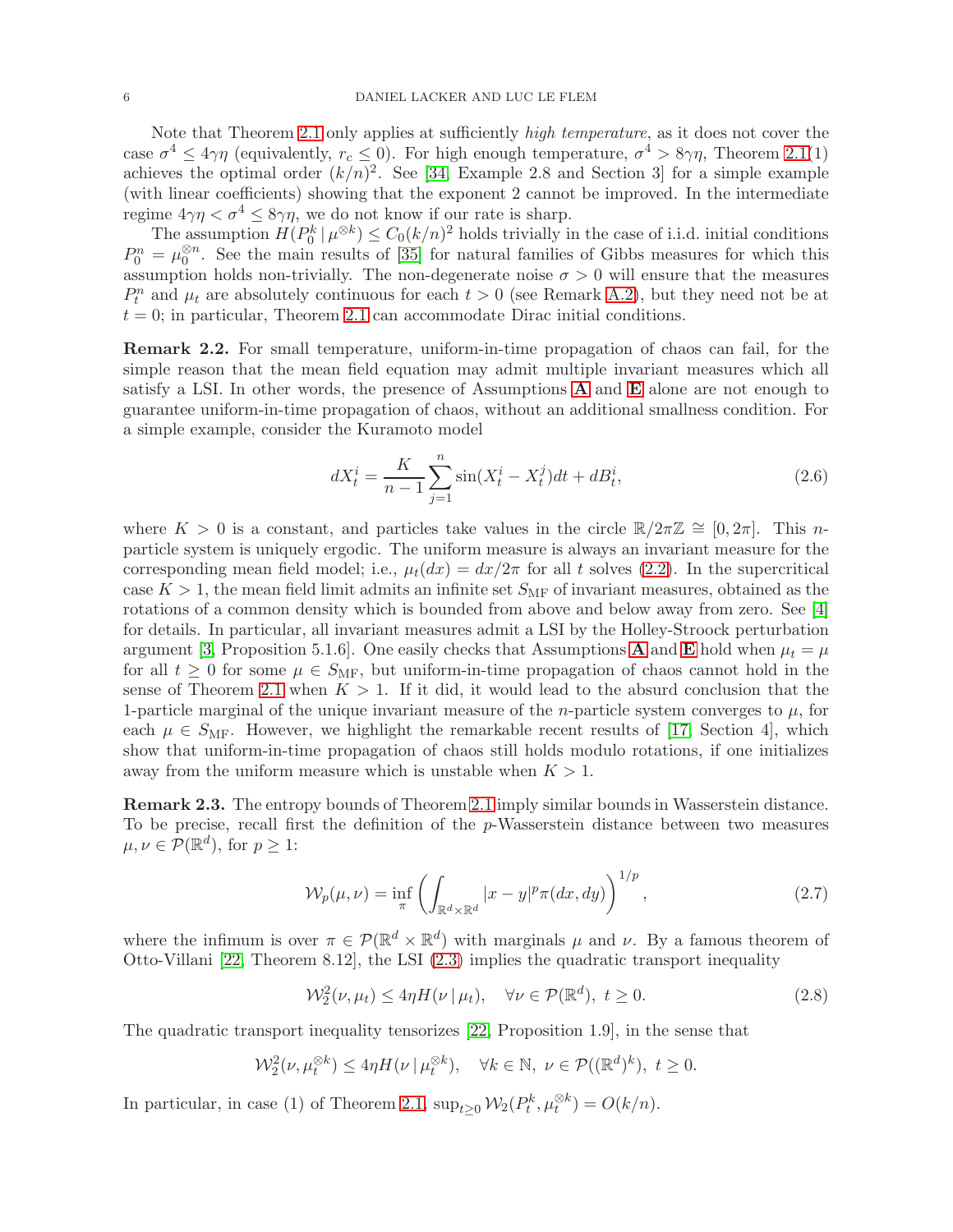Note that Theorem 2.1 only applies at sufficiently *high temperature*, as it does not cover the case $\sigma^4 \le 4\gamma\eta$ (equivalently, $r_c \le 0$). For high enough temperature, $\sigma^4 > 8\gamma\eta$, Theorem 2.1(1) achieves the optimal order $(k/n)^2$. See [34, Example 2.8 and Section 3] for a simple example (with linear coefficients) showing that the exponent 2 cannot be improved. In the intermediate regime $4\gamma\eta < \sigma^4 \le 8\gamma\eta$, we do not know if our rate is sharp.

The assumption $H(P_0^k \,|\, \mu^{\otimes k}) \le C_0(k/n)^2$ holds trivially in the case of i.i.d. initial conditions $P_0^n = \mu_0^{\otimes n}$. See the main results of [35] for natural families of Gibbs measures for which this assumption holds non-trivially. The non-degenerate noise $\sigma > 0$ will ensure that the measures $P_t^n$ and $\mu_t$ are absolutely continuous for each $t > 0$ (see Remark A.2), but they need not be at $t = 0$; in particular, Theorem 2.1 can accommodate Dirac initial conditions.

**Remark 2.2.** For small temperature, uniform-in-time propagation of chaos can fail, for the simple reason that the mean field equation may admit multiple invariant measures which all satisfy a LSI. In other words, the presence of Assumptions **A** and **E** alone are not enough to guarantee uniform-in-time propagation of chaos, without an additional smallness condition. For a simple example, consider the Kuramoto model

$$dX_t^i = \frac{K}{n-1}\sum_{j=1}^n \sin(X_t^i - X_t^j)dt + dB_t^i, \tag{2.6}$$

where $K > 0$ is a constant, and particles take values in the circle $\mathbb{R}/2\pi\mathbb{Z} \cong [0, 2\pi]$. This $n$-particle system is uniquely ergodic. The uniform measure is always an invariant measure for the corresponding mean field model; i.e., $\mu_t(dx) = dx/2\pi$ for all $t$ solves (2.2). In the supercritical case $K > 1$, the mean field limit admits an infinite set $S_{\mathrm{MF}}$ of invariant measures, obtained as the rotations of a common density which is bounded from above and below away from zero. See [4] for details. In particular, all invariant measures admit a LSI by the Holley-Stroock perturbation argument [3, Proposition 5.1.6]. One easily checks that Assumptions **A** and **E** hold when $\mu_t = \mu$ for all $t \ge 0$ for some $\mu \in S_{\mathrm{MF}}$, but uniform-in-time propagation of chaos cannot hold in the sense of Theorem 2.1 when $K > 1$. If it did, it would lead to the absurd conclusion that the 1-particle marginal of the unique invariant measure of the $n$-particle system converges to $\mu$, for each $\mu \in S_{\mathrm{MF}}$. However, we highlight the remarkable recent results of [17, Section 4], which show that uniform-in-time propagation of chaos still holds modulo rotations, if one initializes away from the uniform measure which is unstable when $K > 1$.

**Remark 2.3.** The entropy bounds of Theorem 2.1 imply similar bounds in Wasserstein distance. To be precise, recall first the definition of the $p$-Wasserstein distance between two measures $\mu, \nu \in \mathcal{P}(\mathbb{R}^d)$, for $p \ge 1$:

$$\mathcal{W}_p(\mu, \nu) = \inf_\pi \left( \int_{\mathbb{R}^d \times \mathbb{R}^d} |x - y|^p \pi(dx, dy) \right)^{1/p}, \tag{2.7}$$

where the infimum is over $\pi \in \mathcal{P}(\mathbb{R}^d \times \mathbb{R}^d)$ with marginals $\mu$ and $\nu$. By a famous theorem of Otto-Villani [22, Theorem 8.12], the LSI (2.3) implies the quadratic transport inequality

$$\mathcal{W}_2^2(\nu, \mu_t) \le 4\eta H(\nu \,|\, \mu_t), \quad \forall \nu \in \mathcal{P}(\mathbb{R}^d),\ t \ge 0. \tag{2.8}$$

The quadratic transport inequality tensorizes [22, Proposition 1.9], in the sense that

$$\mathcal{W}_2^2(\nu, \mu_t^{\otimes k}) \le 4\eta H(\nu \,|\, \mu_t^{\otimes k}), \quad \forall k \in \mathbb{N},\ \nu \in \mathcal{P}((\mathbb{R}^d)^k),\ t \ge 0.$$

In particular, in case (1) of Theorem 2.1, $\sup_{t \ge 0} \mathcal{W}_2(P_t^k, \mu_t^{\otimes k}) = O(k/n)$.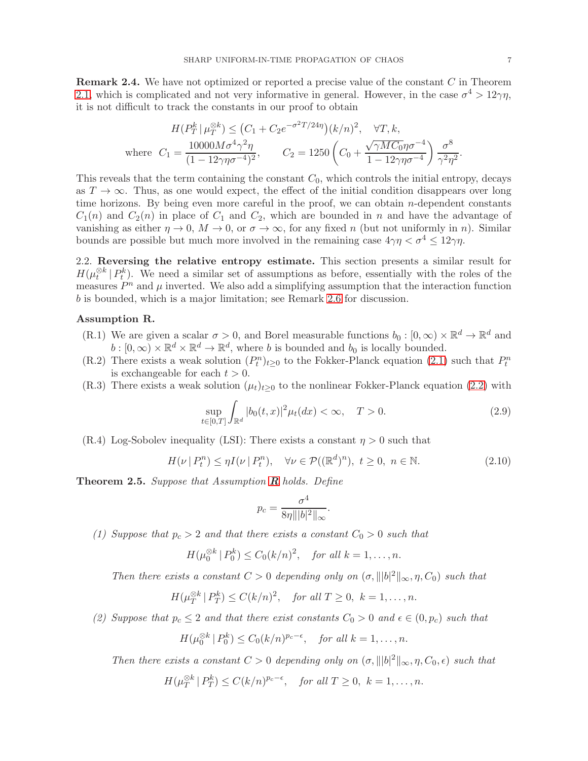**Remark 2.4.** We have not optimized or reported a precise value of the constant $C$ in Theorem 2.1, which is complicated and not very informative in general. However, in the case $\sigma^4 > 12\gamma\eta$, it is not difficult to track the constants in our proof to obtain

$$H(P_T^k \,|\, \mu_T^{\otimes k}) \le \big(C_1 + C_2 e^{-\sigma^2 T/24\eta}\big)(k/n)^2, \quad \forall T, k,$$

$$\text{where} \quad C_1 = \frac{10000 M\sigma^4\gamma^2\eta}{(1-12\gamma\eta\sigma^{-4})^2}, \qquad C_2 = 1250\left(C_0 + \frac{\sqrt{\gamma M C_0}\,\eta\sigma^{-4}}{1-12\gamma\eta\sigma^{-4}}\right)\frac{\sigma^8}{\gamma^2\eta^2}.$$

This reveals that the term containing the constant $C_0$, which controls the initial entropy, decays as $T \to \infty$. Thus, as one would expect, the effect of the initial condition disappears over long time horizons. By being even more careful in the proof, we can obtain $n$-dependent constants $C_1(n)$ and $C_2(n)$ in place of $C_1$ and $C_2$, which are bounded in $n$ and have the advantage of vanishing as either $\eta \to 0$, $M \to 0$, or $\sigma \to \infty$, for any fixed $n$ (but not uniformly in $n$). Similar bounds are possible but much more involved in the remaining case $4\gamma\eta < \sigma^4 \le 12\gamma\eta$.

2.2. **Reversing the relative entropy estimate.** This section presents a similar result for $H(\mu_t^{\otimes k} \,|\, P_t^k)$. We need a similar set of assumptions as before, essentially with the roles of the measures $P^n$ and $\mu$ inverted. We also add a simplifying assumption that the interaction function $b$ is bounded, which is a major limitation; see Remark 2.6 for discussion.

**Assumption R.**

(R.1) We are given a scalar $\sigma > 0$, and Borel measurable functions $b_0 : [0,\infty) \times \mathbb{R}^d \to \mathbb{R}^d$ and $b : [0,\infty) \times \mathbb{R}^d \times \mathbb{R}^d \to \mathbb{R}^d$, where $b$ is bounded and $b_0$ is locally bounded.

(R.2) There exists a weak solution $(P_t^n)_{t\ge 0}$ to the Fokker-Planck equation (2.1) such that $P_t^n$ is exchangeable for each $t > 0$.

(R.3) There exists a weak solution $(\mu_t)_{t\ge0}$ to the nonlinear Fokker-Planck equation (2.2) with

$$\sup_{t\in[0,T]} \int_{\mathbb{R}^d} |b_0(t,x)|^2 \mu_t(dx) < \infty, \quad T > 0. \tag{2.9}$$

(R.4) Log-Sobolev inequality (LSI): There exists a constant $\eta > 0$ such that

$$H(\nu \,|\, P_t^n) \le \eta I(\nu \,|\, P_t^n), \quad \forall \nu \in \mathcal{P}((\mathbb{R}^d)^n),\ t \ge 0,\ n \in \mathbb{N}. \tag{2.10}$$

**Theorem 2.5.** *Suppose that Assumption **R** holds. Define*

$$p_c = \frac{\sigma^4}{8\eta \||b|^2\|_\infty}.$$

*(1) Suppose that $p_c > 2$ and that there exists a constant $C_0 > 0$ such that*

$$H(\mu_0^{\otimes k} \,|\, P_0^k) \le C_0 (k/n)^2, \quad \text{for all } k = 1,\dots,n.$$

*Then there exists a constant $C > 0$ depending only on $(\sigma, \||b|^2\|_\infty, \eta, C_0)$ such that*

$$H(\mu_T^{\otimes k} \,|\, P_T^k) \le C(k/n)^2, \quad \text{for all } T \ge 0,\ k = 1,\dots,n.$$

*(2) Suppose that $p_c \le 2$ and that there exist constants $C_0 > 0$ and $\epsilon \in (0, p_c)$ such that*

$$H(\mu_0^{\otimes k} \,|\, P_0^k) \le C_0 (k/n)^{p_c - \epsilon}, \quad \text{for all } k = 1,\dots,n.$$

*Then there exists a constant $C > 0$ depending only on $(\sigma, \||b|^2\|_\infty, \eta, C_0, \epsilon)$ such that*

$$H(\mu_T^{\otimes k} \,|\, P_T^k) \le C(k/n)^{p_c - \epsilon}, \quad \text{for all } T \ge 0,\ k = 1,\dots,n.$$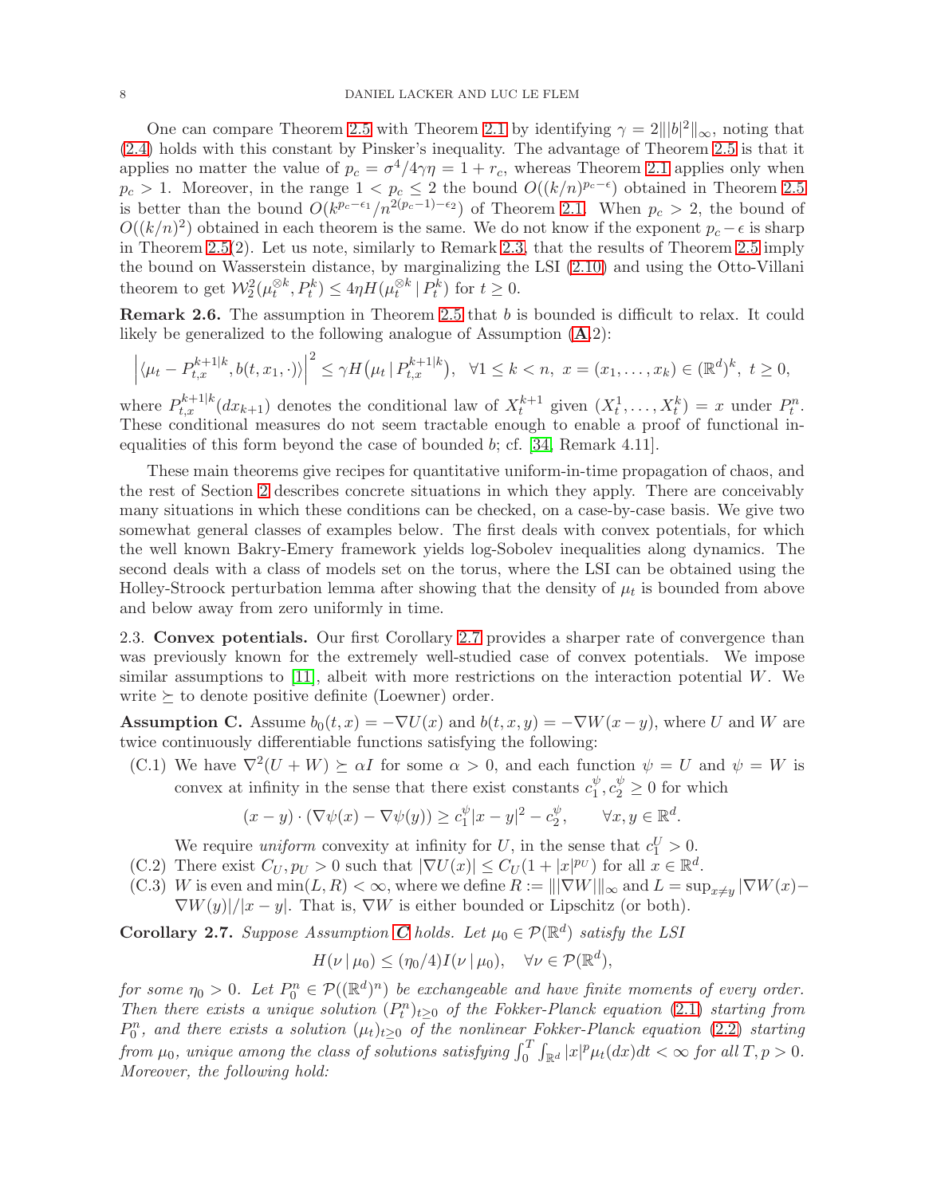One can compare Theorem 2.5 with Theorem 2.1 by identifying $\gamma = 2\||b|^2\|_\infty$, noting that (2.4) holds with this constant by Pinsker's inequality. The advantage of Theorem 2.5 is that it applies no matter the value of $p_c = \sigma^4/4\gamma\eta = 1 + r_c$, whereas Theorem 2.1 applies only when $p_c > 1$. Moreover, in the range $1 < p_c \leq 2$ the bound $O((k/n)^{p_c - \epsilon})$ obtained in Theorem 2.5 is better than the bound $O(k^{p_c - \epsilon_1}/n^{2(p_c - 1) - \epsilon_2})$ of Theorem 2.1. When $p_c > 2$, the bound of $O((k/n)^2)$ obtained in each theorem is the same. We do not know if the exponent $p_c - \epsilon$ is sharp in Theorem 2.5(2). Let us note, similarly to Remark 2.3, that the results of Theorem 2.5 imply the bound on Wasserstein distance, by marginalizing the LSI (2.10) and using the Otto-Villani theorem to get $\mathcal{W}_2^2(\mu_t^{\otimes k}, P_t^k) \leq 4\eta H(\mu_t^{\otimes k} \,|\, P_t^k)$ for $t \geq 0$.

**Remark 2.6.** The assumption in Theorem 2.5 that $b$ is bounded is difficult to relax. It could likely be generalized to the following analogue of Assumption (**A**.2):

$$\left| \langle \mu_t - P^{k+1|k}_{t,x}, b(t, x_1, \cdot) \rangle \right|^2 \leq \gamma H\big(\mu_t \,|\, P^{k+1|k}_{t,x}\big), \ \ \forall 1 \leq k < n, \ x = (x_1, \ldots, x_k) \in (\mathbb{R}^d)^k, \ t \geq 0,$$

where $P^{k+1|k}_{t,x}(dx_{k+1})$ denotes the conditional law of $X_t^{k+1}$ given $(X_t^1, \ldots, X_t^k) = x$ under $P_t^n$. These conditional measures do not seem tractable enough to enable a proof of functional inequalities of this form beyond the case of bounded $b$; cf. [34, Remark 4.11].

These main theorems give recipes for quantitative uniform-in-time propagation of chaos, and the rest of Section 2 describes concrete situations in which they apply. There are conceivably many situations in which these conditions can be checked, on a case-by-case basis. We give two somewhat general classes of examples below. The first deals with convex potentials, for which the well known Bakry-Emery framework yields log-Sobolev inequalities along dynamics. The second deals with a class of models set on the torus, where the LSI can be obtained using the Holley-Stroock perturbation lemma after showing that the density of $\mu_t$ is bounded from above and below away from zero uniformly in time.

2.3. **Convex potentials.** Our first Corollary 2.7 provides a sharper rate of convergence than was previously known for the extremely well-studied case of convex potentials. We impose similar assumptions to [11], albeit with more restrictions on the interaction potential $W$. We write $\succeq$ to denote positive definite (Loewner) order.

**Assumption C.** Assume $b_0(t, x) = -\nabla U(x)$ and $b(t, x, y) = -\nabla W(x - y)$, where $U$ and $W$ are twice continuously differentiable functions satisfying the following:

(C.1) We have $\nabla^2(U + W) \succeq \alpha I$ for some $\alpha > 0$, and each function $\psi = U$ and $\psi = W$ is convex at infinity in the sense that there exist constants $c_1^\psi, c_2^\psi \geq 0$ for which

$$(x - y) \cdot (\nabla\psi(x) - \nabla\psi(y)) \geq c_1^\psi |x - y|^2 - c_2^\psi, \qquad \forall x, y \in \mathbb{R}^d.$$

We require *uniform* convexity at infinity for $U$, in the sense that $c_1^U > 0$.

(C.2) There exist $C_U, p_U > 0$ such that $|\nabla U(x)| \leq C_U(1 + |x|^{p_U})$ for all $x \in \mathbb{R}^d$.

(C.3) $W$ is even and $\min(L, R) < \infty$, where we define $R := \||\nabla W|\|_\infty$ and $L = \sup_{x \neq y} |\nabla W(x) - \nabla W(y)|/|x - y|$. That is, $\nabla W$ is either bounded or Lipschitz (or both).

**Corollary 2.7.** *Suppose Assumption C holds. Let $\mu_0 \in \mathcal{P}(\mathbb{R}^d)$ satisfy the LSI*

$$H(\nu \,|\, \mu_0) \leq (\eta_0/4) I(\nu \,|\, \mu_0), \quad \forall \nu \in \mathcal{P}(\mathbb{R}^d),$$

*for some $\eta_0 > 0$. Let $P_0^n \in \mathcal{P}((\mathbb{R}^d)^n)$ be exchangeable and have finite moments of every order. Then there exists a unique solution $(P_t^n)_{t \geq 0}$ of the Fokker-Planck equation (2.1) starting from $P_0^n$, and there exists a solution $(\mu_t)_{t \geq 0}$ of the nonlinear Fokker-Planck equation (2.2) starting from $\mu_0$, unique among the class of solutions satisfying $\int_0^T \int_{\mathbb{R}^d} |x|^p \mu_t(dx)dt < \infty$ for all $T, p > 0$. Moreover, the following hold:*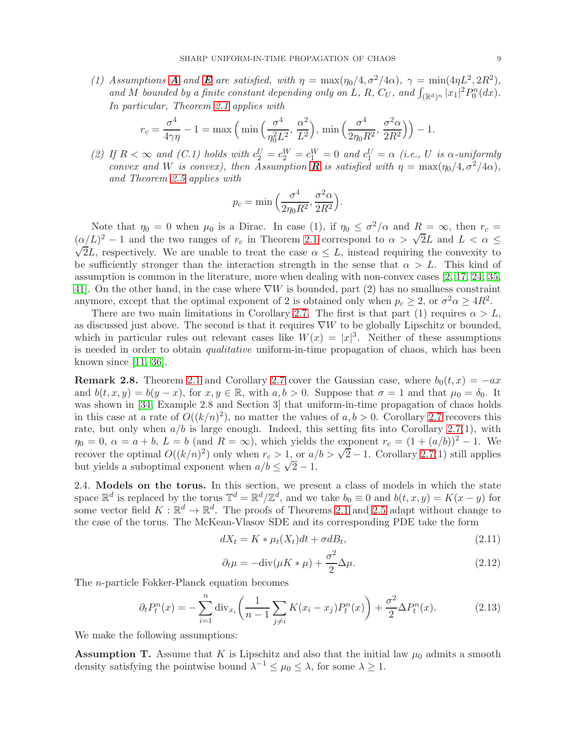(1) *Assumptions* **A** *and* **E** *are satisfied, with* $\eta = \max(\eta_0/4, \sigma^2/4\alpha)$*,* $\gamma = \min(4\eta L^2, 2R^2)$*, and* $M$ *bounded by a finite constant depending only on* $L$*,* $R$*,* $C_U$*, and* $\int_{(\mathbb{R}^d)^n} |x_1|^2 P_0^n(dx)$*. In particular, Theorem 2.1 applies with*

$$r_c = \frac{\sigma^4}{4\gamma\eta} - 1 = \max\Big(\min\Big(\frac{\sigma^4}{\eta_0^2 L^2}, \frac{\alpha^2}{L^2}\Big), \min\Big(\frac{\sigma^4}{2\eta_0 R^2}, \frac{\sigma^2\alpha}{2R^2}\Big)\Big) - 1.$$

(2) *If* $R < \infty$ *and (C.1) holds with* $c_2^U = c_2^W = c_1^W = 0$ *and* $c_1^U = \alpha$ *(i.e.,* $U$ *is* $\alpha$*-uniformly convex and* $W$ *is convex), then Assumption* **R** *is satisfied with* $\eta = \max(\eta_0/4, \sigma^2/4\alpha)$*, and Theorem 2.5 applies with*

$$p_c = \min\Big(\frac{\sigma^4}{2\eta_0 R^2}, \frac{\sigma^2\alpha}{2R^2}\Big).$$

Note that $\eta_0 = 0$ when $\mu_0$ is a Dirac. In case (1), if $\eta_0 \le \sigma^2/\alpha$ and $R = \infty$, then $r_c = (\alpha/L)^2 - 1$ and the two ranges of $r_c$ in Theorem 2.1 correspond to $\alpha > \sqrt{2}L$ and $L < \alpha \le \sqrt{2}L$, respectively. We are unable to treat the case $\alpha \le L$, instead requiring the convexity to be sufficiently stronger than the interaction strength in the sense that $\alpha > L$. This kind of assumption is common in the literature, more when dealing with non-convex cases [2, 17, 24, 35, 41]. On the other hand, in the case where $\nabla W$ is bounded, part (2) has no smallness constraint anymore, except that the optimal exponent of 2 is obtained only when $p_c \ge 2$, or $\sigma^2\alpha \ge 4R^2$.

There are two main limitations in Corollary 2.7. The first is that part (1) requires $\alpha > L$, as discussed just above. The second is that it requires $\nabla W$ to be globally Lipschitz or bounded, which in particular rules out relevant cases like $W(x) = |x|^3$. Neither of these assumptions is needed in order to obtain *qualitative* uniform-in-time propagation of chaos, which has been known since [11, 36].

**Remark 2.8.** Theorem 2.1 and Corollary 2.7 cover the Gaussian case, where $b_0(t,x) = -ax$ and $b(t,x,y) = b(y-x)$, for $x, y \in \mathbb{R}$, with $a, b > 0$. Suppose that $\sigma = 1$ and that $\mu_0 = \delta_0$. It was shown in [34, Example 2.8 and Section 3] that uniform-in-time propagation of chaos holds in this case at a rate of $O((k/n)^2)$, no matter the values of $a, b > 0$. Corollary 2.7 recovers this rate, but only when $a/b$ is large enough. Indeed, this setting fits into Corollary 2.7(1), with $\eta_0 = 0$, $\alpha = a + b$, $L = b$ (and $R = \infty$), which yields the exponent $r_c = (1 + (a/b))^2 - 1$. We recover the optimal $O((k/n)^2)$ only when $r_c > 1$, or $a/b > \sqrt{2} - 1$. Corollary 2.7(1) still applies but yields a suboptimal exponent when $a/b \le \sqrt{2} - 1$.

## 2.4. Models on the torus.

In this section, we present a class of models in which the state space $\mathbb{R}^d$ is replaced by the torus $\mathbb{T}^d = \mathbb{R}^d/\mathbb{Z}^d$, and we take $b_0 \equiv 0$ and $b(t,x,y) = K(x-y)$ for some vector field $K : \mathbb{R}^d \to \mathbb{R}^d$. The proofs of Theorems 2.1 and 2.5 adapt without change to the case of the torus. The McKean-Vlasov SDE and its corresponding PDE take the form

$$dX_t = K * \mu_t(X_t)dt + \sigma dB_t, \tag{2.11}$$

$$\partial_t \mu = -\mathrm{div}(\mu K * \mu) + \frac{\sigma^2}{2}\Delta\mu. \tag{2.12}$$

The $n$-particle Fokker-Planck equation becomes

$$\partial_t P_t^n(x) = -\sum_{i=1}^n \mathrm{div}_{x_i}\Big(\frac{1}{n-1}\sum_{j\ne i} K(x_i - x_j) P_t^n(x)\Big) + \frac{\sigma^2}{2}\Delta P_t^n(x). \tag{2.13}$$

We make the following assumptions:

**Assumption T.** Assume that $K$ is Lipschitz and also that the initial law $\mu_0$ admits a smooth density satisfying the pointwise bound $\lambda^{-1} \le \mu_0 \le \lambda$, for some $\lambda \ge 1$.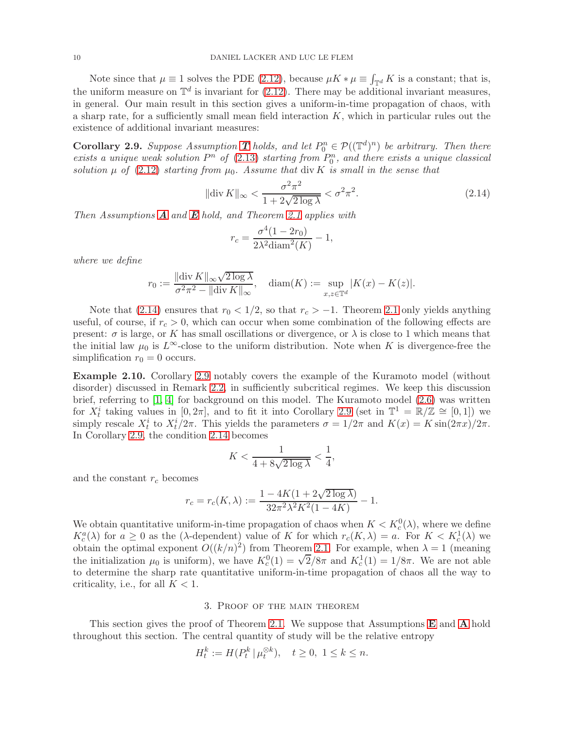Note since that $\mu \equiv 1$ solves the PDE (2.12), because $\mu K * \mu \equiv \int_{\mathbb{T}^d} K$ is a constant; that is, the uniform measure on $\mathbb{T}^d$ is invariant for (2.12). There may be additional invariant measures, in general. Our main result in this section gives a uniform-in-time propagation of chaos, with a sharp rate, for a sufficiently small mean field interaction $K$, which in particular rules out the existence of additional invariant measures:

**Corollary 2.9.** *Suppose Assumption **T** holds, and let $P_0^n \in \mathcal{P}((\mathbb{T}^d)^n)$ be arbitrary. Then there exists a unique weak solution $P^n$ of (2.13) starting from $P_0^n$, and there exists a unique classical solution $\mu$ of (2.12) starting from $\mu_0$. Assume that $\operatorname{div} K$ is small in the sense that*

$$\|\operatorname{div} K\|_\infty < \frac{\sigma^2\pi^2}{1 + 2\sqrt{2\log\lambda}} < \sigma^2\pi^2. \tag{2.14}$$

*Then Assumptions **A** and **E** hold, and Theorem 2.1 applies with*

$$r_c = \frac{\sigma^4(1-2r_0)}{2\lambda^2 \operatorname{diam}^2(K)} - 1,$$

*where we define*

$$r_0 := \frac{\|\operatorname{div} K\|_\infty \sqrt{2\log\lambda}}{\sigma^2\pi^2 - \|\operatorname{div} K\|_\infty}, \quad \operatorname{diam}(K) := \sup_{x,z\in\mathbb{T}^d} |K(x) - K(z)|.$$

Note that (2.14) ensures that $r_0 < 1/2$, so that $r_c > -1$. Theorem 2.1 only yields anything useful, of course, if $r_c > 0$, which can occur when some combination of the following effects are present: $\sigma$ is large, or $K$ has small oscillations or divergence, or $\lambda$ is close to 1 which means that the initial law $\mu_0$ is $L^\infty$-close to the uniform distribution. Note when $K$ is divergence-free the simplification $r_0 = 0$ occurs.

**Example 2.10.** Corollary 2.9 notably covers the example of the Kuramoto model (without disorder) discussed in Remark 2.2, in sufficiently subcritical regimes. We keep this discussion brief, referring to [1, 4] for background on this model. The Kuramoto model (2.6) was written for $X_t^i$ taking values in $[0, 2\pi]$, and to fit it into Corollary 2.9 (set in $\mathbb{T}^1 = \mathbb{R}/\mathbb{Z} \cong [0,1]$) we simply rescale $X_t^i$ to $X_t^i/2\pi$. This yields the parameters $\sigma = 1/2\pi$ and $K(x) = K\sin(2\pi x)/2\pi$. In Corollary 2.9, the condition 2.14 becomes

$$K < \frac{1}{4 + 8\sqrt{2\log\lambda}} < \frac{1}{4},$$

and the constant $r_c$ becomes

$$r_c = r_c(K,\lambda) := \frac{1 - 4K(1 + 2\sqrt{2\log\lambda})}{32\pi^2\lambda^2K^2(1-4K)} - 1.$$

We obtain quantitative uniform-in-time propagation of chaos when $K < K_c^0(\lambda)$, where we define $K_c^a(\lambda)$ for $a \geq 0$ as the ($\lambda$-dependent) value of $K$ for which $r_c(K,\lambda) = a$. For $K < K_c^1(\lambda)$ we obtain the optimal exponent $O((k/n)^2)$ from Theorem 2.1. For example, when $\lambda = 1$ (meaning the initialization $\mu_0$ is uniform), we have $K_c^0(1) = \sqrt{2}/8\pi$ and $K_c^1(1) = 1/8\pi$. We are not able to determine the sharp rate quantitative uniform-in-time propagation of chaos all the way to criticality, i.e., for all $K < 1$.

## 3. Proof of the main theorem

This section gives the proof of Theorem 2.1. We suppose that Assumptions **E** and **A** hold throughout this section. The central quantity of study will be the relative entropy

$$H_t^k := H(P_t^k \,|\, \mu_t^{\otimes k}), \quad t \geq 0, \ 1 \leq k \leq n.$$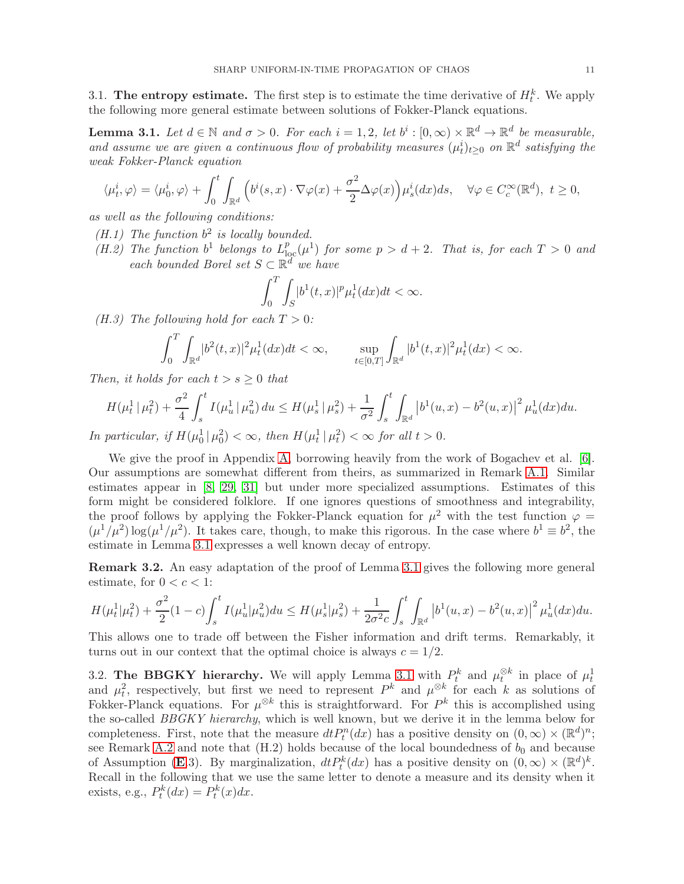### 3.1. **The entropy estimate.**

The first step is to estimate the time derivative of $H^k_t$. We apply the following more general estimate between solutions of Fokker-Planck equations.

**Lemma 3.1.** *Let $d \in \mathbb{N}$ and $\sigma > 0$. For each $i = 1, 2$, let $b^i : [0, \infty) \times \mathbb{R}^d \to \mathbb{R}^d$ be measurable, and assume we are given a continuous flow of probability measures $(\mu^i_t)_{t \ge 0}$ on $\mathbb{R}^d$ satisfying the weak Fokker-Planck equation*

$$\langle \mu^i_t, \varphi \rangle = \langle \mu^i_0, \varphi \rangle + \int_0^t \int_{\mathbb{R}^d} \Big( b^i(s, x) \cdot \nabla \varphi(x) + \frac{\sigma^2}{2} \Delta \varphi(x) \Big) \mu^i_s(dx) ds, \quad \forall \varphi \in C^\infty_c(\mathbb{R}^d),\ t \ge 0,$$

*as well as the following conditions:*

- *(H.1) The function $b^2$ is locally bounded.*
- *(H.2) The function $b^1$ belongs to $L^p_{\mathrm{loc}}(\mu^1)$ for some $p > d + 2$. That is, for each $T > 0$ and each bounded Borel set $S \subset \mathbb{R}^d$ we have*

$$\int_0^T \int_S |b^1(t, x)|^p \mu^1_t(dx) dt < \infty.$$

- *(H.3) The following hold for each $T > 0$:*

$$\int_0^T \int_{\mathbb{R}^d} |b^2(t, x)|^2 \mu^1_t(dx) dt < \infty, \qquad \sup_{t \in [0,T]} \int_{\mathbb{R}^d} |b^1(t, x)|^2 \mu^1_t(dx) < \infty.$$

*Then, it holds for each $t > s \ge 0$ that*

$$H(\mu^1_t \,|\, \mu^2_t) + \frac{\sigma^2}{4} \int_s^t I(\mu^1_u \,|\, \mu^2_u)\, du \le H(\mu^1_s \,|\, \mu^2_s) + \frac{1}{\sigma^2} \int_s^t \int_{\mathbb{R}^d} \big| b^1(u, x) - b^2(u, x) \big|^2 \mu^1_u(dx) du.$$

*In particular, if $H(\mu^1_0 \,|\, \mu^2_0) < \infty$, then $H(\mu^1_t \,|\, \mu^2_t) < \infty$ for all $t > 0$.*

We give the proof in Appendix A, borrowing heavily from the work of Bogachev et al. [6]. Our assumptions are somewhat different from theirs, as summarized in Remark A.1. Similar estimates appear in [8, 29, 31] but under more specialized assumptions. Estimates of this form might be considered folklore. If one ignores questions of smoothness and integrability, the proof follows by applying the Fokker-Planck equation for $\mu^2$ with the test function $\varphi = (\mu^1/\mu^2) \log(\mu^1/\mu^2)$. It takes care, though, to make this rigorous. In the case where $b^1 \equiv b^2$, the estimate in Lemma 3.1 expresses a well known decay of entropy.

**Remark 3.2.** An easy adaptation of the proof of Lemma 3.1 gives the following more general estimate, for $0 < c < 1$:

$$H(\mu^1_t|\mu^2_t) + \frac{\sigma^2}{2}(1 - c) \int_s^t I(\mu^1_u|\mu^2_u) du \le H(\mu^1_s|\mu^2_s) + \frac{1}{2\sigma^2 c} \int_s^t \int_{\mathbb{R}^d} \big| b^1(u, x) - b^2(u, x) \big|^2 \mu^1_u(dx) du.$$

This allows one to trade off between the Fisher information and drift terms. Remarkably, it turns out in our context that the optimal choice is always $c = 1/2$.

### 3.2. **The BBGKY hierarchy.**

We will apply Lemma 3.1 with $P^k_t$ and $\mu^{\otimes k}_t$ in place of $\mu^1_t$ and $\mu^2_t$, respectively, but first we need to represent $P^k$ and $\mu^{\otimes k}$ for each $k$ as solutions of Fokker-Planck equations. For $\mu^{\otimes k}$ this is straightforward. For $P^k$ this is accomplished using the so-called *BBGKY hierarchy*, which is well known, but we derive it in the lemma below for completeness. First, note that the measure $dt P^n_t(dx)$ has a positive density on $(0, \infty) \times (\mathbb{R}^d)^n$; see Remark A.2 and note that (H.2) holds because of the local boundedness of $b_0$ and because of Assumption (**E**.3). By marginalization, $dt P^k_t(dx)$ has a positive density on $(0, \infty) \times (\mathbb{R}^d)^k$. Recall in the following that we use the same letter to denote a measure and its density when it exists, e.g., $P^k_t(dx) = P^k_t(x) dx$.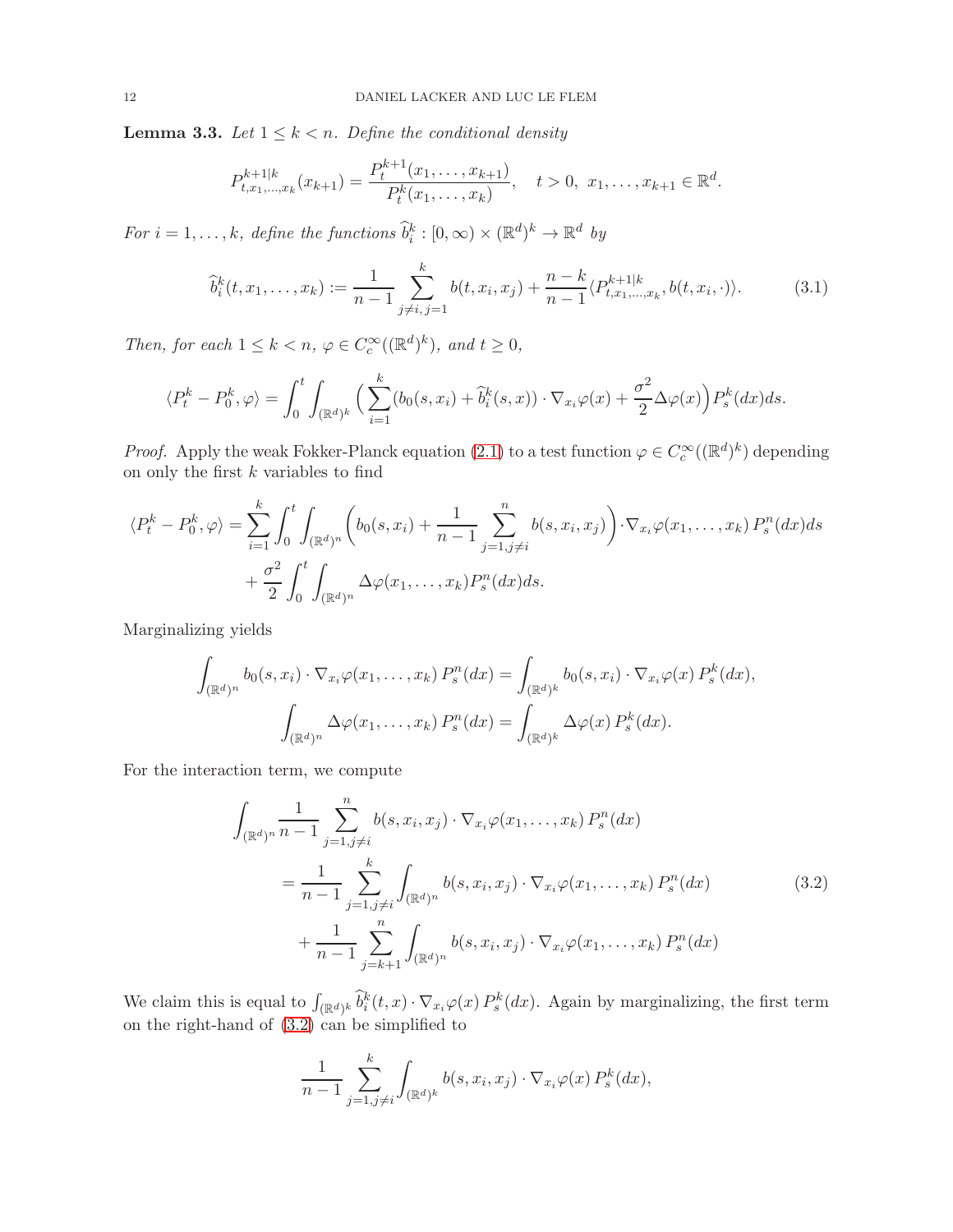**Lemma 3.3.** *Let $1 \le k < n$. Define the conditional density*

$$P^{k+1|k}_{t,x_1,\ldots,x_k}(x_{k+1}) = \frac{P^{k+1}_t(x_1,\ldots,x_{k+1})}{P^k_t(x_1,\ldots,x_k)}, \quad t>0,\ x_1,\ldots,x_{k+1} \in \mathbb{R}^d.$$

*For $i = 1,\ldots,k$, define the functions $\widehat{b}^k_i : [0,\infty)\times(\mathbb{R}^d)^k \to \mathbb{R}^d$ by*

$$\widehat{b}^k_i(t,x_1,\ldots,x_k) := \frac{1}{n-1}\sum_{j\neq i,\, j=1}^{k} b(t,x_i,x_j) + \frac{n-k}{n-1}\langle P^{k+1|k}_{t,x_1,\ldots,x_k}, b(t,x_i,\cdot)\rangle. \tag{3.1}$$

*Then, for each $1 \le k < n$, $\varphi \in C^\infty_c((\mathbb{R}^d)^k)$, and $t \ge 0$,*

$$\langle P^k_t - P^k_0, \varphi\rangle = \int_0^t \int_{(\mathbb{R}^d)^k} \Big( \sum_{i=1}^k (b_0(s,x_i) + \widehat{b}^k_i(s,x))\cdot\nabla_{x_i}\varphi(x) + \frac{\sigma^2}{2}\Delta\varphi(x)\Big) P^k_s(dx)ds.$$

*Proof.* Apply the weak Fokker-Planck equation (2.1) to a test function $\varphi \in C^\infty_c((\mathbb{R}^d)^k)$ depending on only the first $k$ variables to find

$$\begin{aligned}\langle P^k_t - P^k_0, \varphi\rangle = &\sum_{i=1}^k \int_0^t \int_{(\mathbb{R}^d)^n} \Big( b_0(s,x_i) + \frac{1}{n-1}\sum_{j=1, j\neq i}^n b(s,x_i,x_j)\Big)\cdot\nabla_{x_i}\varphi(x_1,\ldots,x_k)\, P^n_s(dx)ds \\ &+ \frac{\sigma^2}{2}\int_0^t \int_{(\mathbb{R}^d)^n} \Delta\varphi(x_1,\ldots,x_k) P^n_s(dx)ds.\end{aligned}$$

Marginalizing yields

$$\int_{(\mathbb{R}^d)^n} b_0(s,x_i)\cdot\nabla_{x_i}\varphi(x_1,\ldots,x_k)\, P^n_s(dx) = \int_{(\mathbb{R}^d)^k} b_0(s,x_i)\cdot\nabla_{x_i}\varphi(x)\, P^k_s(dx),$$
$$\int_{(\mathbb{R}^d)^n} \Delta\varphi(x_1,\ldots,x_k)\, P^n_s(dx) = \int_{(\mathbb{R}^d)^k} \Delta\varphi(x)\, P^k_s(dx).$$

For the interaction term, we compute

$$\begin{aligned}\int_{(\mathbb{R}^d)^n} &\frac{1}{n-1}\sum_{j=1, j\neq i}^n b(s,x_i,x_j)\cdot\nabla_{x_i}\varphi(x_1,\ldots,x_k)\, P^n_s(dx) \\ &= \frac{1}{n-1}\sum_{j=1,j\neq i}^k \int_{(\mathbb{R}^d)^n} b(s,x_i,x_j)\cdot\nabla_{x_i}\varphi(x_1,\ldots,x_k)\, P^n_s(dx) \\ &\quad + \frac{1}{n-1}\sum_{j=k+1}^n \int_{(\mathbb{R}^d)^n} b(s,x_i,x_j)\cdot\nabla_{x_i}\varphi(x_1,\ldots,x_k)\, P^n_s(dx)\end{aligned} \tag{3.2}$$

We claim this is equal to $\int_{(\mathbb{R}^d)^k} \widehat{b}^k_i(t,x)\cdot\nabla_{x_i}\varphi(x)\, P^k_s(dx)$. Again by marginalizing, the first term on the right-hand of (3.2) can be simplified to

$$\frac{1}{n-1}\sum_{j=1,j\neq i}^k \int_{(\mathbb{R}^d)^k} b(s,x_i,x_j)\cdot\nabla_{x_i}\varphi(x)\, P^k_s(dx),$$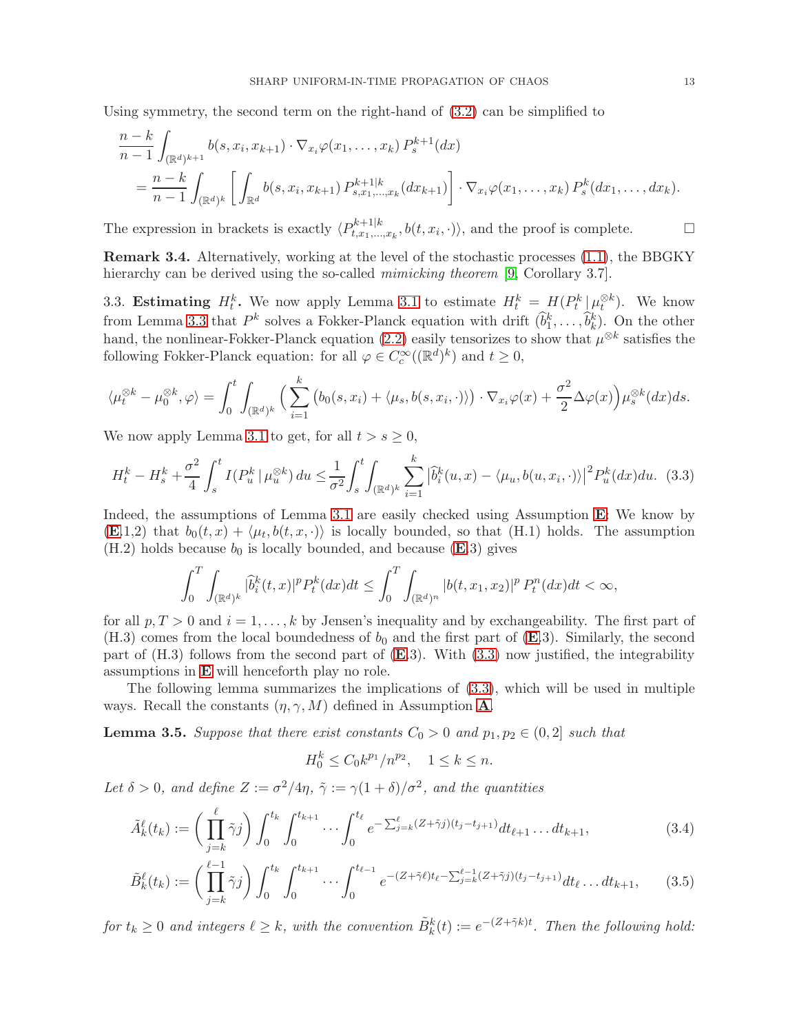Using symmetry, the second term on the right-hand of (3.2) can be simplified to

$$
\begin{aligned}
&\frac{n-k}{n-1}\int_{(\mathbb{R}^d)^{k+1}} b(s,x_i,x_{k+1})\cdot\nabla_{x_i}\varphi(x_1,\dots,x_k)\,P_s^{k+1}(dx)\\
&\quad=\frac{n-k}{n-1}\int_{(\mathbb{R}^d)^k}\left[\int_{\mathbb{R}^d} b(s,x_i,x_{k+1})\,P^{k+1|k}_{s,x_1,\dots,x_k}(dx_{k+1})\right]\cdot\nabla_{x_i}\varphi(x_1,\dots,x_k)\,P_s^k(dx_1,\dots,dx_k).
\end{aligned}
$$

The expression in brackets is exactly $\langle P^{k+1|k}_{t,x_1,\dots,x_k}, b(t,x_i,\cdot)\rangle$, and the proof is complete. $\square$

**Remark 3.4.** Alternatively, working at the level of the stochastic processes (1.1), the BBGKY hierarchy can be derived using the so-called *mimicking theorem* [9, Corollary 3.7].

3.3. **Estimating $H^k_t$.** We now apply Lemma 3.1 to estimate $H^k_t = H(P^k_t\,|\,\mu_t^{\otimes k})$. We know from Lemma 3.3 that $P^k$ solves a Fokker-Planck equation with drift $(\widehat{b}^k_1,\dots,\widehat{b}^k_k)$. On the other hand, the nonlinear-Fokker-Planck equation (2.2) easily tensorizes to show that $\mu^{\otimes k}$ satisfies the following Fokker-Planck equation: for all $\varphi\in C_c^\infty((\mathbb{R}^d)^k)$ and $t\ge 0$,

$$
\langle \mu_t^{\otimes k}-\mu_0^{\otimes k},\varphi\rangle=\int_0^t\int_{(\mathbb{R}^d)^k}\Big(\sum_{i=1}^k\big(b_0(s,x_i)+\langle\mu_s,b(s,x_i,\cdot)\rangle\big)\cdot\nabla_{x_i}\varphi(x)+\frac{\sigma^2}{2}\Delta\varphi(x)\Big)\mu_s^{\otimes k}(dx)ds.
$$

We now apply Lemma 3.1 to get, for all $t>s\ge 0$,

$$
H^k_t-H^k_s+\frac{\sigma^2}{4}\int_s^t I(P^k_u\,|\,\mu_u^{\otimes k})\,du\le\frac{1}{\sigma^2}\int_s^t\int_{(\mathbb{R}^d)^k}\sum_{i=1}^k\big|\widehat{b}^k_i(u,x)-\langle\mu_u,b(u,x_i,\cdot)\rangle\big|^2P^k_u(dx)du. \tag{3.3}
$$

Indeed, the assumptions of Lemma 3.1 are easily checked using Assumption **E**: We know by (**E**.1,2) that $b_0(t,x)+\langle\mu_t,b(t,x,\cdot)\rangle$ is locally bounded, so that (H.1) holds. The assumption (H.2) holds because $b_0$ is locally bounded, and because (**E**.3) gives

$$
\int_0^T\int_{(\mathbb{R}^d)^k}|\widehat{b}^k_i(t,x)|^pP^k_t(dx)dt\le\int_0^T\int_{(\mathbb{R}^d)^n}|b(t,x_1,x_2)|^p\,P^n_t(dx)dt<\infty,
$$

for all $p,T>0$ and $i=1,\dots,k$ by Jensen's inequality and by exchangeability. The first part of (H.3) comes from the local boundedness of $b_0$ and the first part of (**E**.3). Similarly, the second part of (H.3) follows from the second part of (**E**.3). With (3.3) now justified, the integrability assumptions in **E** will henceforth play no role.

The following lemma summarizes the implications of (3.3), which will be used in multiple ways. Recall the constants $(\eta,\gamma,M)$ defined in Assumption **A**.

**Lemma 3.5.** *Suppose that there exist constants $C_0>0$ and $p_1,p_2\in(0,2]$ such that*

$$
H^k_0\le C_0k^{p_1}/n^{p_2},\quad 1\le k\le n.
$$

*Let $\delta>0$, and define $Z:=\sigma^2/4\eta$, $\tilde{\gamma}:=\gamma(1+\delta)/\sigma^2$, and the quantities*

$$
\tilde{A}^\ell_k(t_k):=\Big(\prod_{j=k}^{\ell}\tilde{\gamma}j\Big)\int_0^{t_k}\int_0^{t_{k+1}}\cdots\int_0^{t_\ell}e^{-\sum_{j=k}^{\ell}(Z+\tilde{\gamma}j)(t_j-t_{j+1})}dt_{\ell+1}\dots dt_{k+1}, \tag{3.4}
$$

$$
\tilde{B}^\ell_k(t_k):=\Big(\prod_{j=k}^{\ell-1}\tilde{\gamma}j\Big)\int_0^{t_k}\int_0^{t_{k+1}}\cdots\int_0^{t_{\ell-1}}e^{-(Z+\tilde{\gamma}\ell)t_\ell-\sum_{j=k}^{\ell-1}(Z+\tilde{\gamma}j)(t_j-t_{j+1})}dt_\ell\dots dt_{k+1}, \tag{3.5}
$$

*for $t_k\ge 0$ and integers $\ell\ge k$, with the convention $\tilde{B}^k_k(t):=e^{-(Z+\tilde{\gamma}k)t}$. Then the following hold:*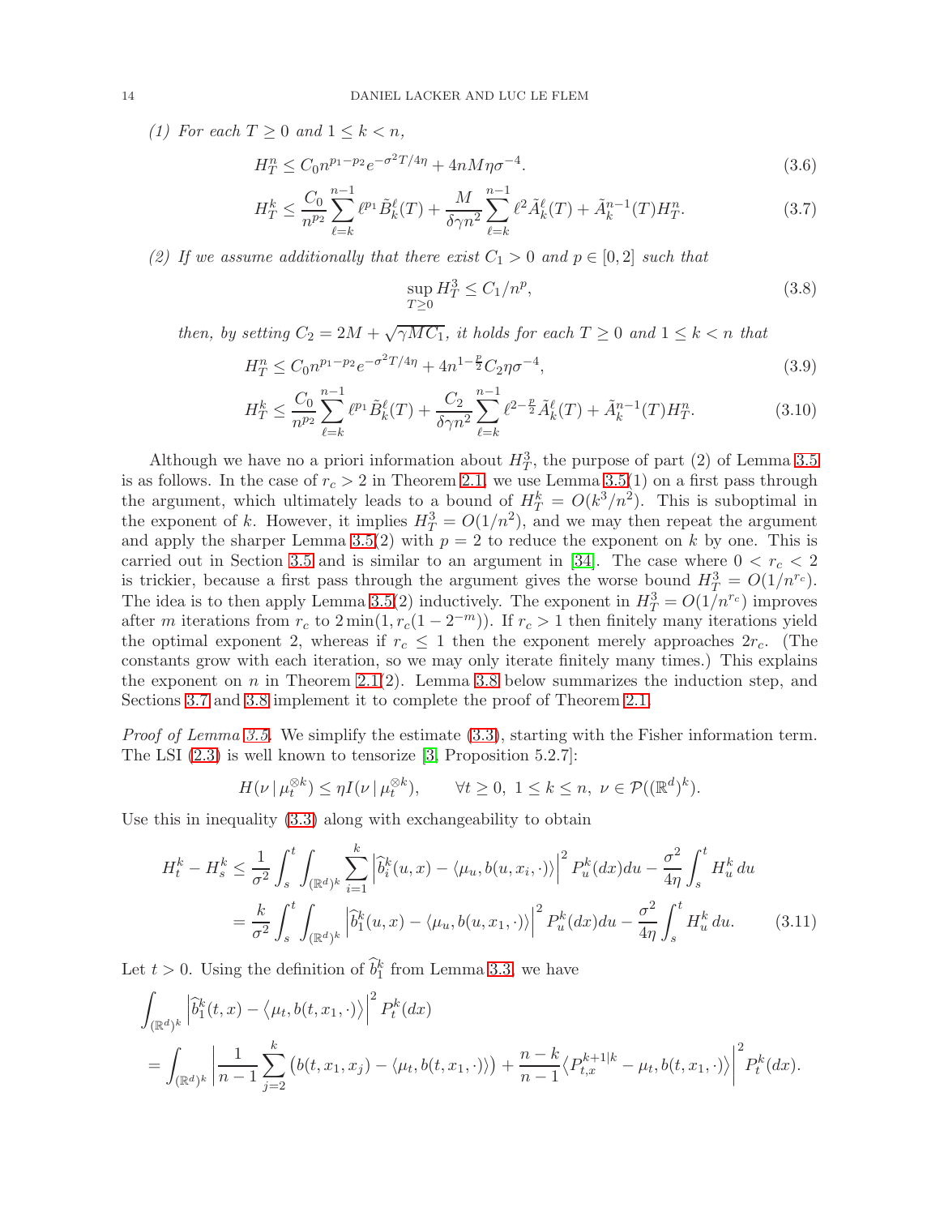*(1) For each $T \geq 0$ and $1 \leq k < n$,*

$$H_T^n \leq C_0 n^{p_1 - p_2} e^{-\sigma^2 T/4\eta} + 4nM\eta\sigma^{-4}. \tag{3.6}$$

$$H_T^k \leq \frac{C_0}{n^{p_2}} \sum_{\ell=k}^{n-1} \ell^{p_1} \tilde{B}_k^\ell(T) + \frac{M}{\delta\gamma n^2} \sum_{\ell=k}^{n-1} \ell^2 \tilde{A}_k^\ell(T) + \tilde{A}_k^{n-1}(T) H_T^n. \tag{3.7}$$

*(2) If we assume additionally that there exist $C_1 > 0$ and $p \in [0, 2]$ such that*

$$\sup_{T \geq 0} H_T^3 \leq C_1/n^p, \tag{3.8}$$

*then, by setting $C_2 = 2M + \sqrt{\gamma M C_1}$, it holds for each $T \geq 0$ and $1 \leq k < n$ that*

$$H_T^n \leq C_0 n^{p_1 - p_2} e^{-\sigma^2 T/4\eta} + 4n^{1-\frac{p}{2}} C_2 \eta \sigma^{-4}, \tag{3.9}$$

$$H_T^k \leq \frac{C_0}{n^{p_2}} \sum_{\ell=k}^{n-1} \ell^{p_1} \tilde{B}_k^\ell(T) + \frac{C_2}{\delta\gamma n^2} \sum_{\ell=k}^{n-1} \ell^{2-\frac{p}{2}} \tilde{A}_k^\ell(T) + \tilde{A}_k^{n-1}(T) H_T^n. \tag{3.10}$$

Although we have no a priori information about $H_T^3$, the purpose of part (2) of Lemma 3.5 is as follows. In the case of $r_c > 2$ in Theorem 2.1, we use Lemma 3.5(1) on a first pass through the argument, which ultimately leads to a bound of $H_T^k = O(k^3/n^2)$. This is suboptimal in the exponent of $k$. However, it implies $H_T^3 = O(1/n^2)$, and we may then repeat the argument and apply the sharper Lemma 3.5(2) with $p = 2$ to reduce the exponent on $k$ by one. This is carried out in Section 3.5 and is similar to an argument in [34]. The case where $0 < r_c < 2$ is trickier, because a first pass through the argument gives the worse bound $H_T^3 = O(1/n^{r_c})$. The idea is to then apply Lemma 3.5(2) inductively. The exponent in $H_T^3 = O(1/n^{r_c})$ improves after $m$ iterations from $r_c$ to $2\min(1, r_c(1 - 2^{-m}))$. If $r_c > 1$ then finitely many iterations yield the optimal exponent 2, whereas if $r_c \leq 1$ then the exponent merely approaches $2r_c$. (The constants grow with each iteration, so we may only iterate finitely many times.) This explains the exponent on $n$ in Theorem 2.1(2). Lemma 3.8 below summarizes the induction step, and Sections 3.7 and 3.8 implement it to complete the proof of Theorem 2.1.

*Proof of Lemma 3.5.* We simplify the estimate (3.3), starting with the Fisher information term. The LSI (2.3) is well known to tensorize [3, Proposition 5.2.7]:

$$H(\nu \,|\, \mu_t^{\otimes k}) \leq \eta I(\nu \,|\, \mu_t^{\otimes k}), \qquad \forall t \geq 0,\ 1 \leq k \leq n,\ \nu \in \mathcal{P}((\mathbb{R}^d)^k).$$

Use this in inequality (3.3) along with exchangeability to obtain

$$\begin{aligned}
H_t^k - H_s^k &\leq \frac{1}{\sigma^2} \int_s^t \int_{(\mathbb{R}^d)^k} \sum_{i=1}^k \left| \widehat{b}_i^k(u, x) - \langle \mu_u, b(u, x_i, \cdot) \rangle \right|^2 P_u^k(dx) du - \frac{\sigma^2}{4\eta} \int_s^t H_u^k \, du \\
&= \frac{k}{\sigma^2} \int_s^t \int_{(\mathbb{R}^d)^k} \left| \widehat{b}_1^k(u, x) - \langle \mu_u, b(u, x_1, \cdot) \rangle \right|^2 P_u^k(dx) du - \frac{\sigma^2}{4\eta} \int_s^t H_u^k \, du. \qquad (3.11)
\end{aligned}$$

Let $t > 0$. Using the definition of $\widehat{b}_1^k$ from Lemma 3.3, we have

$$\begin{aligned}
&\int_{(\mathbb{R}^d)^k} \left| \widehat{b}_1^k(t, x) - \langle \mu_t, b(t, x_1, \cdot) \rangle \right|^2 P_t^k(dx) \\
&= \int_{(\mathbb{R}^d)^k} \left| \frac{1}{n-1} \sum_{j=2}^k \big( b(t, x_1, x_j) - \langle \mu_t, b(t, x_1, \cdot) \rangle \big) + \frac{n-k}{n-1} \langle P_{t,x}^{k+1|k} - \mu_t, b(t, x_1, \cdot) \rangle \right|^2 P_t^k(dx).
\end{aligned}$$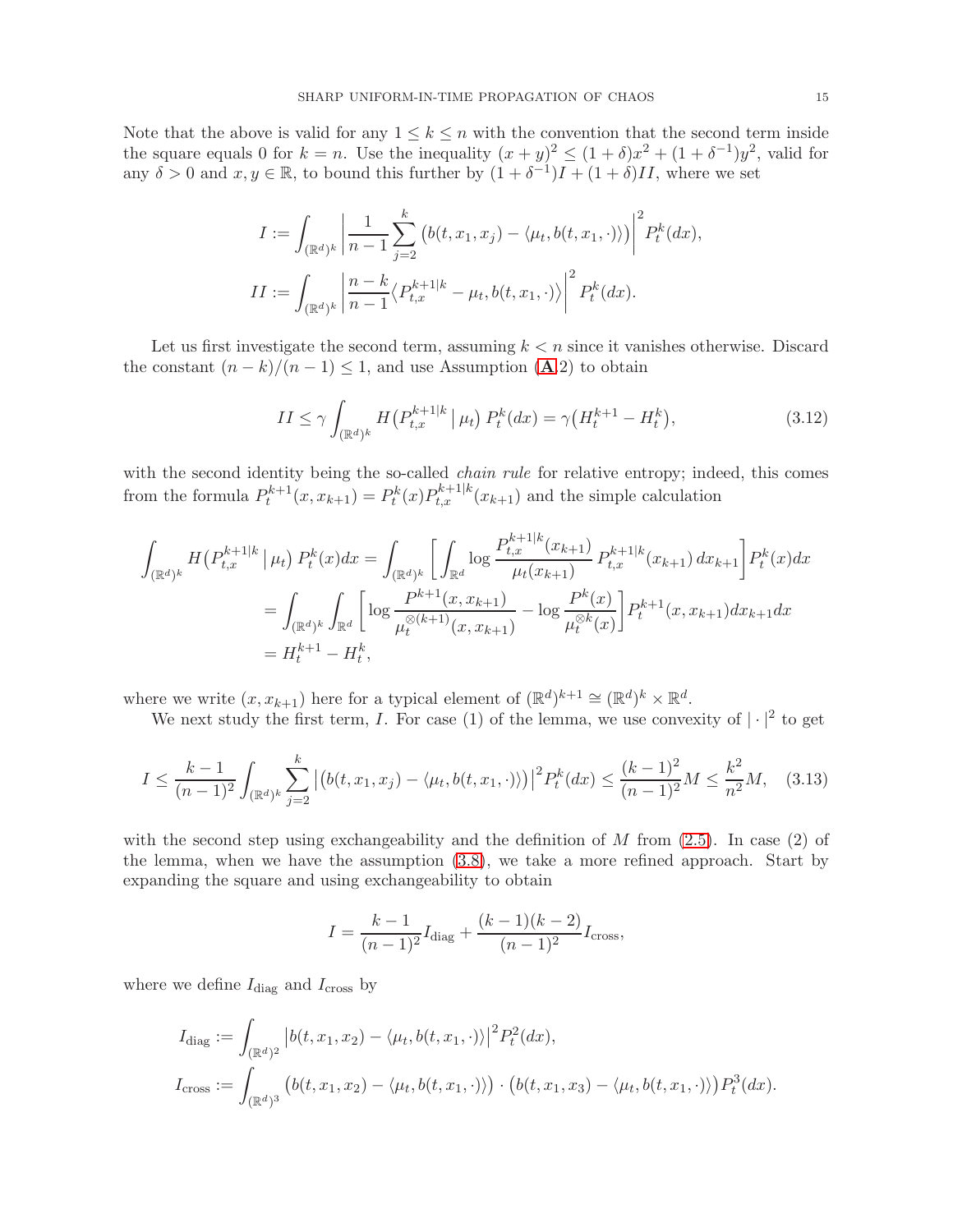Note that the above is valid for any $1 \le k \le n$ with the convention that the second term inside the square equals 0 for $k = n$. Use the inequality $(x + y)^2 \le (1 + \delta)x^2 + (1 + \delta^{-1})y^2$, valid for any $\delta > 0$ and $x, y \in \mathbb{R}$, to bound this further by $(1 + \delta^{-1})I + (1 + \delta)II$, where we set

$$I := \int_{(\mathbb{R}^d)^k} \left| \frac{1}{n-1} \sum_{j=2}^{k} \big(b(t, x_1, x_j) - \langle \mu_t, b(t, x_1, \cdot)\rangle\big) \right|^2 P_t^k(dx),$$

$$II := \int_{(\mathbb{R}^d)^k} \left| \frac{n-k}{n-1} \langle P_{t,x}^{k+1|k} - \mu_t, b(t, x_1, \cdot)\rangle \right|^2 P_t^k(dx).$$

Let us first investigate the second term, assuming $k < n$ since it vanishes otherwise. Discard the constant $(n - k)/(n - 1) \le 1$, and use Assumption (**A**.2) to obtain

$$II \le \gamma \int_{(\mathbb{R}^d)^k} H\big(P_{t,x}^{k+1|k} \,|\, \mu_t\big)\, P_t^k(dx) = \gamma\big(H_t^{k+1} - H_t^k\big), \tag{3.12}$$

with the second identity being the so-called *chain rule* for relative entropy; indeed, this comes from the formula $P_t^{k+1}(x, x_{k+1}) = P_t^k(x) P_{t,x}^{k+1|k}(x_{k+1})$ and the simple calculation

$$\begin{aligned}
\int_{(\mathbb{R}^d)^k} H\big(P_{t,x}^{k+1|k} \,|\, \mu_t\big)\, P_t^k(x)dx &= \int_{(\mathbb{R}^d)^k} \left[ \int_{\mathbb{R}^d} \log \frac{P_{t,x}^{k+1|k}(x_{k+1})}{\mu_t(x_{k+1})}\, P_{t,x}^{k+1|k}(x_{k+1})\, dx_{k+1} \right] P_t^k(x) dx \\
&= \int_{(\mathbb{R}^d)^k} \int_{\mathbb{R}^d} \left[ \log \frac{P^{k+1}(x, x_{k+1})}{\mu_t^{\otimes(k+1)}(x, x_{k+1})} - \log \frac{P^k(x)}{\mu_t^{\otimes k}(x)} \right] P_t^{k+1}(x, x_{k+1}) dx_{k+1} dx \\
&= H_t^{k+1} - H_t^k,
\end{aligned}$$

where we write $(x, x_{k+1})$ here for a typical element of $(\mathbb{R}^d)^{k+1} \cong (\mathbb{R}^d)^k \times \mathbb{R}^d$.

We next study the first term, $I$. For case (1) of the lemma, we use convexity of $|\cdot|^2$ to get

$$I \le \frac{k-1}{(n-1)^2} \int_{(\mathbb{R}^d)^k} \sum_{j=2}^{k} \big| \big(b(t, x_1, x_j) - \langle \mu_t, b(t, x_1, \cdot)\rangle\big) \big|^2 P_t^k(dx) \le \frac{(k-1)^2}{(n-1)^2} M \le \frac{k^2}{n^2} M, \tag{3.13}$$

with the second step using exchangeability and the definition of $M$ from (2.5). In case (2) of the lemma, when we have the assumption (3.8), we take a more refined approach. Start by expanding the square and using exchangeability to obtain

$$I = \frac{k-1}{(n-1)^2} I_{\text{diag}} + \frac{(k-1)(k-2)}{(n-1)^2} I_{\text{cross}},$$

where we define $I_{\text{diag}}$ and $I_{\text{cross}}$ by

$$I_{\text{diag}} := \int_{(\mathbb{R}^d)^2} \big| b(t, x_1, x_2) - \langle \mu_t, b(t, x_1, \cdot)\rangle \big|^2 P_t^2(dx),$$

$$I_{\text{cross}} := \int_{(\mathbb{R}^d)^3} \big(b(t, x_1, x_2) - \langle \mu_t, b(t, x_1, \cdot)\rangle\big) \cdot \big(b(t, x_1, x_3) - \langle \mu_t, b(t, x_1, \cdot)\rangle\big) P_t^3(dx).$$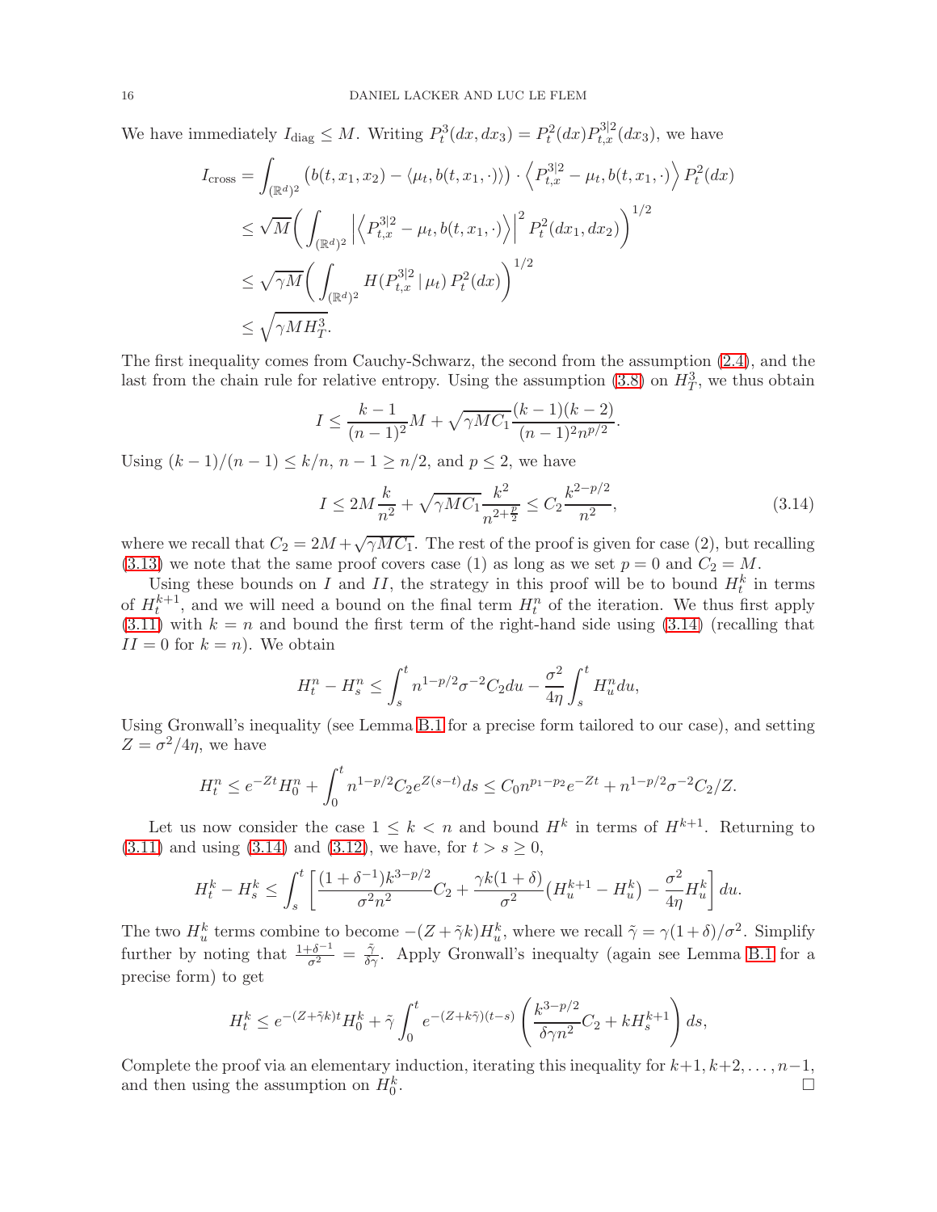We have immediately $I_{\mathrm{diag}} \le M$. Writing $P_t^3(dx, dx_3) = P_t^2(dx) P_{t,x}^{3|2}(dx_3)$, we have

$$
\begin{aligned}
I_{\mathrm{cross}} &= \int_{(\mathbb{R}^d)^2} \big(b(t,x_1,x_2) - \langle \mu_t, b(t,x_1,\cdot)\rangle\big) \cdot \Big\langle P_{t,x}^{3|2} - \mu_t, b(t,x_1,\cdot)\Big\rangle \, P_t^2(dx) \\
&\le \sqrt{M} \bigg( \int_{(\mathbb{R}^d)^2} \Big| \Big\langle P_{t,x}^{3|2} - \mu_t, b(t,x_1,\cdot)\Big\rangle \Big|^2 P_t^2(dx_1,dx_2) \bigg)^{1/2} \\
&\le \sqrt{\gamma M} \bigg( \int_{(\mathbb{R}^d)^2} H(P_{t,x}^{3|2} \,|\, \mu_t)\, P_t^2(dx) \bigg)^{1/2} \\
&\le \sqrt{\gamma M H_T^3}.
\end{aligned}
$$

The first inequality comes from Cauchy-Schwarz, the second from the assumption (2.4), and the last from the chain rule for relative entropy. Using the assumption (3.8) on $H_T^3$, we thus obtain

$$
I \le \frac{k-1}{(n-1)^2} M + \sqrt{\gamma M C_1} \frac{(k-1)(k-2)}{(n-1)^2 n^{p/2}}.
$$

Using $(k-1)/(n-1) \le k/n$, $n-1 \ge n/2$, and $p \le 2$, we have

$$
I \le 2M \frac{k}{n^2} + \sqrt{\gamma M C_1} \frac{k^2}{n^{2+\frac{p}{2}}} \le C_2 \frac{k^{2-p/2}}{n^2}, \tag{3.14}
$$

where we recall that $C_2 = 2M + \sqrt{\gamma M C_1}$. The rest of the proof is given for case (2), but recalling (3.13) we note that the same proof covers case (1) as long as we set $p = 0$ and $C_2 = M$.

Using these bounds on $I$ and $II$, the strategy in this proof will be to bound $H_t^k$ in terms of $H_t^{k+1}$, and we will need a bound on the final term $H_t^n$ of the iteration. We thus first apply (3.11) with $k = n$ and bound the first term of the right-hand side using (3.14) (recalling that $II = 0$ for $k = n$). We obtain

$$
H_t^n - H_s^n \le \int_s^t n^{1-p/2} \sigma^{-2} C_2 du - \frac{\sigma^2}{4\eta} \int_s^t H_u^n du,
$$

Using Gronwall's inequality (see Lemma B.1 for a precise form tailored to our case), and setting $Z = \sigma^2/4\eta$, we have

$$
H_t^n \le e^{-Zt} H_0^n + \int_0^t n^{1-p/2} C_2 e^{Z(s-t)} ds \le C_0 n^{p_1 - p_2} e^{-Zt} + n^{1-p/2} \sigma^{-2} C_2 / Z.
$$

Let us now consider the case $1 \le k < n$ and bound $H^k$ in terms of $H^{k+1}$. Returning to (3.11) and using (3.14) and (3.12), we have, for $t > s \ge 0$,

$$
H_t^k - H_s^k \le \int_s^t \left[ \frac{(1+\delta^{-1}) k^{3-p/2}}{\sigma^2 n^2} C_2 + \frac{\gamma k (1+\delta)}{\sigma^2} \big( H_u^{k+1} - H_u^k \big) - \frac{\sigma^2}{4\eta} H_u^k \right] du.
$$

The two $H_u^k$ terms combine to become $-(Z + \tilde{\gamma} k) H_u^k$, where we recall $\tilde{\gamma} = \gamma(1+\delta)/\sigma^2$. Simplify further by noting that $\frac{1+\delta^{-1}}{\sigma^2} = \frac{\tilde{\gamma}}{\delta \gamma}$. Apply Gronwall's inequalty (again see Lemma B.1 for a precise form) to get

$$
H_t^k \le e^{-(Z+\tilde{\gamma} k)t} H_0^k + \tilde{\gamma} \int_0^t e^{-(Z+k\tilde{\gamma})(t-s)} \left( \frac{k^{3-p/2}}{\delta \gamma n^2} C_2 + k H_s^{k+1} \right) ds,
$$

Complete the proof via an elementary induction, iterating this inequality for $k+1, k+2, \ldots, n-1$, and then using the assumption on $H_0^k$. $\square$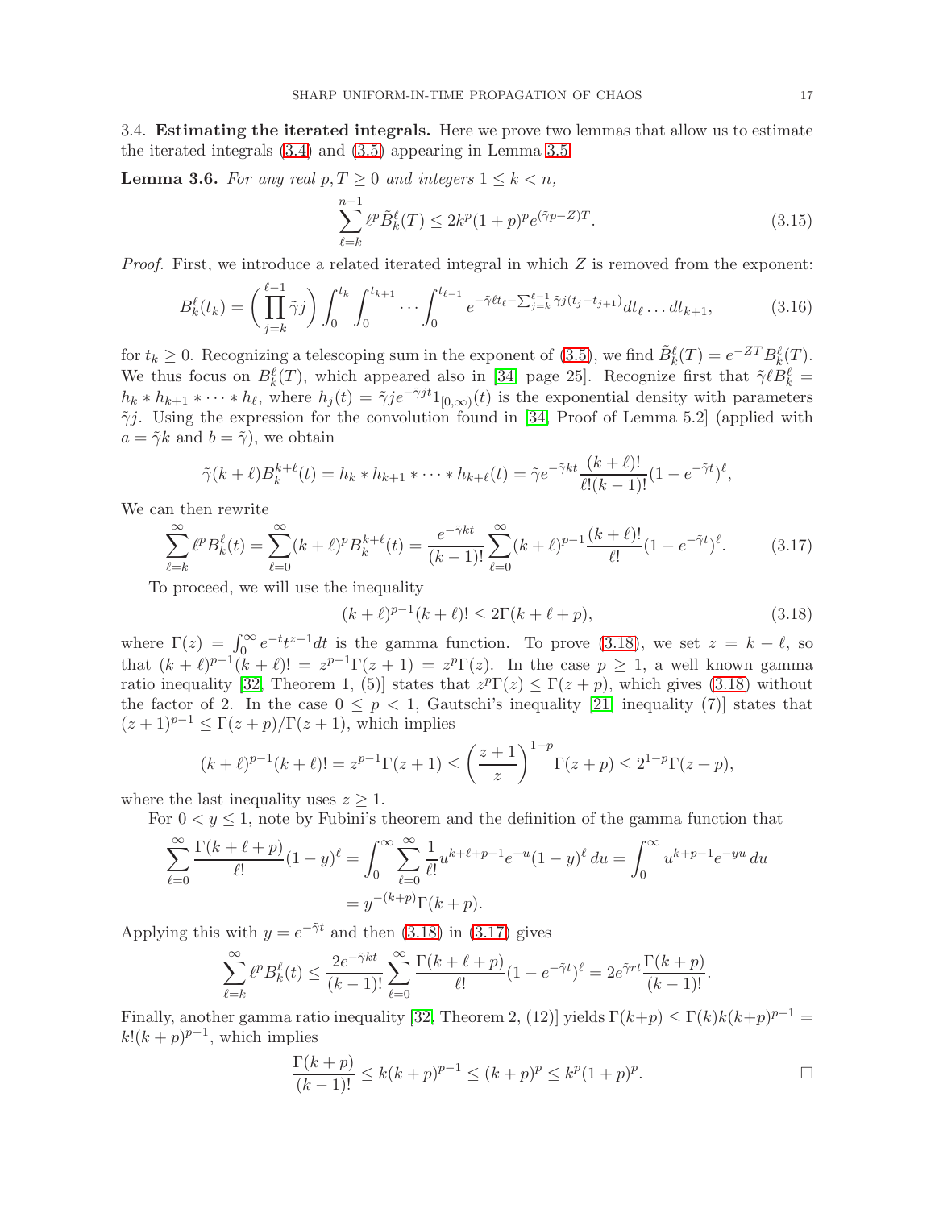### 3.4. **Estimating the iterated integrals.**

Here we prove two lemmas that allow us to estimate the iterated integrals (3.4) and (3.5) appearing in Lemma 3.5.

**Lemma 3.6.** *For any real $p, T \geq 0$ and integers $1 \leq k < n$,*

$$\sum_{\ell=k}^{n-1} \ell^p \tilde{B}_k^\ell(T) \leq 2k^p(1+p)^p e^{(\tilde{\gamma}p - Z)T}. \tag{3.15}$$

*Proof.* First, we introduce a related iterated integral in which $Z$ is removed from the exponent:

$$B_k^\ell(t_k) = \left(\prod_{j=k}^{\ell-1} \tilde{\gamma} j\right) \int_0^{t_k} \int_0^{t_{k+1}} \cdots \int_0^{t_{\ell-1}} e^{-\tilde{\gamma}\ell t_\ell - \sum_{j=k}^{\ell-1} \tilde{\gamma} j (t_j - t_{j+1})} dt_\ell \ldots dt_{k+1}, \tag{3.16}$$

for $t_k \geq 0$. Recognizing a telescoping sum in the exponent of (3.5), we find $\tilde{B}_k^\ell(T) = e^{-ZT} B_k^\ell(T)$. We thus focus on $B_k^\ell(T)$, which appeared also in [34, page 25]. Recognize first that $\tilde{\gamma}\ell B_k^\ell = h_k * h_{k+1} * \cdots * h_\ell$, where $h_j(t) = \tilde{\gamma} j e^{-\tilde{\gamma} j t} 1_{[0,\infty)}(t)$ is the exponential density with parameters $\tilde{\gamma} j$. Using the expression for the convolution found in [34, Proof of Lemma 5.2] (applied with $a = \tilde{\gamma} k$ and $b = \tilde{\gamma}$), we obtain

$$\tilde{\gamma}(k+\ell) B_k^{k+\ell}(t) = h_k * h_{k+1} * \cdots * h_{k+\ell}(t) = \tilde{\gamma} e^{-\tilde{\gamma} k t} \frac{(k+\ell)!}{\ell!(k-1)!}(1 - e^{-\tilde{\gamma} t})^\ell,$$

We can then rewrite

$$\sum_{\ell=k}^{\infty} \ell^p B_k^\ell(t) = \sum_{\ell=0}^{\infty} (k+\ell)^p B_k^{k+\ell}(t) = \frac{e^{-\tilde{\gamma} k t}}{(k-1)!} \sum_{\ell=0}^{\infty} (k+\ell)^{p-1} \frac{(k+\ell)!}{\ell!}(1 - e^{-\tilde{\gamma} t})^\ell. \tag{3.17}$$

To proceed, we will use the inequality

$$(k+\ell)^{p-1}(k+\ell)! \leq 2\Gamma(k+\ell+p), \tag{3.18}$$

where $\Gamma(z) = \int_0^\infty e^{-t} t^{z-1} dt$ is the gamma function. To prove (3.18), we set $z = k + \ell$, so that $(k+\ell)^{p-1}(k+\ell)! = z^{p-1}\Gamma(z+1) = z^p \Gamma(z)$. In the case $p \geq 1$, a well known gamma ratio inequality [32, Theorem 1, (5)] states that $z^p \Gamma(z) \leq \Gamma(z+p)$, which gives (3.18) without the factor of 2. In the case $0 \leq p < 1$, Gautschi's inequality [21, inequality (7)] states that $(z+1)^{p-1} \leq \Gamma(z+p)/\Gamma(z+1)$, which implies

$$(k+\ell)^{p-1}(k+\ell)! = z^{p-1}\Gamma(z+1) \leq \left(\frac{z+1}{z}\right)^{1-p} \Gamma(z+p) \leq 2^{1-p}\Gamma(z+p),$$

where the last inequality uses $z \geq 1$.

For $0 < y \leq 1$, note by Fubini's theorem and the definition of the gamma function that

$$\sum_{\ell=0}^{\infty} \frac{\Gamma(k+\ell+p)}{\ell!}(1-y)^\ell = \int_0^\infty \sum_{\ell=0}^{\infty} \frac{1}{\ell!} u^{k+\ell+p-1} e^{-u}(1-y)^\ell \, du = \int_0^\infty u^{k+p-1} e^{-yu} \, du$$
$$= y^{-(k+p)}\Gamma(k+p).$$

Applying this with $y = e^{-\tilde{\gamma} t}$ and then (3.18) in (3.17) gives

$$\sum_{\ell=k}^{\infty} \ell^p B_k^\ell(t) \leq \frac{2e^{-\tilde{\gamma} k t}}{(k-1)!} \sum_{\ell=0}^{\infty} \frac{\Gamma(k+\ell+p)}{\ell!}(1 - e^{-\tilde{\gamma} t})^\ell = 2e^{\tilde{\gamma} r t} \frac{\Gamma(k+p)}{(k-1)!}.$$

Finally, another gamma ratio inequality [32, Theorem 2, (12)] yields $\Gamma(k+p) \leq \Gamma(k) k (k+p)^{p-1} = k!(k+p)^{p-1}$, which implies

$$\frac{\Gamma(k+p)}{(k-1)!} \leq k(k+p)^{p-1} \leq (k+p)^p \leq k^p(1+p)^p. \qquad \square$$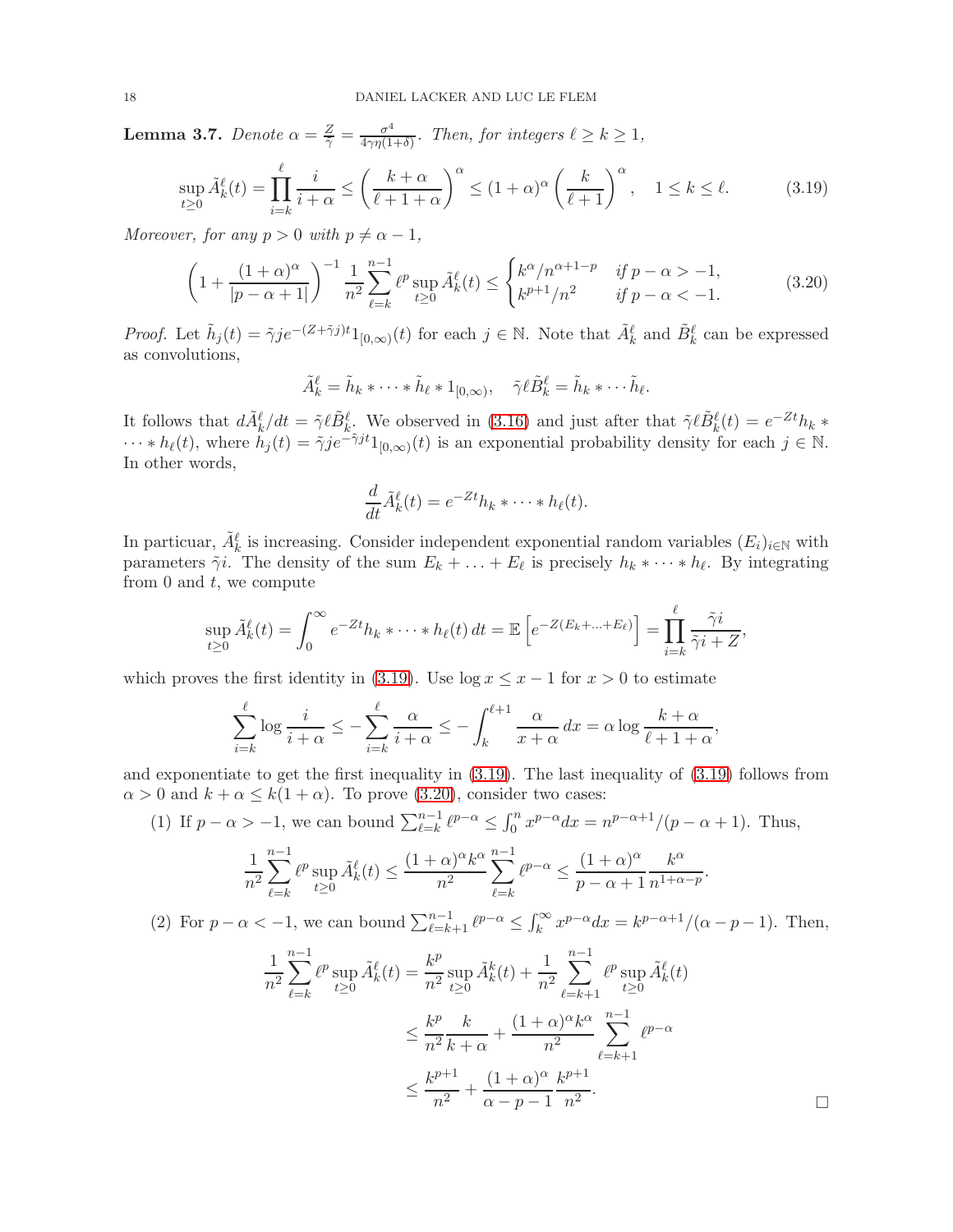**Lemma 3.7.** *Denote $\alpha = \frac{Z}{\tilde{\gamma}} = \frac{\sigma^4}{4\gamma\eta(1+\delta)}$. Then, for integers $\ell \geq k \geq 1$,*

$$\sup_{t\geq 0} \tilde{A}_k^\ell(t) = \prod_{i=k}^{\ell} \frac{i}{i+\alpha} \leq \left(\frac{k+\alpha}{\ell+1+\alpha}\right)^\alpha \leq (1+\alpha)^\alpha \left(\frac{k}{\ell+1}\right)^\alpha, \quad 1 \leq k \leq \ell. \tag{3.19}$$

*Moreover, for any $p > 0$ with $p \neq \alpha - 1$,*

$$\left(1 + \frac{(1+\alpha)^\alpha}{|p-\alpha+1|}\right)^{-1} \frac{1}{n^2}\sum_{\ell=k}^{n-1} \ell^p \sup_{t\geq 0} \tilde{A}_k^\ell(t) \leq \begin{cases} k^\alpha / n^{\alpha+1-p} & \text{if } p - \alpha > -1, \\ k^{p+1}/n^2 & \text{if } p - \alpha < -1. \end{cases} \tag{3.20}$$

*Proof.* Let $\tilde{h}_j(t) = \tilde{\gamma} j e^{-(Z+\tilde{\gamma}j)t} 1_{[0,\infty)}(t)$ for each $j \in \mathbb{N}$. Note that $\tilde{A}_k^\ell$ and $\tilde{B}_k^\ell$ can be expressed as convolutions,

$$\tilde{A}_k^\ell = \tilde{h}_k * \cdots * \tilde{h}_\ell * 1_{[0,\infty)}, \quad \tilde{\gamma}\ell\tilde{B}_k^\ell = \tilde{h}_k * \cdots \tilde{h}_\ell.$$

It follows that $d\tilde{A}_k^\ell/dt = \tilde{\gamma}\ell\tilde{B}_k^\ell$. We observed in (3.16) and just after that $\tilde{\gamma}\ell\tilde{B}_k^\ell(t) = e^{-Zt} h_k * \cdots * h_\ell(t)$, where $h_j(t) = \tilde{\gamma} j e^{-\tilde{\gamma}jt} 1_{[0,\infty)}(t)$ is an exponential probability density for each $j \in \mathbb{N}$. In other words,

$$\frac{d}{dt}\tilde{A}_k^\ell(t) = e^{-Zt} h_k * \cdots * h_\ell(t).$$

In particuar, $\tilde{A}_k^\ell$ is increasing. Consider independent exponential random variables $(E_i)_{i\in\mathbb{N}}$ with parameters $\tilde{\gamma}i$. The density of the sum $E_k + \ldots + E_\ell$ is precisely $h_k * \cdots * h_\ell$. By integrating from 0 and $t$, we compute

$$\sup_{t\geq 0} \tilde{A}_k^\ell(t) = \int_0^\infty e^{-Zt} h_k * \cdots * h_\ell(t)\, dt = \mathbb{E}\left[e^{-Z(E_k + \ldots + E_\ell)}\right] = \prod_{i=k}^{\ell} \frac{\tilde{\gamma}i}{\tilde{\gamma}i + Z},$$

which proves the first identity in (3.19). Use $\log x \leq x - 1$ for $x > 0$ to estimate

$$\sum_{i=k}^{\ell} \log \frac{i}{i+\alpha} \leq -\sum_{i=k}^{\ell} \frac{\alpha}{i+\alpha} \leq -\int_k^{\ell+1} \frac{\alpha}{x+\alpha}\, dx = \alpha \log \frac{k+\alpha}{\ell+1+\alpha},$$

and exponentiate to get the first inequality in (3.19). The last inequality of (3.19) follows from $\alpha > 0$ and $k + \alpha \leq k(1+\alpha)$. To prove (3.20), consider two cases:

(1) If $p - \alpha > -1$, we can bound $\sum_{\ell=k}^{n-1} \ell^{p-\alpha} \leq \int_0^n x^{p-\alpha} dx = n^{p-\alpha+1}/(p-\alpha+1)$. Thus,

$$\frac{1}{n^2}\sum_{\ell=k}^{n-1} \ell^p \sup_{t\geq 0} \tilde{A}_k^\ell(t) \leq \frac{(1+\alpha)^\alpha k^\alpha}{n^2} \sum_{\ell=k}^{n-1} \ell^{p-\alpha} \leq \frac{(1+\alpha)^\alpha}{p-\alpha+1} \frac{k^\alpha}{n^{1+\alpha-p}}.$$

(2) For $p - \alpha < -1$, we can bound $\sum_{\ell=k+1}^{n-1} \ell^{p-\alpha} \leq \int_k^\infty x^{p-\alpha} dx = k^{p-\alpha+1}/(\alpha-p-1)$. Then,

$$\begin{aligned}
\frac{1}{n^2}\sum_{\ell=k}^{n-1} \ell^p \sup_{t\geq 0} \tilde{A}_k^\ell(t) &= \frac{k^p}{n^2} \sup_{t\geq 0} \tilde{A}_k^k(t) + \frac{1}{n^2} \sum_{\ell=k+1}^{n-1} \ell^p \sup_{t\geq 0} \tilde{A}_k^\ell(t) \\
&\leq \frac{k^p}{n^2} \frac{k}{k+\alpha} + \frac{(1+\alpha)^\alpha k^\alpha}{n^2} \sum_{\ell=k+1}^{n-1} \ell^{p-\alpha} \\
&\leq \frac{k^{p+1}}{n^2} + \frac{(1+\alpha)^\alpha}{\alpha-p-1} \frac{k^{p+1}}{n^2}.
\end{aligned}$$

$\square$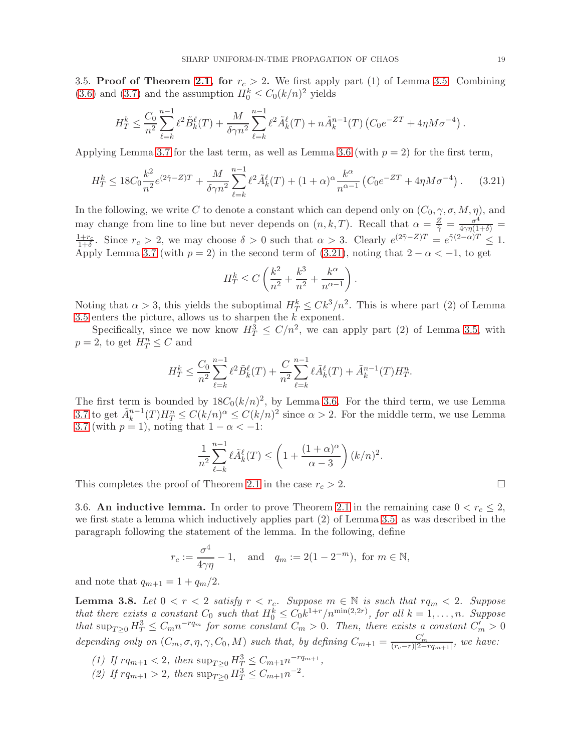### 3.5. Proof of Theorem 2.1, for $r_c > 2$.

We first apply part (1) of Lemma 3.5. Combining (3.6) and (3.7) and the assumption $H_0^k \le C_0(k/n)^2$ yields

$$H_T^k \le \frac{C_0}{n^2}\sum_{\ell=k}^{n-1} \ell^2 \tilde{B}_k^\ell(T) + \frac{M}{\delta\gamma n^2}\sum_{\ell=k}^{n-1}\ell^2 \tilde{A}_k^\ell(T) + n\tilde{A}_k^{n-1}(T)\left(C_0 e^{-ZT} + 4\eta M\sigma^{-4}\right).$$

Applying Lemma 3.7 for the last term, as well as Lemma 3.6 (with $p=2$) for the first term,

$$H_T^k \le 18C_0\frac{k^2}{n^2}e^{(2\tilde{\gamma}-Z)T} + \frac{M}{\delta\gamma n^2}\sum_{\ell=k}^{n-1}\ell^2\tilde{A}_k^\ell(T) + (1+\alpha)^\alpha \frac{k^\alpha}{n^{\alpha-1}}\left(C_0e^{-ZT} + 4\eta M\sigma^{-4}\right). \tag{3.21}$$

In the following, we write $C$ to denote a constant which can depend only on $(C_0,\gamma,\sigma,M,\eta)$, and may change from line to line but never depends on $(n,k,T)$. Recall that $\alpha = \frac{Z}{\tilde{\gamma}} = \frac{\sigma^4}{4\gamma\eta(1+\delta)} = \frac{1+r_c}{1+\delta}$. Since $r_c > 2$, we may choose $\delta > 0$ such that $\alpha > 3$. Clearly $e^{(2\tilde{\gamma}-Z)T} = e^{\tilde{\gamma}(2-\alpha)T} \le 1$. Apply Lemma 3.7 (with $p=2$) in the second term of (3.21), noting that $2-\alpha < -1$, to get

$$H_T^k \le C\left(\frac{k^2}{n^2} + \frac{k^3}{n^2} + \frac{k^\alpha}{n^{\alpha-1}}\right).$$

Noting that $\alpha > 3$, this yields the suboptimal $H_T^k \le Ck^3/n^2$. This is where part (2) of Lemma 3.5 enters the picture, allows us to sharpen the $k$ exponent.

Specifically, since we now know $H_T^3 \le C/n^2$, we can apply part (2) of Lemma 3.5, with $p=2$, to get $H_T^n \le C$ and

$$H_T^k \le \frac{C_0}{n^2}\sum_{\ell=k}^{n-1}\ell^2\tilde{B}_k^\ell(T) + \frac{C}{n^2}\sum_{\ell=k}^{n-1}\ell\tilde{A}_k^\ell(T) + \tilde{A}_k^{n-1}(T)H_T^n.$$

The first term is bounded by $18C_0(k/n)^2$, by Lemma 3.6. For the third term, we use Lemma 3.7 to get $\tilde{A}_k^{n-1}(T)H_T^n \le C(k/n)^\alpha \le C(k/n)^2$ since $\alpha > 2$. For the middle term, we use Lemma 3.7 (with $p=1$), noting that $1-\alpha < -1$:

$$\frac{1}{n^2}\sum_{\ell=k}^{n-1}\ell\tilde{A}_k^\ell(T) \le \left(1 + \frac{(1+\alpha)^\alpha}{\alpha-3}\right)(k/n)^2.$$

This completes the proof of Theorem 2.1 in the case $r_c > 2$. $\square$

### 3.6. An inductive lemma.

In order to prove Theorem 2.1 in the remaining case $0 < r_c \le 2$, we first state a lemma which inductively applies part (2) of Lemma 3.5, as was described in the paragraph following the statement of the lemma. In the following, define

$$r_c := \frac{\sigma^4}{4\gamma\eta} - 1, \quad \text{and} \quad q_m := 2(1-2^{-m}), \text{ for } m \in \mathbb{N},$$

and note that $q_{m+1} = 1 + q_m/2$.

**Lemma 3.8.** *Let $0 < r < 2$ satisfy $r < r_c$. Suppose $m \in \mathbb{N}$ is such that $rq_m < 2$. Suppose that there exists a constant $C_0$ such that $H_0^k \le C_0 k^{1+r}/n^{\min(2,2r)}$, for all $k = 1,\ldots,n$. Suppose that $\sup_{T\ge 0} H_T^3 \le C_m n^{-rq_m}$ for some constant $C_m > 0$. Then, there exists a constant $C_m' > 0$ depending only on $(C_m,\sigma,\eta,\gamma,C_0,M)$ such that, by defining $C_{m+1} = \frac{C_m'}{(r_c-r)|2-rq_{m+1}|}$, we have:*

1. *If $rq_{m+1} < 2$, then $\sup_{T\ge 0} H_T^3 \le C_{m+1}n^{-rq_{m+1}}$,*
2. *If $rq_{m+1} > 2$, then $\sup_{T\ge 0} H_T^3 \le C_{m+1}n^{-2}$.*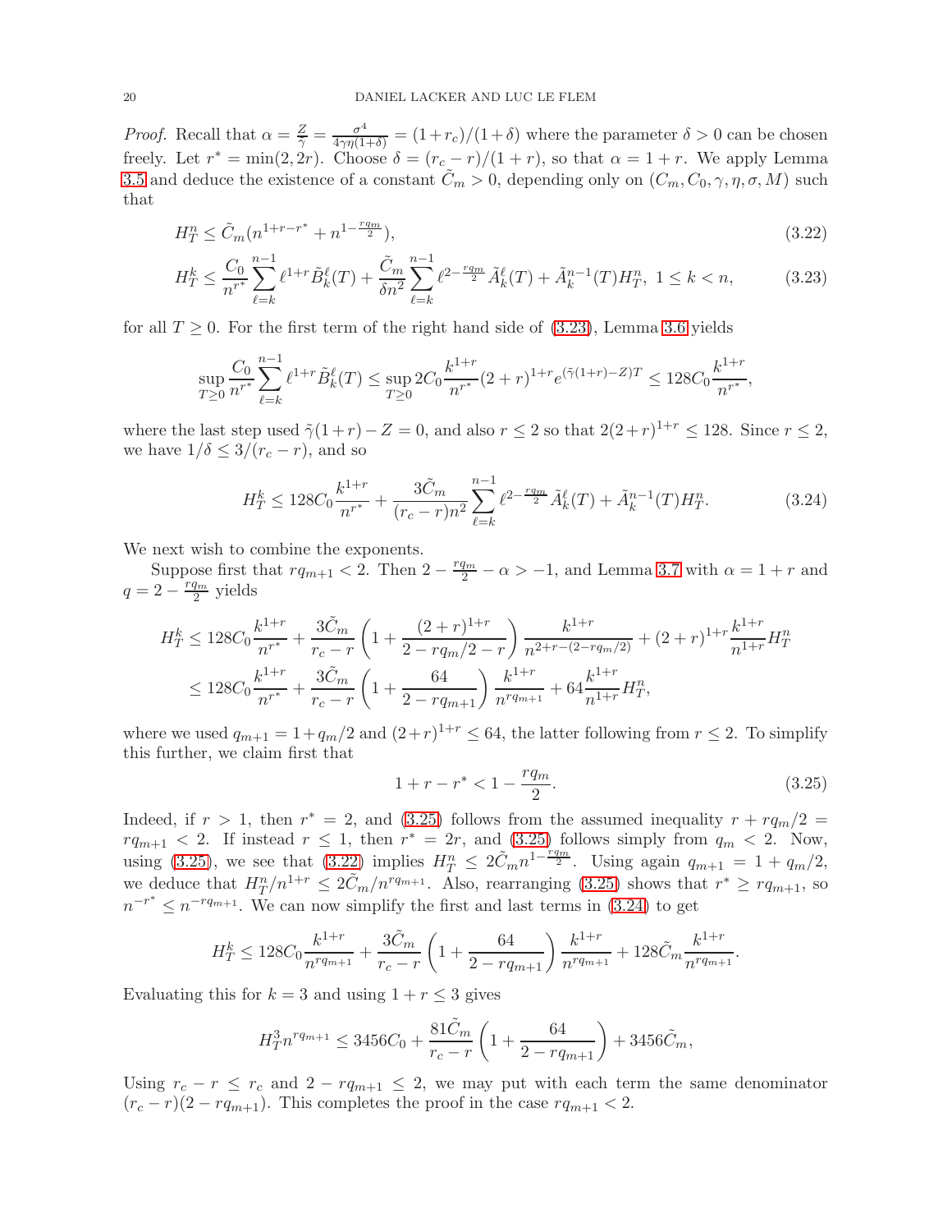*Proof.* Recall that $\alpha = \frac{Z}{\tilde{\gamma}} = \frac{\sigma^4}{4\gamma\eta(1+\delta)} = (1+r_c)/(1+\delta)$ where the parameter $\delta > 0$ can be chosen freely. Let $r^* = \min(2, 2r)$. Choose $\delta = (r_c - r)/(1+r)$, so that $\alpha = 1 + r$. We apply Lemma 3.5 and deduce the existence of a constant $\tilde{C}_m > 0$, depending only on $(C_m, C_0, \gamma, \eta, \sigma, M)$ such that

$$H_T^n \leq \tilde{C}_m (n^{1+r-r^*} + n^{1-\frac{rq_m}{2}}), \tag{3.22}$$

$$H_T^k \leq \frac{C_0}{n^{r^*}} \sum_{\ell=k}^{n-1} \ell^{1+r} \tilde{B}_k^\ell(T) + \frac{\tilde{C}_m}{\delta n^2} \sum_{\ell=k}^{n-1} \ell^{2-\frac{rq_m}{2}} \tilde{A}_k^\ell(T) + \tilde{A}_k^{n-1}(T) H_T^n, \ 1 \leq k < n, \tag{3.23}$$

for all $T \geq 0$. For the first term of the right hand side of (3.23), Lemma 3.6 yields

$$\sup_{T\geq 0} \frac{C_0}{n^{r^*}} \sum_{\ell=k}^{n-1} \ell^{1+r} \tilde{B}_k^\ell(T) \leq \sup_{T\geq 0} 2C_0 \frac{k^{1+r}}{n^{r^*}} (2+r)^{1+r} e^{(\tilde{\gamma}(1+r)-Z)T} \leq 128 C_0 \frac{k^{1+r}}{n^{r^*}},$$

where the last step used $\tilde{\gamma}(1+r) - Z = 0$, and also $r \leq 2$ so that $2(2+r)^{1+r} \leq 128$. Since $r \leq 2$, we have $1/\delta \leq 3/(r_c - r)$, and so

$$H_T^k \leq 128 C_0 \frac{k^{1+r}}{n^{r^*}} + \frac{3\tilde{C}_m}{(r_c - r)n^2} \sum_{\ell=k}^{n-1} \ell^{2-\frac{rq_m}{2}} \tilde{A}_k^\ell(T) + \tilde{A}_k^{n-1}(T) H_T^n. \tag{3.24}$$

We next wish to combine the exponents.

Suppose first that $rq_{m+1} < 2$. Then $2 - \frac{rq_m}{2} - \alpha > -1$, and Lemma 3.7 with $\alpha = 1+r$ and $q = 2 - \frac{rq_m}{2}$ yields

$$\begin{aligned} H_T^k &\leq 128 C_0 \frac{k^{1+r}}{n^{r^*}} + \frac{3\tilde{C}_m}{r_c - r} \left(1 + \frac{(2+r)^{1+r}}{2 - rq_m/2 - r}\right) \frac{k^{1+r}}{n^{2+r-(2-rq_m/2)}} + (2+r)^{1+r} \frac{k^{1+r}}{n^{1+r}} H_T^n \\ &\leq 128 C_0 \frac{k^{1+r}}{n^{r^*}} + \frac{3\tilde{C}_m}{r_c - r} \left(1 + \frac{64}{2 - rq_{m+1}}\right) \frac{k^{1+r}}{n^{rq_{m+1}}} + 64 \frac{k^{1+r}}{n^{1+r}} H_T^n, \end{aligned}$$

where we used $q_{m+1} = 1 + q_m/2$ and $(2+r)^{1+r} \leq 64$, the latter following from $r \leq 2$. To simplify this further, we claim first that

$$1 + r - r^* < 1 - \frac{rq_m}{2}. \tag{3.25}$$

Indeed, if $r > 1$, then $r^* = 2$, and (3.25) follows from the assumed inequality $r + rq_m/2 = rq_{m+1} < 2$. If instead $r \leq 1$, then $r^* = 2r$, and (3.25) follows simply from $q_m < 2$. Now, using (3.25), we see that (3.22) implies $H_T^n \leq 2\tilde{C}_m n^{1-\frac{rq_m}{2}}$. Using again $q_{m+1} = 1 + q_m/2$, we deduce that $H_T^n/n^{1+r} \leq 2\tilde{C}_m/n^{rq_{m+1}}$. Also, rearranging (3.25) shows that $r^* \geq rq_{m+1}$, so $n^{-r^*} \leq n^{-rq_{m+1}}$. We can now simplify the first and last terms in (3.24) to get

$$H_T^k \leq 128 C_0 \frac{k^{1+r}}{n^{rq_{m+1}}} + \frac{3\tilde{C}_m}{r_c - r} \left(1 + \frac{64}{2 - rq_{m+1}}\right) \frac{k^{1+r}}{n^{rq_{m+1}}} + 128 \tilde{C}_m \frac{k^{1+r}}{n^{rq_{m+1}}}.$$

Evaluating this for $k = 3$ and using $1 + r \leq 3$ gives

$$H_T^3 n^{rq_{m+1}} \leq 3456 C_0 + \frac{81\tilde{C}_m}{r_c - r} \left(1 + \frac{64}{2 - rq_{m+1}}\right) + 3456 \tilde{C}_m,$$

Using $r_c - r \leq r_c$ and $2 - rq_{m+1} \leq 2$, we may put with each term the same denominator $(r_c - r)(2 - rq_{m+1})$. This completes the proof in the case $rq_{m+1} < 2$.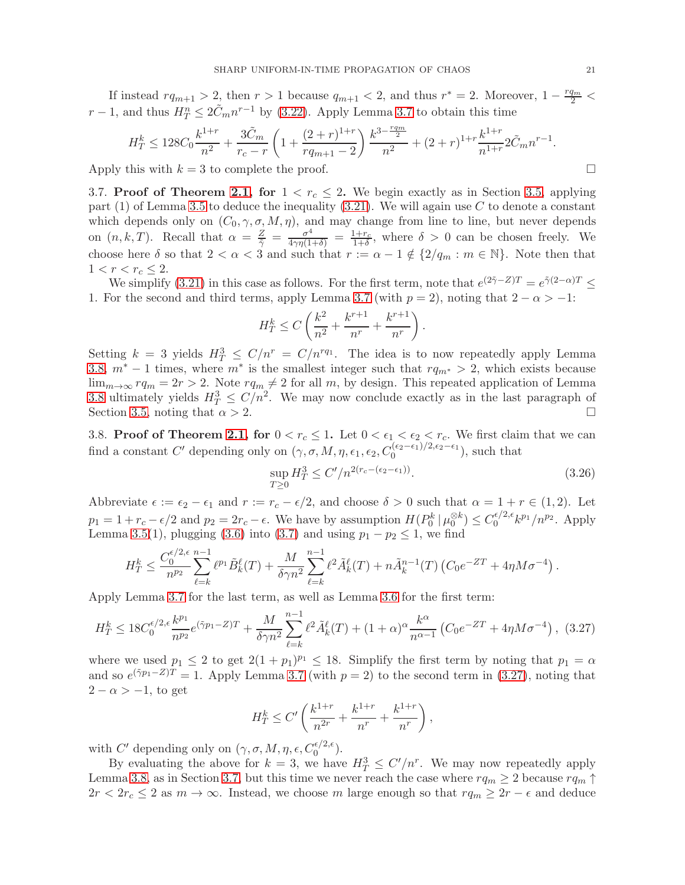If instead $rq_{m+1} > 2$, then $r > 1$ because $q_{m+1} < 2$, and thus $r^* = 2$. Moreover, $1 - \frac{rq_m}{2} < r - 1$, and thus $H^n_T \le 2\tilde{C}_m n^{r-1}$ by (3.22). Apply Lemma 3.7 to obtain this time

$$H^k_T \le 128 C_0 \frac{k^{1+r}}{n^2} + \frac{3\tilde{C}_m}{r_c - r}\left(1 + \frac{(2+r)^{1+r}}{rq_{m+1} - 2}\right)\frac{k^{3-\frac{rq_m}{2}}}{n^2} + (2+r)^{1+r}\frac{k^{1+r}}{n^{1+r}} 2\tilde{C}_m n^{r-1}.$$

Apply this with $k = 3$ to complete the proof. ∎

3.7. **Proof of Theorem 2.1, for $1 < r_c \le 2$.** We begin exactly as in Section 3.5, applying part (1) of Lemma 3.5 to deduce the inequality (3.21). We will again use $C$ to denote a constant which depends only on $(C_0, \gamma, \sigma, M, \eta)$, and may change from line to line, but never depends on $(n, k, T)$. Recall that $\alpha = \frac{Z}{\tilde{\gamma}} = \frac{\sigma^4}{4\gamma\eta(1+\delta)} = \frac{1+r_c}{1+\delta}$, where $\delta > 0$ can be chosen freely. We choose here $\delta$ so that $2 < \alpha < 3$ and such that $r := \alpha - 1 \notin \{2/q_m : m \in \mathbb{N}\}$. Note then that $1 < r < r_c \le 2$.

We simplify (3.21) in this case as follows. For the first term, note that $e^{(2\tilde{\gamma} - Z)T} = e^{\tilde{\gamma}(2-\alpha)T} \le 1$. For the second and third terms, apply Lemma 3.7 (with $p = 2$), noting that $2 - \alpha > -1$:

$$H^k_T \le C\left(\frac{k^2}{n^2} + \frac{k^{r+1}}{n^r} + \frac{k^{r+1}}{n^r}\right).$$

Setting $k = 3$ yields $H^3_T \le C/n^r = C/n^{rq_1}$. The idea is to now repeatedly apply Lemma 3.8, $m^* - 1$ times, where $m^*$ is the smallest integer such that $rq_{m^*} > 2$, which exists because $\lim_{m\to\infty} rq_m = 2r > 2$. Note $rq_m \ne 2$ for all $m$, by design. This repeated application of Lemma 3.8 ultimately yields $H^3_T \le C/n^2$. We may now conclude exactly as in the last paragraph of Section 3.5, noting that $\alpha > 2$. ∎

3.8. **Proof of Theorem 2.1, for $0 < r_c \le 1$.** Let $0 < \epsilon_1 < \epsilon_2 < r_c$. We first claim that we can find a constant $C'$ depending only on $(\gamma, \sigma, M, \eta, \epsilon_1, \epsilon_2, C_0^{(\epsilon_2-\epsilon_1)/2, \epsilon_2-\epsilon_1})$, such that

$$\sup_{T\ge 0} H^3_T \le C'/n^{2(r_c - (\epsilon_2 - \epsilon_1))}. \tag{3.26}$$

Abbreviate $\epsilon := \epsilon_2 - \epsilon_1$ and $r := r_c - \epsilon/2$, and choose $\delta > 0$ such that $\alpha = 1 + r \in (1, 2)$. Let $p_1 = 1 + r_c - \epsilon/2$ and $p_2 = 2r_c - \epsilon$. We have by assumption $H(P^k_0 \,|\, \mu_0^{\otimes k}) \le C_0^{\epsilon/2,\epsilon} k^{p_1}/n^{p_2}$. Apply Lemma 3.5(1), plugging (3.6) into (3.7) and using $p_1 - p_2 \le 1$, we find

$$H^k_T \le \frac{C_0^{\epsilon/2,\epsilon}}{n^{p_2}}\sum_{\ell=k}^{n-1} \ell^{p_1}\tilde{B}^\ell_k(T) + \frac{M}{\delta\gamma n^2}\sum_{\ell=k}^{n-1}\ell^2 \tilde{A}^\ell_k(T) + n\tilde{A}^{n-1}_k(T)\left(C_0 e^{-ZT} + 4\eta M\sigma^{-4}\right).$$

Apply Lemma 3.7 for the last term, as well as Lemma 3.6 for the first term:

$$H^k_T \le 18 C_0^{\epsilon/2,\epsilon}\frac{k^{p_1}}{n^{p_2}} e^{(\tilde{\gamma}p_1 - Z)T} + \frac{M}{\delta\gamma n^2}\sum_{\ell=k}^{n-1}\ell^2\tilde{A}^\ell_k(T) + (1+\alpha)^\alpha \frac{k^\alpha}{n^{\alpha-1}}\left(C_0 e^{-ZT} + 4\eta M\sigma^{-4}\right), \tag{3.27}$$

where we used $p_1 \le 2$ to get $2(1+p_1)^{p_1} \le 18$. Simplify the first term by noting that $p_1 = \alpha$ and so $e^{(\tilde{\gamma}p_1 - Z)T} = 1$. Apply Lemma 3.7 (with $p = 2$) to the second term in (3.27), noting that $2 - \alpha > -1$, to get

$$H^k_T \le C'\left(\frac{k^{1+r}}{n^{2r}} + \frac{k^{1+r}}{n^r} + \frac{k^{1+r}}{n^r}\right),$$

with $C'$ depending only on $(\gamma, \sigma, M, \eta, \epsilon, C_0^{\epsilon/2,\epsilon})$.

By evaluating the above for $k = 3$, we have $H^3_T \le C'/n^r$. We may now repeatedly apply Lemma 3.8, as in Section 3.7, but this time we never reach the case where $rq_m \ge 2$ because $rq_m \uparrow 2r < 2r_c \le 2$ as $m \to \infty$. Instead, we choose $m$ large enough so that $rq_m \ge 2r - \epsilon$ and deduce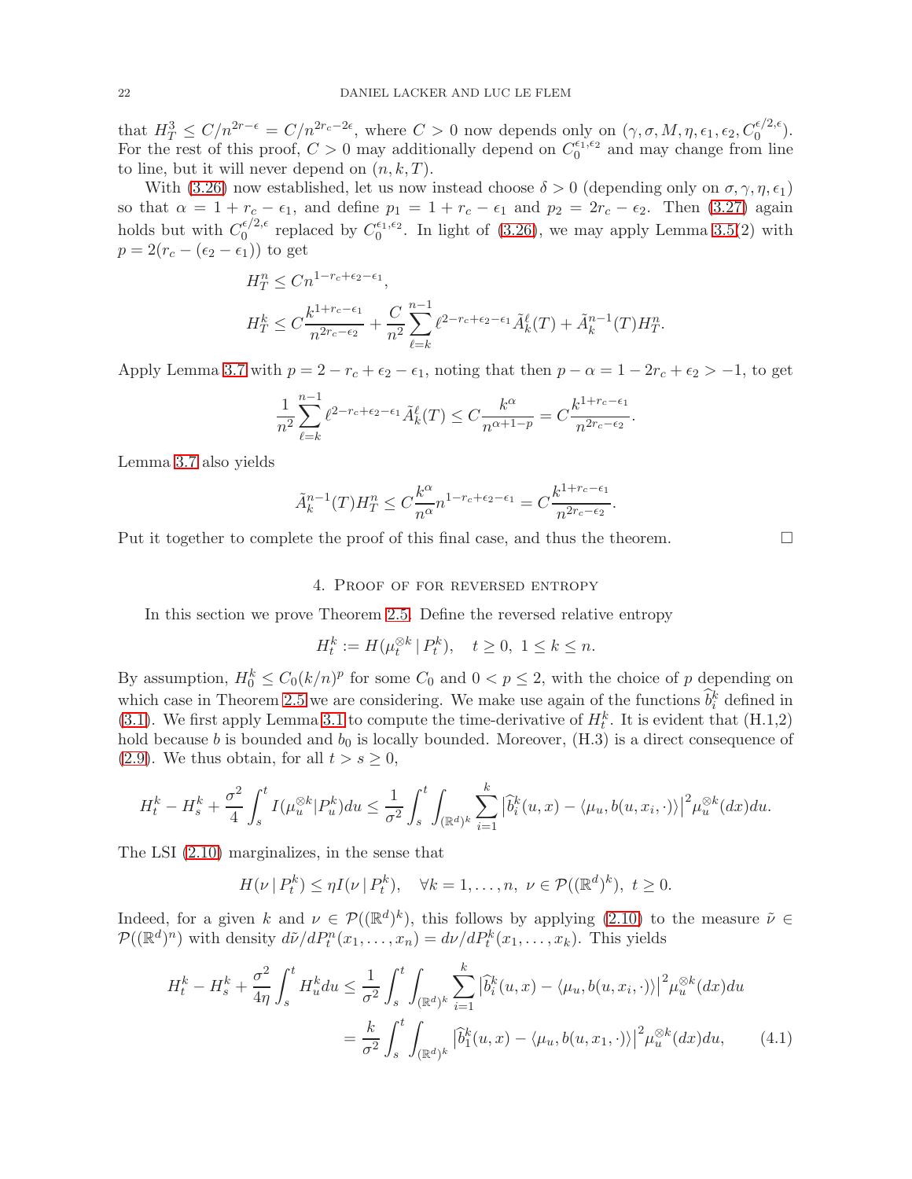that $H_T^3 \le C/n^{2r-\epsilon} = C/n^{2r_c-2\epsilon}$, where $C > 0$ now depends only on $(\gamma, \sigma, M, \eta, \epsilon_1, \epsilon_2, C_0^{\epsilon/2,\epsilon})$. For the rest of this proof, $C > 0$ may additionally depend on $C_0^{\epsilon_1,\epsilon_2}$ and may change from line to line, but it will never depend on $(n, k, T)$.

With (3.26) now established, let us now instead choose $\delta > 0$ (depending only on $\sigma, \gamma, \eta, \epsilon_1$) so that $\alpha = 1 + r_c - \epsilon_1$, and define $p_1 = 1 + r_c - \epsilon_1$ and $p_2 = 2r_c - \epsilon_2$. Then (3.27) again holds but with $C_0^{\epsilon/2,\epsilon}$ replaced by $C_0^{\epsilon_1,\epsilon_2}$. In light of (3.26), we may apply Lemma 3.5(2) with $p = 2(r_c - (\epsilon_2 - \epsilon_1))$ to get

$$
\begin{aligned}
&H_T^n \le C n^{1-r_c+\epsilon_2-\epsilon_1},\\
&H_T^k \le C\frac{k^{1+r_c-\epsilon_1}}{n^{2r_c-\epsilon_2}} + \frac{C}{n^2}\sum_{\ell=k}^{n-1} \ell^{2-r_c+\epsilon_2-\epsilon_1}\tilde{A}_k^\ell(T) + \tilde{A}_k^{n-1}(T) H_T^n.
\end{aligned}
$$

Apply Lemma 3.7 with $p = 2 - r_c + \epsilon_2 - \epsilon_1$, noting that then $p - \alpha = 1 - 2r_c + \epsilon_2 > -1$, to get

$$
\frac{1}{n^2}\sum_{\ell=k}^{n-1} \ell^{2-r_c+\epsilon_2-\epsilon_1}\tilde{A}_k^\ell(T) \le C\frac{k^\alpha}{n^{\alpha+1-p}} = C\frac{k^{1+r_c-\epsilon_1}}{n^{2r_c-\epsilon_2}}.
$$

Lemma 3.7 also yields

$$
\tilde{A}_k^{n-1}(T) H_T^n \le C\frac{k^\alpha}{n^\alpha} n^{1-r_c+\epsilon_2-\epsilon_1} = C\frac{k^{1+r_c-\epsilon_1}}{n^{2r_c-\epsilon_2}}.
$$

Put it together to complete the proof of this final case, and thus the theorem. $\square$

## 4. Proof of for reversed entropy

In this section we prove Theorem 2.5. Define the reversed relative entropy

$$
H_t^k := H(\mu_t^{\otimes k} \,|\, P_t^k), \quad t \ge 0,\ 1 \le k \le n.
$$

By assumption, $H_0^k \le C_0(k/n)^p$ for some $C_0$ and $0 < p \le 2$, with the choice of $p$ depending on which case in Theorem 2.5 we are considering. We make use again of the functions $\widehat{b}_i^k$ defined in (3.1). We first apply Lemma 3.1 to compute the time-derivative of $H_t^k$. It is evident that (H.1,2) hold because $b$ is bounded and $b_0$ is locally bounded. Moreover, (H.3) is a direct consequence of (2.9). We thus obtain, for all $t > s \ge 0$,

$$
H_t^k - H_s^k + \frac{\sigma^2}{4}\int_s^t I(\mu_u^{\otimes k}|P_u^k)du \le \frac{1}{\sigma^2}\int_s^t \int_{(\mathbb{R}^d)^k} \sum_{i=1}^k \left|\widehat{b}_i^k(u,x) - \langle \mu_u, b(u,x_i,\cdot)\rangle\right|^2 \mu_u^{\otimes k}(dx)du.
$$

The LSI (2.10) marginalizes, in the sense that

$$
H(\nu \,|\, P_t^k) \le \eta I(\nu \,|\, P_t^k), \quad \forall k = 1, \ldots, n,\ \nu \in \mathcal{P}((\mathbb{R}^d)^k),\ t \ge 0.
$$

Indeed, for a given $k$ and $\nu \in \mathcal{P}((\mathbb{R}^d)^k)$, this follows by applying (2.10) to the measure $\tilde{\nu} \in \mathcal{P}((\mathbb{R}^d)^n)$ with density $d\tilde{\nu}/dP_t^n(x_1, \ldots, x_n) = d\nu/dP_t^k(x_1, \ldots, x_k)$. This yields

$$
\begin{aligned}
H_t^k - H_s^k + \frac{\sigma^2}{4\eta}\int_s^t H_u^k du &\le \frac{1}{\sigma^2}\int_s^t \int_{(\mathbb{R}^d)^k} \sum_{i=1}^k \left|\widehat{b}_i^k(u,x) - \langle \mu_u, b(u,x_i,\cdot)\rangle\right|^2 \mu_u^{\otimes k}(dx)du \\
&= \frac{k}{\sigma^2}\int_s^t \int_{(\mathbb{R}^d)^k} \left|\widehat{b}_1^k(u,x) - \langle \mu_u, b(u,x_1,\cdot)\rangle\right|^2 \mu_u^{\otimes k}(dx)du, \qquad (4.1)
\end{aligned}
$$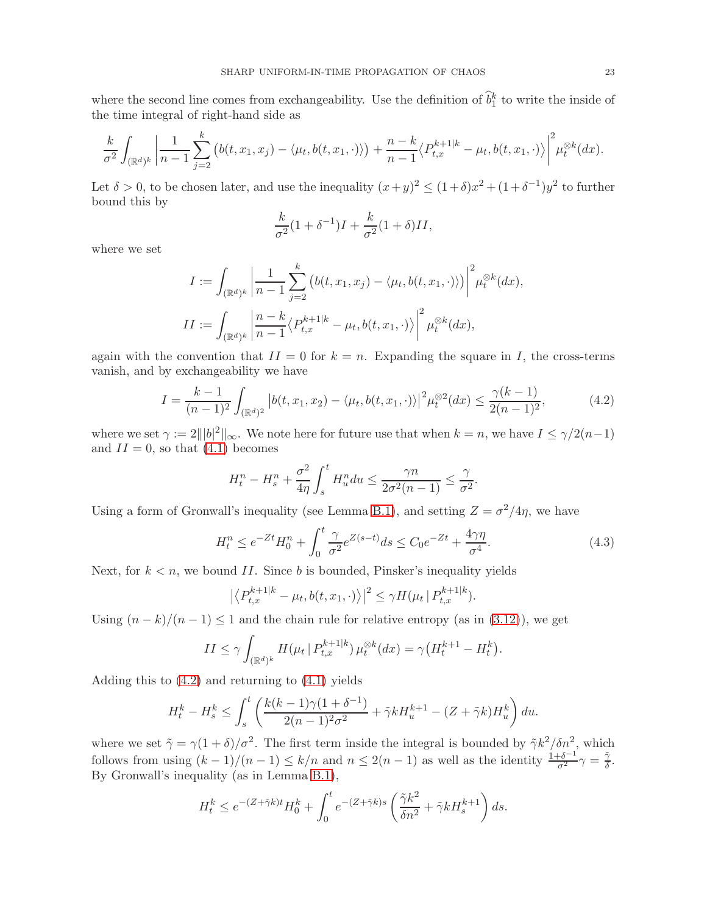where the second line comes from exchangeability. Use the definition of $\widehat{b}_1^k$ to write the inside of the time integral of right-hand side as

$$\frac{k}{\sigma^2}\int_{(\mathbb{R}^d)^k}\left|\frac{1}{n-1}\sum_{j=2}^k\big(b(t,x_1,x_j)-\langle\mu_t,b(t,x_1,\cdot)\rangle\big)+\frac{n-k}{n-1}\big\langle P_{t,x}^{k+1|k}-\mu_t,b(t,x_1,\cdot)\big\rangle\right|^2\mu_t^{\otimes k}(dx).$$

Let $\delta>0$, to be chosen later, and use the inequality $(x+y)^2\le(1+\delta)x^2+(1+\delta^{-1})y^2$ to further bound this by

$$\frac{k}{\sigma^2}(1+\delta^{-1})I+\frac{k}{\sigma^2}(1+\delta)II,$$

where we set

$$I:=\int_{(\mathbb{R}^d)^k}\left|\frac{1}{n-1}\sum_{j=2}^k\big(b(t,x_1,x_j)-\langle\mu_t,b(t,x_1,\cdot)\rangle\big)\right|^2\mu_t^{\otimes k}(dx),$$

$$II:=\int_{(\mathbb{R}^d)^k}\left|\frac{n-k}{n-1}\big\langle P_{t,x}^{k+1|k}-\mu_t,b(t,x_1,\cdot)\big\rangle\right|^2\mu_t^{\otimes k}(dx),$$

again with the convention that $II=0$ for $k=n$. Expanding the square in $I$, the cross-terms vanish, and by exchangeability we have

$$I=\frac{k-1}{(n-1)^2}\int_{(\mathbb{R}^d)^2}\big|b(t,x_1,x_2)-\langle\mu_t,b(t,x_1,\cdot)\rangle\big|^2\mu_t^{\otimes 2}(dx)\le\frac{\gamma(k-1)}{2(n-1)^2},\tag{4.2}$$

where we set $\gamma:=2\||b|^2\|_\infty$. We note here for future use that when $k=n$, we have $I\le\gamma/2(n-1)$ and $II=0$, so that (4.1) becomes

$$H_t^n-H_s^n+\frac{\sigma^2}{4\eta}\int_s^t H_u^n\,du\le\frac{\gamma n}{2\sigma^2(n-1)}\le\frac{\gamma}{\sigma^2}.$$

Using a form of Gronwall's inequality (see Lemma B.1), and setting $Z=\sigma^2/4\eta$, we have

$$H_t^n\le e^{-Zt}H_0^n+\int_0^t\frac{\gamma}{\sigma^2}e^{Z(s-t)}ds\le C_0e^{-Zt}+\frac{4\gamma\eta}{\sigma^4}.\tag{4.3}$$

Next, for $k<n$, we bound $II$. Since $b$ is bounded, Pinsker's inequality yields

$$\big|\big\langle P_{t,x}^{k+1|k}-\mu_t,b(t,x_1,\cdot)\big\rangle\big|^2\le\gamma H(\mu_t\,|\,P_{t,x}^{k+1|k}).$$

Using $(n-k)/(n-1)\le1$ and the chain rule for relative entropy (as in (3.12)), we get

$$II\le\gamma\int_{(\mathbb{R}^d)^k}H(\mu_t\,|\,P_{t,x}^{k+1|k})\,\mu_t^{\otimes k}(dx)=\gamma\big(H_t^{k+1}-H_t^k\big).$$

Adding this to (4.2) and returning to (4.1) yields

$$H_t^k-H_s^k\le\int_s^t\left(\frac{k(k-1)\gamma(1+\delta^{-1})}{2(n-1)^2\sigma^2}+\tilde\gamma kH_u^{k+1}-(Z+\tilde\gamma k)H_u^k\right)du.$$

where we set $\tilde\gamma=\gamma(1+\delta)/\sigma^2$. The first term inside the integral is bounded by $\tilde\gamma k^2/\delta n^2$, which follows from using $(k-1)/(n-1)\le k/n$ and $n\le 2(n-1)$ as well as the identity $\frac{1+\delta^{-1}}{\sigma^2}\gamma=\frac{\tilde\gamma}{\delta}$. By Gronwall's inequality (as in Lemma B.1),

$$H_t^k\le e^{-(Z+\tilde\gamma k)t}H_0^k+\int_0^t e^{-(Z+\tilde\gamma k)s}\left(\frac{\tilde\gamma k^2}{\delta n^2}+\tilde\gamma kH_s^{k+1}\right)ds.$$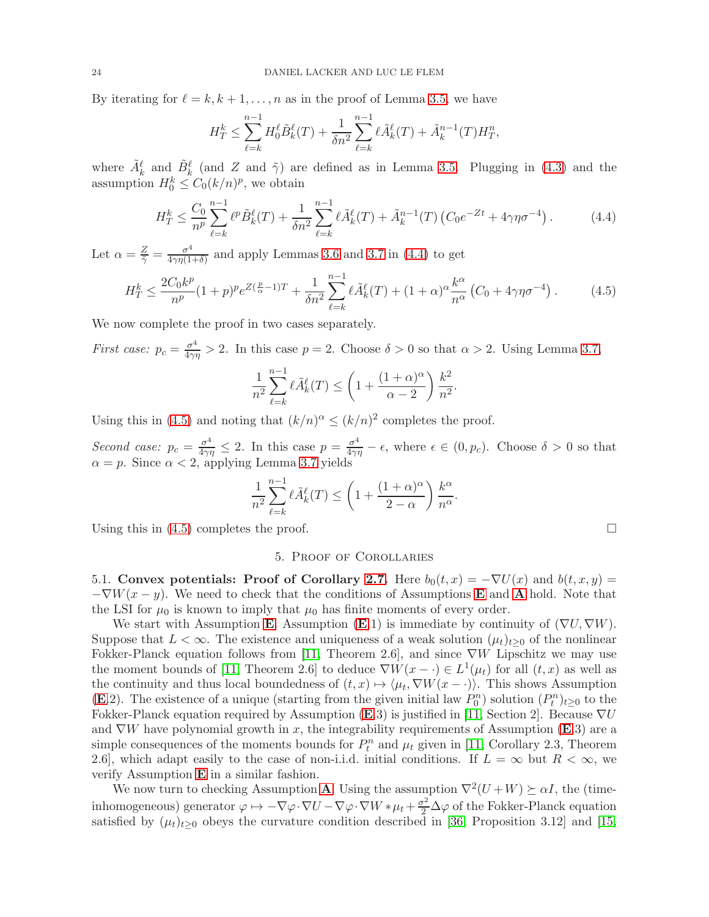By iterating for $\ell = k, k+1, \dots, n$ as in the proof of Lemma 3.5, we have

$$H_T^k \le \sum_{\ell=k}^{n-1} H_0^\ell \tilde{B}_k^\ell(T) + \frac{1}{\delta n^2} \sum_{\ell=k}^{n-1} \ell \tilde{A}_k^\ell(T) + \tilde{A}_k^{n-1}(T) H_T^n,$$

where $\tilde{A}_k^\ell$ and $\tilde{B}_k^\ell$ (and $Z$ and $\tilde{\gamma}$) are defined as in Lemma 3.5. Plugging in (4.3) and the assumption $H_0^k \le C_0(k/n)^p$, we obtain

$$H_T^k \le \frac{C_0}{n^p} \sum_{\ell=k}^{n-1} \ell^p \tilde{B}_k^\ell(T) + \frac{1}{\delta n^2} \sum_{\ell=k}^{n-1} \ell \tilde{A}_k^\ell(T) + \tilde{A}_k^{n-1}(T) \left( C_0 e^{-Zt} + 4\gamma\eta\sigma^{-4} \right). \tag{4.4}$$

Let $\alpha = \frac{Z}{\tilde{\gamma}} = \frac{\sigma^4}{4\gamma\eta(1+\delta)}$ and apply Lemmas 3.6 and 3.7 in (4.4) to get

$$H_T^k \le \frac{2C_0 k^p}{n^p} (1+p)^p e^{Z(\frac{p}{\alpha}-1)T} + \frac{1}{\delta n^2} \sum_{\ell=k}^{n-1} \ell \tilde{A}_k^\ell(T) + (1+\alpha)^\alpha \frac{k^\alpha}{n^\alpha} \left( C_0 + 4\gamma\eta\sigma^{-4} \right). \tag{4.5}$$

We now complete the proof in two cases separately.

*First case:* $p_c = \frac{\sigma^4}{4\gamma\eta} > 2$. In this case $p = 2$. Choose $\delta > 0$ so that $\alpha > 2$. Using Lemma 3.7,

$$\frac{1}{n^2} \sum_{\ell=k}^{n-1} \ell \tilde{A}_k^\ell(T) \le \left( 1 + \frac{(1+\alpha)^\alpha}{\alpha - 2} \right) \frac{k^2}{n^2}.$$

Using this in (4.5) and noting that $(k/n)^\alpha \le (k/n)^2$ completes the proof.

*Second case:* $p_c = \frac{\sigma^4}{4\gamma\eta} \le 2$. In this case $p = \frac{\sigma^4}{4\gamma\eta} - \epsilon$, where $\epsilon \in (0, p_c)$. Choose $\delta > 0$ so that $\alpha = p$. Since $\alpha < 2$, applying Lemma 3.7 yields

$$\frac{1}{n^2} \sum_{\ell=k}^{n-1} \ell \tilde{A}_k^\ell(T) \le \left( 1 + \frac{(1+\alpha)^\alpha}{2 - \alpha} \right) \frac{k^\alpha}{n^\alpha}.$$

Using this in (4.5) completes the proof. □

## 5. Proof of Corollaries

**5.1. Convex potentials: Proof of Corollary 2.7.** Here $b_0(t,x) = -\nabla U(x)$ and $b(t,x,y) = -\nabla W(x-y)$. We need to check that the conditions of Assumptions **E** and **A** hold. Note that the LSI for $\mu_0$ is known to imply that $\mu_0$ has finite moments of every order.

We start with Assumption **E**. Assumption (**E**.1) is immediate by continuity of $(\nabla U, \nabla W)$. Suppose that $L < \infty$. The existence and uniqueness of a weak solution $(\mu_t)_{t\ge 0}$ of the nonlinear Fokker-Planck equation follows from [11, Theorem 2.6], and since $\nabla W$ Lipschitz we may use the moment bounds of [11, Theorem 2.6] to deduce $\nabla W(x - \cdot) \in L^1(\mu_t)$ for all $(t,x)$ as well as the continuity and thus local boundedness of $(t,x) \mapsto \langle \mu_t, \nabla W(x-\cdot)\rangle$. This shows Assumption (**E**.2). The existence of a unique (starting from the given initial law $P_0^n$) solution $(P_t^n)_{t\ge 0}$ to the Fokker-Planck equation required by Assumption (**E**.3) is justified in [11, Section 2]. Because $\nabla U$ and $\nabla W$ have polynomial growth in $x$, the integrability requirements of Assumption (**E**.3) are a simple consequences of the moments bounds for $P_t^n$ and $\mu_t$ given in [11, Corollary 2.3, Theorem 2.6], which adapt easily to the case of non-i.i.d. initial conditions. If $L = \infty$ but $R < \infty$, we verify Assumption **E** in a similar fashion.

We now turn to checking Assumption **A**. Using the assumption $\nabla^2(U+W) \succeq \alpha I$, the (time-inhomogeneous) generator $\varphi \mapsto -\nabla\varphi\cdot\nabla U - \nabla\varphi\cdot\nabla W * \mu_t + \frac{\sigma^2}{2}\Delta\varphi$ of the Fokker-Planck equation satisfied by $(\mu_t)_{t\ge 0}$ obeys the curvature condition described in [36, Proposition 3.12] and [15,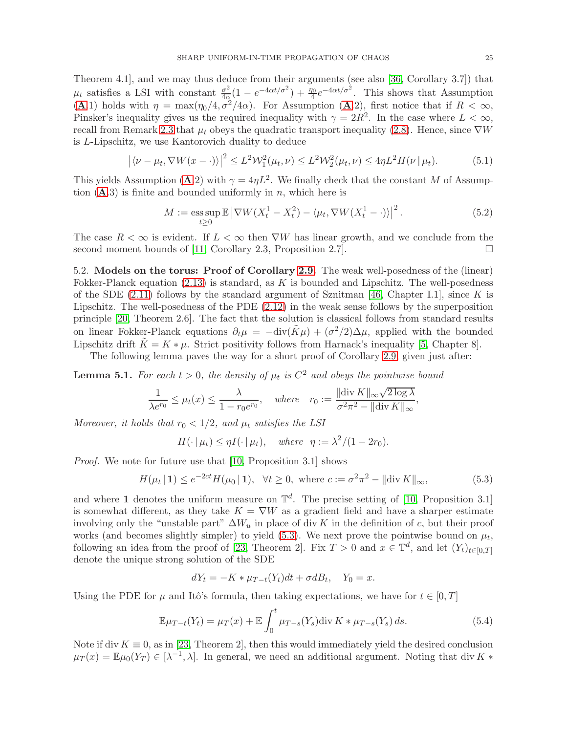Theorem 4.1], and we may thus deduce from their arguments (see also [36, Corollary 3.7]) that $\mu_t$ satisfies a LSI with constant $\frac{\sigma^2}{4\alpha}(1-e^{-4\alpha t/\sigma^2}) + \frac{\eta_0}{4}e^{-4\alpha t/\sigma^2}$. This shows that Assumption (**A**.1) holds with $\eta = \max(\eta_0/4, \sigma^2/4\alpha)$. For Assumption (**A**.2), first notice that if $R < \infty$, Pinsker's inequality gives us the required inequality with $\gamma = 2R^2$. In the case where $L < \infty$, recall from Remark 2.3 that $\mu_t$ obeys the quadratic transport inequality (2.8). Hence, since $\nabla W$ is $L$-Lipschitz, we use Kantorovich duality to deduce

$$\left|\langle \nu - \mu_t, \nabla W(x - \cdot)\rangle\right|^2 \le L^2 \mathcal{W}_1^2(\mu_t, \nu) \le L^2 \mathcal{W}_2^2(\mu_t, \nu) \le 4\eta L^2 H(\nu \,|\, \mu_t). \tag{5.1}$$

This yields Assumption (**A**.2) with $\gamma = 4\eta L^2$. We finally check that the constant $M$ of Assumption (**A**.3) is finite and bounded uniformly in $n$, which here is

$$M := \operatorname*{ess\,sup}_{t\ge 0} \mathbb{E}\left|\nabla W(X_t^1 - X_t^2) - \langle \mu_t, \nabla W(X_t^1 - \cdot)\rangle\right|^2. \tag{5.2}$$

The case $R < \infty$ is evident. If $L < \infty$ then $\nabla W$ has linear growth, and we conclude from the second moment bounds of [11, Corollary 2.3, Proposition 2.7]. ∎

## 5.2. Models on the torus: Proof of Corollary 2.9.

The weak well-posedness of the (linear) Fokker-Planck equation (2.13) is standard, as $K$ is bounded and Lipschitz. The well-posedness of the SDE (2.11) follows by the standard argument of Sznitman [46, Chapter I.1], since $K$ is Lipschitz. The well-posedness of the PDE (2.12) in the weak sense follows by the superposition principle [20, Theorem 2.6]. The fact that the solution is classical follows from standard results on linear Fokker-Planck equations $\partial_t \mu = -\mathrm{div}(\tilde{K}\mu) + (\sigma^2/2)\Delta\mu$, applied with the bounded Lipschitz drift $\tilde{K} = K * \mu$. Strict positivity follows from Harnack's inequality [5, Chapter 8].

The following lemma paves the way for a short proof of Corollary 2.9, given just after:

**Lemma 5.1.** *For each $t > 0$, the density of $\mu_t$ is $C^2$ and obeys the pointwise bound*

$$\frac{1}{\lambda e^{r_0}} \le \mu_t(x) \le \frac{\lambda}{1 - r_0 e^{r_0}}, \quad \text{where} \quad r_0 := \frac{\|\mathrm{div}\, K\|_\infty \sqrt{2\log\lambda}}{\sigma^2\pi^2 - \|\mathrm{div}\, K\|_\infty},$$

*Moreover, it holds that $r_0 < 1/2$, and $\mu_t$ satisfies the LSI*

$$H(\cdot \,|\, \mu_t) \le \eta I(\cdot \,|\, \mu_t), \quad \text{where} \;\; \eta := \lambda^2/(1 - 2r_0).$$

*Proof.* We note for future use that [10, Proposition 3.1] shows

$$H(\mu_t \,|\, \mathbf{1}) \le e^{-2ct} H(\mu_0 \,|\, \mathbf{1}), \quad \forall t \ge 0, \text{ where } c := \sigma^2\pi^2 - \|\mathrm{div}\, K\|_\infty, \tag{5.3}$$

and where $\mathbf{1}$ denotes the uniform measure on $\mathbb{T}^d$. The precise setting of [10, Proposition 3.1] is somewhat different, as they take $K = \nabla W$ as a gradient field and have a sharper estimate involving only the "unstable part" $\Delta W_u$ in place of $\mathrm{div}\, K$ in the definition of $c$, but their proof works (and becomes slightly simpler) to yield (5.3). We next prove the pointwise bound on $\mu_t$, following an idea from the proof of [23, Theorem 2]. Fix $T > 0$ and $x \in \mathbb{T}^d$, and let $(Y_t)_{t\in[0,T]}$ denote the unique strong solution of the SDE

$$dY_t = -K * \mu_{T-t}(Y_t)dt + \sigma dB_t, \quad Y_0 = x.$$

Using the PDE for $\mu$ and Itô's formula, then taking expectations, we have for $t \in [0,T]$

$$\mathbb{E}\mu_{T-t}(Y_t) = \mu_T(x) + \mathbb{E}\int_0^t \mu_{T-s}(Y_s)\mathrm{div}\, K * \mu_{T-s}(Y_s)\, ds. \tag{5.4}$$

Note if $\mathrm{div}\, K \equiv 0$, as in [23, Theorem 2], then this would immediately yield the desired conclusion $\mu_T(x) = \mathbb{E}\mu_0(Y_T) \in [\lambda^{-1}, \lambda]$. In general, we need an additional argument. Noting that $\mathrm{div}\, K *$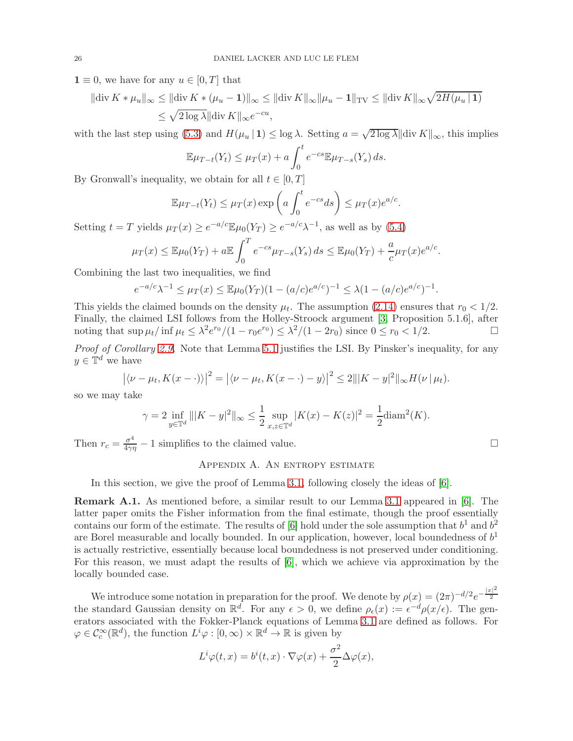$\mathbf{1} \equiv 0$, we have for any $u \in [0,T]$ that

$$
\begin{aligned}
\|\operatorname{div} K * \mu_u\|_\infty &\le \|\operatorname{div} K * (\mu_u - \mathbf{1})\|_\infty \le \|\operatorname{div} K\|_\infty \|\mu_u - \mathbf{1}\|_{\mathrm{TV}} \le \|\operatorname{div} K\|_\infty \sqrt{2H(\mu_u \,|\, \mathbf{1})} \\
&\le \sqrt{2\log \lambda}\|\operatorname{div} K\|_\infty e^{-cu},
\end{aligned}
$$

with the last step using (5.3) and $H(\mu_u \,|\, \mathbf{1}) \le \log \lambda$. Setting $a = \sqrt{2\log\lambda}\|\operatorname{div} K\|_\infty$, this implies

$$
\mathbb{E}\mu_{T-t}(Y_t) \le \mu_T(x) + a\int_0^t e^{-cs}\mathbb{E}\mu_{T-s}(Y_s)\,ds.
$$

By Gronwall's inequality, we obtain for all $t \in [0,T]$

$$
\mathbb{E}\mu_{T-t}(Y_t) \le \mu_T(x)\exp\left(a\int_0^t e^{-cs}ds\right) \le \mu_T(x)e^{a/c}.
$$

Setting $t = T$ yields $\mu_T(x) \ge e^{-a/c}\mathbb{E}\mu_0(Y_T) \ge e^{-a/c}\lambda^{-1}$, as well as by (5.4)

$$
\mu_T(x) \le \mathbb{E}\mu_0(Y_T) + a\mathbb{E}\int_0^T e^{-cs}\mu_{T-s}(Y_s)\,ds \le \mathbb{E}\mu_0(Y_T) + \frac{a}{c}\mu_T(x)e^{a/c}.
$$

Combining the last two inequalities, we find

$$
e^{-a/c}\lambda^{-1} \le \mu_T(x) \le \mathbb{E}\mu_0(Y_T)(1-(a/c)e^{a/c})^{-1} \le \lambda(1-(a/c)e^{a/c})^{-1}.
$$

This yields the claimed bounds on the density $\mu_t$. The assumption (2.14) ensures that $r_0 < 1/2$. Finally, the claimed LSI follows from the Holley-Stroock argument [3, Proposition 5.1.6], after noting that $\sup \mu_t / \inf \mu_t \le \lambda^2 e^{r_0}/(1-r_0e^{r_0}) \le \lambda^2/(1-2r_0)$ since $0 \le r_0 < 1/2$. □

*Proof of Corollary 2.9.* Note that Lemma 5.1 justifies the LSI. By Pinsker's inequality, for any $y \in \mathbb{T}^d$ we have

$$
\left|\langle \nu - \mu_t, K(x-\cdot)\rangle\right|^2 = \left|\langle \nu - \mu_t, K(x-\cdot) - y\rangle\right|^2 \le 2\||K-y|^2\|_\infty H(\nu \,|\, \mu_t).
$$

so we may take

$$
\gamma = 2\inf_{y\in\mathbb{T}^d}\||K-y|^2\|_\infty \le \frac{1}{2}\sup_{x,z\in\mathbb{T}^d}|K(x)-K(z)|^2 = \frac{1}{2}\mathrm{diam}^2(K).
$$

Then $r_c = \frac{\sigma^4}{4\gamma\eta} - 1$ simplifies to the claimed value. □

## Appendix A. An entropy estimate

In this section, we give the proof of Lemma 3.1, following closely the ideas of [6].

**Remark A.1.** As mentioned before, a similar result to our Lemma 3.1 appeared in [6]. The latter paper omits the Fisher information from the final estimate, though the proof essentially contains our form of the estimate. The results of [6] hold under the sole assumption that $b^1$ and $b^2$ are Borel measurable and locally bounded. In our application, however, local boundedness of $b^1$ is actually restrictive, essentially because local boundedness is not preserved under conditioning. For this reason, we must adapt the results of [6], which we achieve via approximation by the locally bounded case.

We introduce some notation in preparation for the proof. We denote by $\rho(x) = (2\pi)^{-d/2}e^{-\frac{|x|^2}{2}}$ the standard Gaussian density on $\mathbb{R}^d$. For any $\epsilon > 0$, we define $\rho_\epsilon(x) := \epsilon^{-d}\rho(x/\epsilon)$. The generators associated with the Fokker-Planck equations of Lemma 3.1 are defined as follows. For $\varphi \in \mathcal{C}_c^\infty(\mathbb{R}^d)$, the function $L^i\varphi : [0,\infty)\times\mathbb{R}^d \to \mathbb{R}$ is given by

$$
L^i\varphi(t,x) = b^i(t,x)\cdot\nabla\varphi(x) + \frac{\sigma^2}{2}\Delta\varphi(x),
$$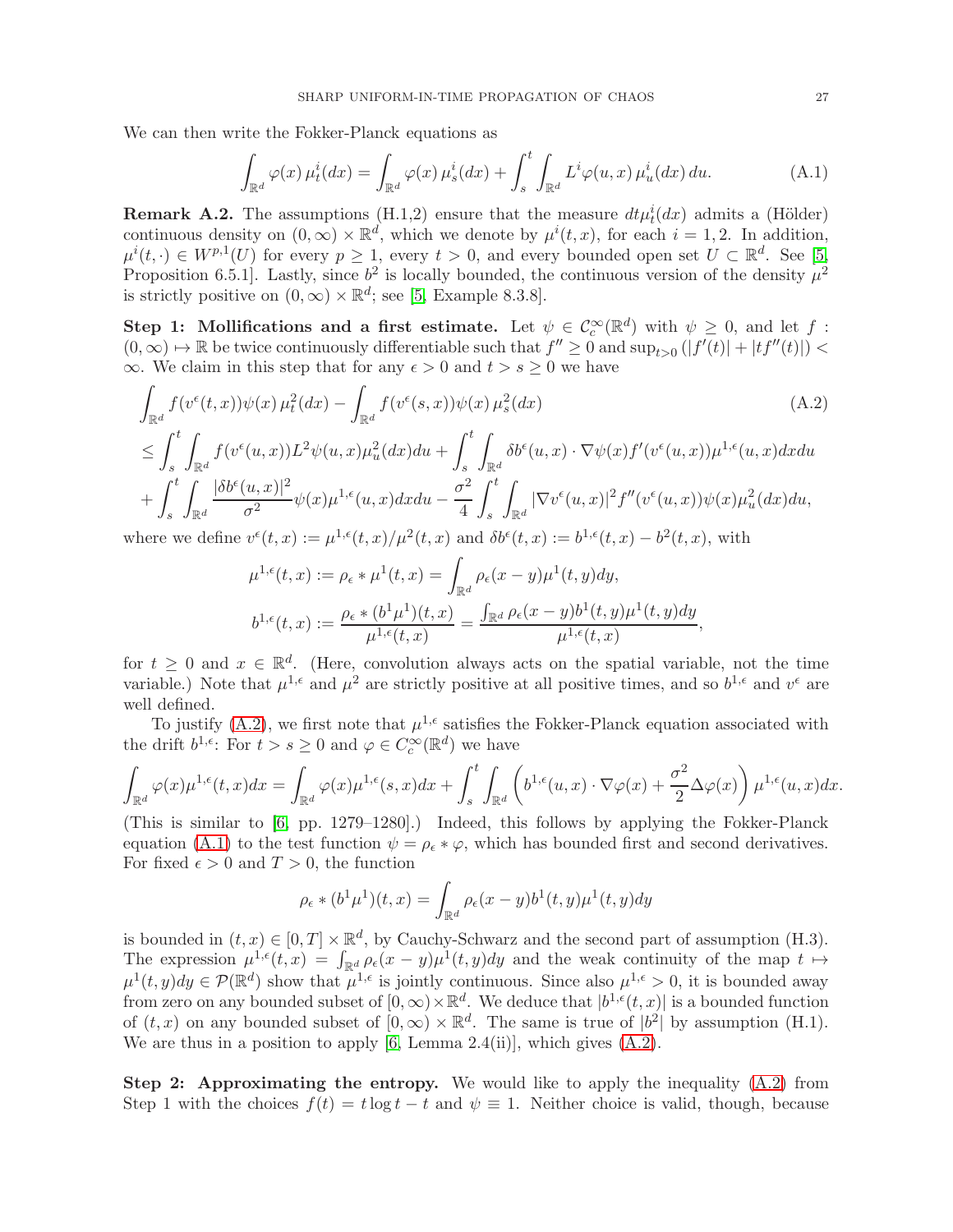We can then write the Fokker-Planck equations as

$$\int_{\mathbb{R}^d} \varphi(x)\, \mu^i_t(dx) = \int_{\mathbb{R}^d} \varphi(x)\, \mu^i_s(dx) + \int_s^t \int_{\mathbb{R}^d} L^i \varphi(u,x)\, \mu^i_u(dx)\, du. \tag{A.1}$$

**Remark A.2.** The assumptions (H.1,2) ensure that the measure $dt\mu^i_t(dx)$ admits a (Hölder) continuous density on $(0,\infty)\times\mathbb{R}^d$, which we denote by $\mu^i(t,x)$, for each $i=1,2$. In addition, $\mu^i(t,\cdot)\in W^{p,1}(U)$ for every $p\geq 1$, every $t>0$, and every bounded open set $U\subset\mathbb{R}^d$. See [5, Proposition 6.5.1]. Lastly, since $b^2$ is locally bounded, the continuous version of the density $\mu^2$ is strictly positive on $(0,\infty)\times\mathbb{R}^d$; see [5, Example 8.3.8].

**Step 1: Mollifications and a first estimate.** Let $\psi\in\mathcal{C}^\infty_c(\mathbb{R}^d)$ with $\psi\geq 0$, and let $f:(0,\infty)\mapsto\mathbb{R}$ be twice continuously differentiable such that $f''\geq 0$ and $\sup_{t>0}(|f'(t)|+|tf''(t)|)<\infty$. We claim in this step that for any $\epsilon>0$ and $t>s\geq 0$ we have

$$\begin{aligned}
&\int_{\mathbb{R}^d} f(v^\epsilon(t,x))\psi(x)\,\mu^2_t(dx) - \int_{\mathbb{R}^d} f(v^\epsilon(s,x))\psi(x)\,\mu^2_s(dx) \qquad\qquad (A.2)\\
&\leq \int_s^t\int_{\mathbb{R}^d} f(v^\epsilon(u,x))L^2\psi(u,x)\mu^2_u(dx)du + \int_s^t\int_{\mathbb{R}^d}\delta b^\epsilon(u,x)\cdot\nabla\psi(x)f'(v^\epsilon(u,x))\mu^{1,\epsilon}(u,x)dxdu\\
&\quad+\int_s^t\int_{\mathbb{R}^d}\frac{|\delta b^\epsilon(u,x)|^2}{\sigma^2}\psi(x)\mu^{1,\epsilon}(u,x)dxdu - \frac{\sigma^2}{4}\int_s^t\int_{\mathbb{R}^d}|\nabla v^\epsilon(u,x)|^2 f''(v^\epsilon(u,x))\psi(x)\mu^2_u(dx)du,
\end{aligned}$$

where we define $v^\epsilon(t,x):=\mu^{1,\epsilon}(t,x)/\mu^2(t,x)$ and $\delta b^\epsilon(t,x):=b^{1,\epsilon}(t,x)-b^2(t,x)$, with

$$\mu^{1,\epsilon}(t,x):=\rho_\epsilon*\mu^1(t,x)=\int_{\mathbb{R}^d}\rho_\epsilon(x-y)\mu^1(t,y)dy,$$

$$b^{1,\epsilon}(t,x):=\frac{\rho_\epsilon*(b^1\mu^1)(t,x)}{\mu^{1,\epsilon}(t,x)}=\frac{\int_{\mathbb{R}^d}\rho_\epsilon(x-y)b^1(t,y)\mu^1(t,y)dy}{\mu^{1,\epsilon}(t,x)},$$

for $t\geq 0$ and $x\in\mathbb{R}^d$. (Here, convolution always acts on the spatial variable, not the time variable.) Note that $\mu^{1,\epsilon}$ and $\mu^2$ are strictly positive at all positive times, and so $b^{1,\epsilon}$ and $v^\epsilon$ are well defined.

To justify (A.2), we first note that $\mu^{1,\epsilon}$ satisfies the Fokker-Planck equation associated with the drift $b^{1,\epsilon}$: For $t>s\geq 0$ and $\varphi\in C^\infty_c(\mathbb{R}^d)$ we have

$$\int_{\mathbb{R}^d}\varphi(x)\mu^{1,\epsilon}(t,x)dx = \int_{\mathbb{R}^d}\varphi(x)\mu^{1,\epsilon}(s,x)dx + \int_s^t\int_{\mathbb{R}^d}\left(b^{1,\epsilon}(u,x)\cdot\nabla\varphi(x)+\frac{\sigma^2}{2}\Delta\varphi(x)\right)\mu^{1,\epsilon}(u,x)dx.$$

(This is similar to [6, pp. 1279–1280].) Indeed, this follows by applying the Fokker-Planck equation (A.1) to the test function $\psi=\rho_\epsilon*\varphi$, which has bounded first and second derivatives. For fixed $\epsilon>0$ and $T>0$, the function

$$\rho_\epsilon*(b^1\mu^1)(t,x)=\int_{\mathbb{R}^d}\rho_\epsilon(x-y)b^1(t,y)\mu^1(t,y)dy$$

is bounded in $(t,x)\in[0,T]\times\mathbb{R}^d$, by Cauchy-Schwarz and the second part of assumption (H.3). The expression $\mu^{1,\epsilon}(t,x)=\int_{\mathbb{R}^d}\rho_\epsilon(x-y)\mu^1(t,y)dy$ and the weak continuity of the map $t\mapsto\mu^1(t,y)dy\in\mathcal{P}(\mathbb{R}^d)$ show that $\mu^{1,\epsilon}$ is jointly continuous. Since also $\mu^{1,\epsilon}>0$, it is bounded away from zero on any bounded subset of $[0,\infty)\times\mathbb{R}^d$. We deduce that $|b^{1,\epsilon}(t,x)|$ is a bounded function of $(t,x)$ on any bounded subset of $[0,\infty)\times\mathbb{R}^d$. The same is true of $|b^2|$ by assumption (H.1). We are thus in a position to apply [6, Lemma 2.4(ii)], which gives (A.2).

**Step 2: Approximating the entropy.** We would like to apply the inequality (A.2) from Step 1 with the choices $f(t)=t\log t-t$ and $\psi\equiv 1$. Neither choice is valid, though, because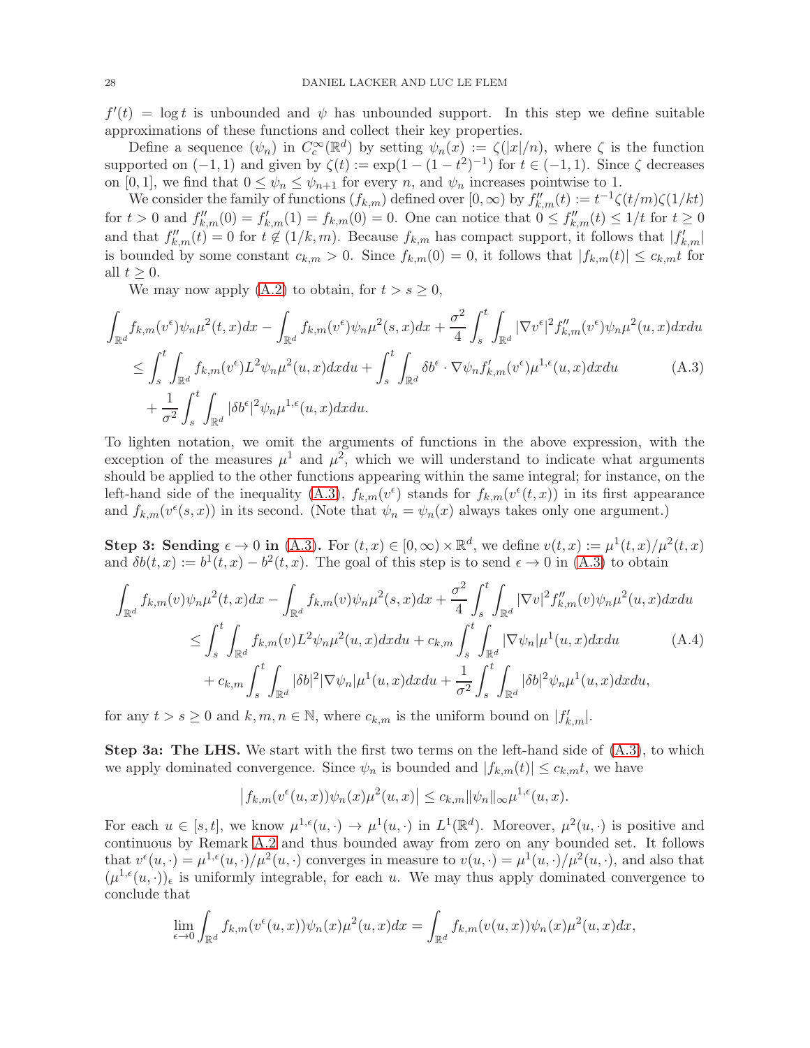$f'(t) = \log t$ is unbounded and $\psi$ has unbounded support. In this step we define suitable approximations of these functions and collect their key properties.

Define a sequence $(\psi_n)$ in $C_c^\infty(\mathbb{R}^d)$ by setting $\psi_n(x) := \zeta(|x|/n)$, where $\zeta$ is the function supported on $(-1,1)$ and given by $\zeta(t) := \exp(1-(1-t^2)^{-1})$ for $t \in (-1,1)$. Since $\zeta$ decreases on $[0,1]$, we find that $0 \le \psi_n \le \psi_{n+1}$ for every $n$, and $\psi_n$ increases pointwise to 1.

We consider the family of functions $(f_{k,m})$ defined over $[0,\infty)$ by $f''_{k,m}(t) := t^{-1}\zeta(t/m)\zeta(1/kt)$ for $t > 0$ and $f''_{k,m}(0) = f'_{k,m}(1) = f_{k,m}(0) = 0$. One can notice that $0 \le f''_{k,m}(t) \le 1/t$ for $t \ge 0$ and that $f''_{k,m}(t) = 0$ for $t \notin (1/k, m)$. Because $f_{k,m}$ has compact support, it follows that $|f'_{k,m}|$ is bounded by some constant $c_{k,m} > 0$. Since $f_{k,m}(0) = 0$, it follows that $|f_{k,m}(t)| \le c_{k,m} t$ for all $t \ge 0$.

We may now apply (A.2) to obtain, for $t > s \ge 0$,

$$
\begin{aligned}
&\int_{\mathbb{R}^d} f_{k,m}(v^\epsilon)\psi_n \mu^2(t,x)dx - \int_{\mathbb{R}^d} f_{k,m}(v^\epsilon)\psi_n\mu^2(s,x)dx + \frac{\sigma^2}{4}\int_s^t\int_{\mathbb{R}^d} |\nabla v^\epsilon|^2 f''_{k,m}(v^\epsilon)\psi_n\mu^2(u,x)dxdu \\
&\quad \le \int_s^t\int_{\mathbb{R}^d} f_{k,m}(v^\epsilon)L^2\psi_n\mu^2(u,x)dxdu + \int_s^t\int_{\mathbb{R}^d} \delta b^\epsilon\cdot\nabla\psi_n f'_{k,m}(v^\epsilon)\mu^{1,\epsilon}(u,x)dxdu \qquad \text{(A.3)}\\
&\qquad + \frac{1}{\sigma^2}\int_s^t\int_{\mathbb{R}^d} |\delta b^\epsilon|^2\psi_n\mu^{1,\epsilon}(u,x)dxdu.
\end{aligned}
$$

To lighten notation, we omit the arguments of functions in the above expression, with the exception of the measures $\mu^1$ and $\mu^2$, which we will understand to indicate what arguments should be applied to the other functions appearing within the same integral; for instance, on the left-hand side of the inequality (A.3), $f_{k,m}(v^\epsilon)$ stands for $f_{k,m}(v^\epsilon(t,x))$ in its first appearance and $f_{k,m}(v^\epsilon(s,x))$ in its second. (Note that $\psi_n = \psi_n(x)$ always takes only one argument.)

**Step 3: Sending $\epsilon \to 0$ in (A.3).** For $(t,x) \in [0,\infty)\times\mathbb{R}^d$, we define $v(t,x) := \mu^1(t,x)/\mu^2(t,x)$ and $\delta b(t,x) := b^1(t,x) - b^2(t,x)$. The goal of this step is to send $\epsilon \to 0$ in (A.3) to obtain

$$
\begin{aligned}
&\int_{\mathbb{R}^d} f_{k,m}(v)\psi_n\mu^2(t,x)dx - \int_{\mathbb{R}^d} f_{k,m}(v)\psi_n\mu^2(s,x)dx + \frac{\sigma^2}{4}\int_s^t\int_{\mathbb{R}^d}|\nabla v|^2 f''_{k,m}(v)\psi_n\mu^2(u,x)dxdu \\
&\qquad \le \int_s^t\int_{\mathbb{R}^d} f_{k,m}(v)L^2\psi_n\mu^2(u,x)dxdu + c_{k,m}\int_s^t\int_{\mathbb{R}^d}|\nabla\psi_n|\mu^1(u,x)dxdu \qquad \text{(A.4)}\\
&\qquad\quad + c_{k,m}\int_s^t\int_{\mathbb{R}^d}|\delta b|^2|\nabla\psi_n|\mu^1(u,x)dxdu + \frac{1}{\sigma^2}\int_s^t\int_{\mathbb{R}^d}|\delta b|^2\psi_n\mu^1(u,x)dxdu,
\end{aligned}
$$

for any $t > s \ge 0$ and $k, m, n \in \mathbb{N}$, where $c_{k,m}$ is the uniform bound on $|f'_{k,m}|$.

**Step 3a: The LHS.** We start with the first two terms on the left-hand side of (A.3), to which we apply dominated convergence. Since $\psi_n$ is bounded and $|f_{k,m}(t)| \le c_{k,m}t$, we have

$$
\left|f_{k,m}(v^\epsilon(u,x))\psi_n(x)\mu^2(u,x)\right| \le c_{k,m}\|\psi_n\|_\infty\mu^{1,\epsilon}(u,x).
$$

For each $u \in [s,t]$, we know $\mu^{1,\epsilon}(u,\cdot) \to \mu^1(u,\cdot)$ in $L^1(\mathbb{R}^d)$. Moreover, $\mu^2(u,\cdot)$ is positive and continuous by Remark A.2 and thus bounded away from zero on any bounded set. It follows that $v^\epsilon(u,\cdot) = \mu^{1,\epsilon}(u,\cdot)/\mu^2(u,\cdot)$ converges in measure to $v(u,\cdot) = \mu^1(u,\cdot)/\mu^2(u,\cdot)$, and also that $(\mu^{1,\epsilon}(u,\cdot))_\epsilon$ is uniformly integrable, for each $u$. We may thus apply dominated convergence to conclude that

$$
\lim_{\epsilon\to 0}\int_{\mathbb{R}^d} f_{k,m}(v^\epsilon(u,x))\psi_n(x)\mu^2(u,x)dx = \int_{\mathbb{R}^d} f_{k,m}(v(u,x))\psi_n(x)\mu^2(u,x)dx,
$$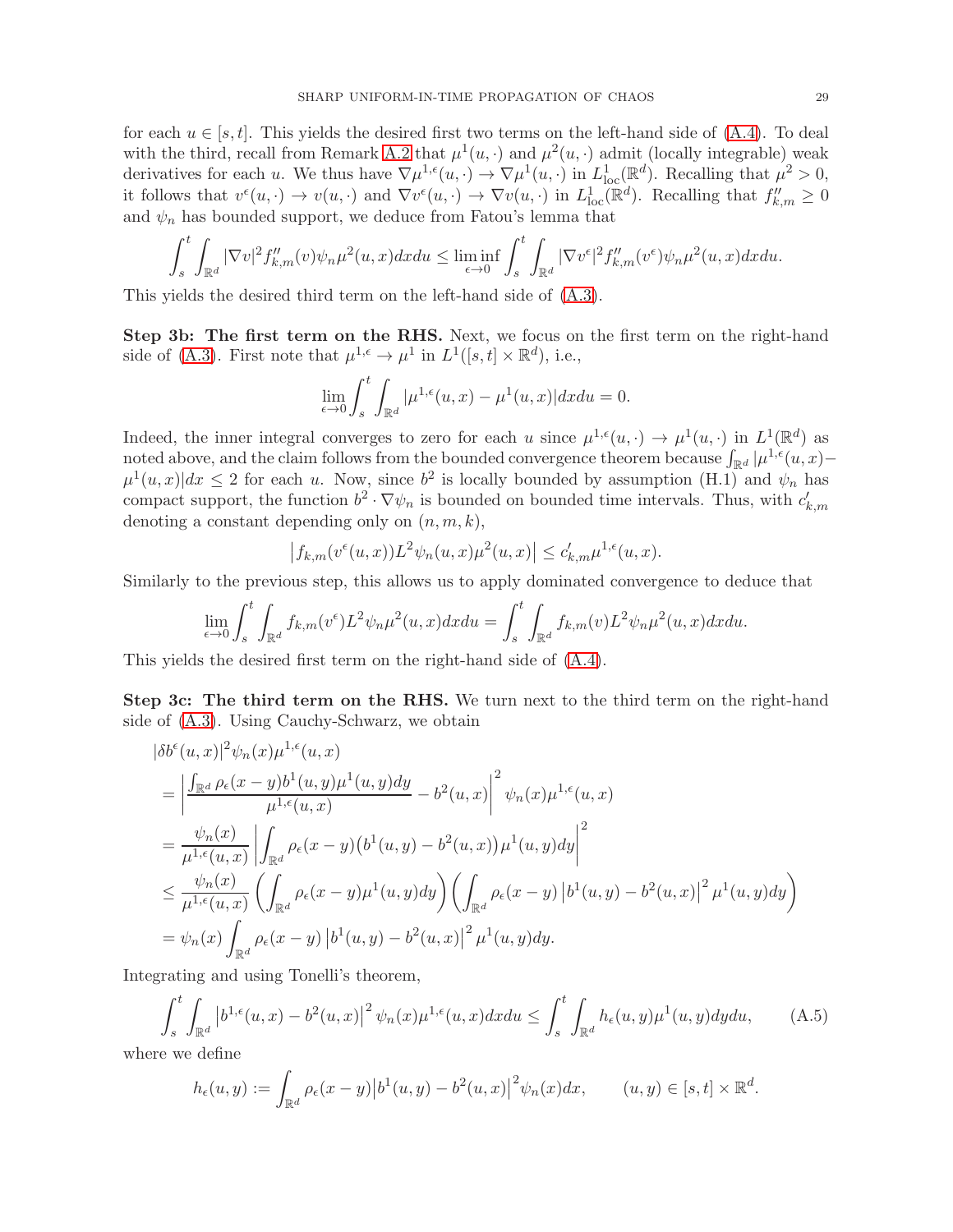for each $u \in [s,t]$. This yields the desired first two terms on the left-hand side of (A.4). To deal with the third, recall from Remark A.2 that $\mu^1(u,\cdot)$ and $\mu^2(u,\cdot)$ admit (locally integrable) weak derivatives for each $u$. We thus have $\nabla\mu^{1,\epsilon}(u,\cdot) \to \nabla\mu^1(u,\cdot)$ in $L^1_{\rm loc}(\mathbb{R}^d)$. Recalling that $\mu^2 > 0$, it follows that $v^\epsilon(u,\cdot) \to v(u,\cdot)$ and $\nabla v^\epsilon(u,\cdot) \to \nabla v(u,\cdot)$ in $L^1_{\rm loc}(\mathbb{R}^d)$. Recalling that $f''_{k,m} \geq 0$ and $\psi_n$ has bounded support, we deduce from Fatou's lemma that

$$\int_s^t \int_{\mathbb{R}^d} |\nabla v|^2 f''_{k,m}(v)\psi_n \mu^2(u,x)dxdu \leq \liminf_{\epsilon\to 0} \int_s^t \int_{\mathbb{R}^d} |\nabla v^\epsilon|^2 f''_{k,m}(v^\epsilon)\psi_n \mu^2(u,x)dxdu.$$

This yields the desired third term on the left-hand side of (A.3).

**Step 3b: The first term on the RHS.** Next, we focus on the first term on the right-hand side of (A.3). First note that $\mu^{1,\epsilon} \to \mu^1$ in $L^1([s,t]\times\mathbb{R}^d)$, i.e.,

$$\lim_{\epsilon\to 0}\int_s^t \int_{\mathbb{R}^d} |\mu^{1,\epsilon}(u,x) - \mu^1(u,x)|dxdu = 0.$$

Indeed, the inner integral converges to zero for each $u$ since $\mu^{1,\epsilon}(u,\cdot) \to \mu^1(u,\cdot)$ in $L^1(\mathbb{R}^d)$ as noted above, and the claim follows from the bounded convergence theorem because $\int_{\mathbb{R}^d} |\mu^{1,\epsilon}(u,x) - \mu^1(u,x)|dx \leq 2$ for each $u$. Now, since $b^2$ is locally bounded by assumption (H.1) and $\psi_n$ has compact support, the function $b^2 \cdot \nabla\psi_n$ is bounded on bounded time intervals. Thus, with $c'_{k,m}$ denoting a constant depending only on $(n,m,k)$,

$$\left|f_{k,m}(v^\epsilon(u,x))L^2\psi_n(u,x)\mu^2(u,x)\right| \leq c'_{k,m}\mu^{1,\epsilon}(u,x).$$

Similarly to the previous step, this allows us to apply dominated convergence to deduce that

$$\lim_{\epsilon\to 0}\int_s^t \int_{\mathbb{R}^d} f_{k,m}(v^\epsilon)L^2\psi_n\mu^2(u,x)dxdu = \int_s^t \int_{\mathbb{R}^d} f_{k,m}(v)L^2\psi_n\mu^2(u,x)dxdu.$$

This yields the desired first term on the right-hand side of (A.4).

**Step 3c: The third term on the RHS.** We turn next to the third term on the right-hand side of (A.3). Using Cauchy-Schwarz, we obtain

$$\begin{aligned}
&|\delta b^\epsilon(u,x)|^2\psi_n(x)\mu^{1,\epsilon}(u,x) \\
&= \left|\frac{\int_{\mathbb{R}^d}\rho_\epsilon(x-y)b^1(u,y)\mu^1(u,y)dy}{\mu^{1,\epsilon}(u,x)} - b^2(u,x)\right|^2 \psi_n(x)\mu^{1,\epsilon}(u,x) \\
&= \frac{\psi_n(x)}{\mu^{1,\epsilon}(u,x)}\left|\int_{\mathbb{R}^d}\rho_\epsilon(x-y)\big(b^1(u,y)-b^2(u,x)\big)\mu^1(u,y)dy\right|^2 \\
&\leq \frac{\psi_n(x)}{\mu^{1,\epsilon}(u,x)}\left(\int_{\mathbb{R}^d}\rho_\epsilon(x-y)\mu^1(u,y)dy\right)\left(\int_{\mathbb{R}^d}\rho_\epsilon(x-y)\left|b^1(u,y)-b^2(u,x)\right|^2\mu^1(u,y)dy\right) \\
&= \psi_n(x)\int_{\mathbb{R}^d}\rho_\epsilon(x-y)\left|b^1(u,y)-b^2(u,x)\right|^2\mu^1(u,y)dy.
\end{aligned}$$

Integrating and using Tonelli's theorem,

$$\int_s^t\int_{\mathbb{R}^d}\left|b^{1,\epsilon}(u,x)-b^2(u,x)\right|^2\psi_n(x)\mu^{1,\epsilon}(u,x)dxdu \leq \int_s^t\int_{\mathbb{R}^d}h_\epsilon(u,y)\mu^1(u,y)dydu, \tag{A.5}$$

where we define

$$h_\epsilon(u,y) := \int_{\mathbb{R}^d}\rho_\epsilon(x-y)\big|b^1(u,y)-b^2(u,x)\big|^2\psi_n(x)dx, \qquad (u,y)\in[s,t]\times\mathbb{R}^d.$$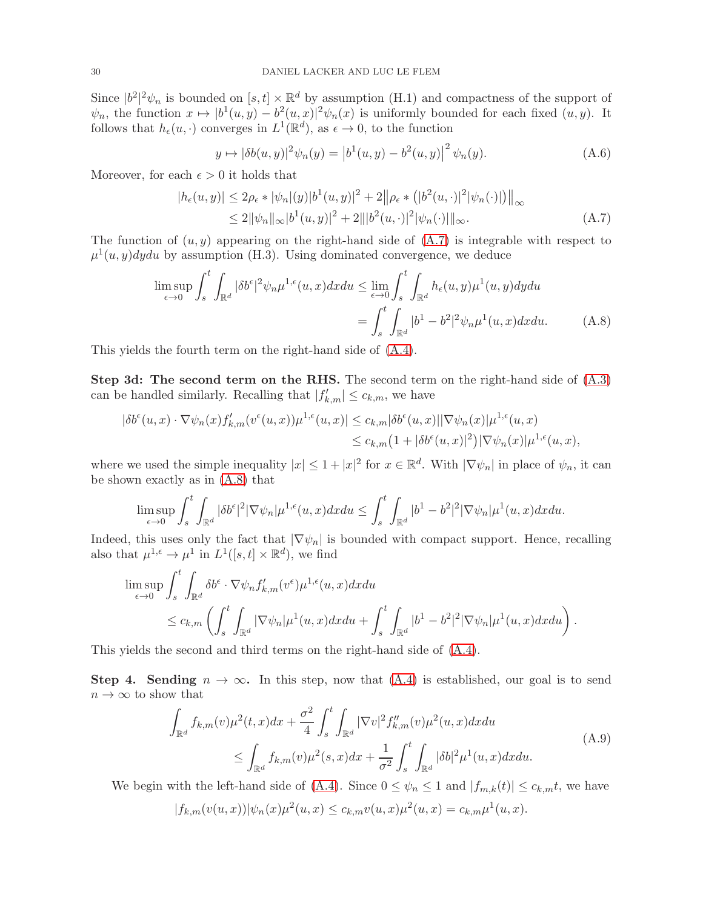Since $|b^2|^2\psi_n$ is bounded on $[s,t]\times\mathbb{R}^d$ by assumption (H.1) and compactness of the support of $\psi_n$, the function $x \mapsto |b^1(u,y) - b^2(u,x)|^2\psi_n(x)$ is uniformly bounded for each fixed $(u,y)$. It follows that $h_\epsilon(u,\cdot)$ converges in $L^1(\mathbb{R}^d)$, as $\epsilon \to 0$, to the function

$$y \mapsto |\delta b(u,y)|^2\psi_n(y) = \left|b^1(u,y) - b^2(u,y)\right|^2\psi_n(y). \tag{A.6}$$

Moreover, for each $\epsilon > 0$ it holds that

$$\begin{aligned} |h_\epsilon(u,y)| &\leq 2\rho_\epsilon * |\psi_n|(y)|b^1(u,y)|^2 + 2\left\|\rho_\epsilon * \left(|b^2(u,\cdot)|^2|\psi_n(\cdot)|\right)\right\|_\infty \\ &\leq 2\|\psi_n\|_\infty|b^1(u,y)|^2 + 2\||b^2(u,\cdot)|^2|\psi_n(\cdot)|\|_\infty. \end{aligned} \tag{A.7}$$

The function of $(u,y)$ appearing on the right-hand side of (A.7) is integrable with respect to $\mu^1(u,y)dydu$ by assumption (H.3). Using dominated convergence, we deduce

$$\begin{aligned} \limsup_{\epsilon\to 0}\int_s^t\int_{\mathbb{R}^d}|\delta b^\epsilon|^2\psi_n\mu^{1,\epsilon}(u,x)dxdu &\leq \lim_{\epsilon\to 0}\int_s^t\int_{\mathbb{R}^d}h_\epsilon(u,y)\mu^1(u,y)dydu \\ &= \int_s^t\int_{\mathbb{R}^d}|b^1 - b^2|^2\psi_n\mu^1(u,x)dxdu. \end{aligned} \tag{A.8}$$

This yields the fourth term on the right-hand side of (A.4).

**Step 3d: The second term on the RHS.** The second term on the right-hand side of (A.3) can be handled similarly. Recalling that $|f'_{k,m}| \leq c_{k,m}$, we have

$$\begin{aligned} |\delta b^\epsilon(u,x)\cdot\nabla\psi_n(x)f'_{k,m}(v^\epsilon(u,x))\mu^{1,\epsilon}(u,x)| &\leq c_{k,m}|\delta b^\epsilon(u,x)||\nabla\psi_n(x)|\mu^{1,\epsilon}(u,x) \\ &\leq c_{k,m}\left(1 + |\delta b^\epsilon(u,x)|^2\right)|\nabla\psi_n(x)|\mu^{1,\epsilon}(u,x), \end{aligned}$$

where we used the simple inequality $|x| \leq 1 + |x|^2$ for $x \in \mathbb{R}^d$. With $|\nabla\psi_n|$ in place of $\psi_n$, it can be shown exactly as in (A.8) that

$$\limsup_{\epsilon\to 0}\int_s^t\int_{\mathbb{R}^d}|\delta b^\epsilon|^2|\nabla\psi_n|\mu^{1,\epsilon}(u,x)dxdu \leq \int_s^t\int_{\mathbb{R}^d}|b^1 - b^2|^2|\nabla\psi_n|\mu^1(u,x)dxdu.$$

Indeed, this uses only the fact that $|\nabla\psi_n|$ is bounded with compact support. Hence, recalling also that $\mu^{1,\epsilon} \to \mu^1$ in $L^1([s,t]\times\mathbb{R}^d)$, we find

$$\begin{aligned} &\limsup_{\epsilon\to 0}\int_s^t\int_{\mathbb{R}^d}\delta b^\epsilon\cdot\nabla\psi_n f'_{k,m}(v^\epsilon)\mu^{1,\epsilon}(u,x)dxdu \\ &\qquad\leq c_{k,m}\left(\int_s^t\int_{\mathbb{R}^d}|\nabla\psi_n|\mu^1(u,x)dxdu + \int_s^t\int_{\mathbb{R}^d}|b^1 - b^2|^2|\nabla\psi_n|\mu^1(u,x)dxdu\right). \end{aligned}$$

This yields the second and third terms on the right-hand side of (A.4).

**Step 4. Sending $n \to \infty$.** In this step, now that (A.4) is established, our goal is to send $n \to \infty$ to show that

$$\begin{aligned} \int_{\mathbb{R}^d}f_{k,m}(v)\mu^2(t,x)dx &+ \frac{\sigma^2}{4}\int_s^t\int_{\mathbb{R}^d}|\nabla v|^2 f''_{k,m}(v)\mu^2(u,x)dxdu \\ &\leq \int_{\mathbb{R}^d}f_{k,m}(v)\mu^2(s,x)dx + \frac{1}{\sigma^2}\int_s^t\int_{\mathbb{R}^d}|\delta b|^2\mu^1(u,x)dxdu. \end{aligned} \tag{A.9}$$

We begin with the left-hand side of (A.4). Since $0 \leq \psi_n \leq 1$ and $|f_{m,k}(t)| \leq c_{k,m}t$, we have

$$|f_{k,m}(v(u,x))|\psi_n(x)\mu^2(u,x) \leq c_{k,m}v(u,x)\mu^2(u,x) = c_{k,m}\mu^1(u,x).$$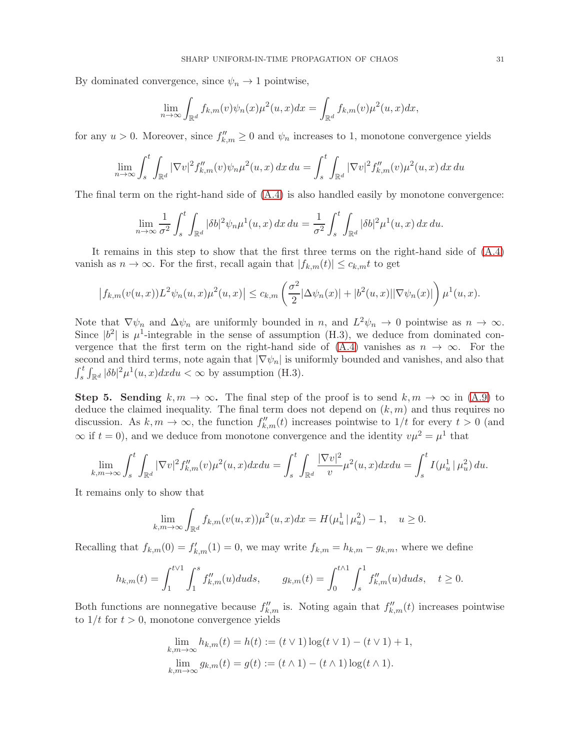By dominated convergence, since $\psi_n \to 1$ pointwise,

$$\lim_{n\to\infty} \int_{\mathbb{R}^d} f_{k,m}(v)\psi_n(x)\mu^2(u,x)dx = \int_{\mathbb{R}^d} f_{k,m}(v)\mu^2(u,x)dx,$$

for any $u > 0$. Moreover, since $f''_{k,m} \geq 0$ and $\psi_n$ increases to 1, monotone convergence yields

$$\lim_{n\to\infty} \int_s^t \int_{\mathbb{R}^d} |\nabla v|^2 f''_{k,m}(v)\psi_n \mu^2(u,x)\,dx\,du = \int_s^t \int_{\mathbb{R}^d} |\nabla v|^2 f''_{k,m}(v)\mu^2(u,x)\,dx\,du$$

The final term on the right-hand side of (A.4) is also handled easily by monotone convergence:

$$\lim_{n\to\infty} \frac{1}{\sigma^2}\int_s^t \int_{\mathbb{R}^d} |\delta b|^2 \psi_n \mu^1(u,x)\,dx\,du = \frac{1}{\sigma^2}\int_s^t \int_{\mathbb{R}^d} |\delta b|^2 \mu^1(u,x)\,dx\,du.$$

It remains in this step to show that the first three terms on the right-hand side of (A.4) vanish as $n \to \infty$. For the first, recall again that $|f_{k,m}(t)| \leq c_{k,m} t$ to get

$$\left|f_{k,m}(v(u,x))L^2\psi_n(u,x)\mu^2(u,x)\right| \leq c_{k,m}\left(\frac{\sigma^2}{2}|\Delta\psi_n(x)| + |b^2(u,x)||\nabla\psi_n(x)|\right)\mu^1(u,x).$$

Note that $\nabla\psi_n$ and $\Delta\psi_n$ are uniformly bounded in $n$, and $L^2\psi_n \to 0$ pointwise as $n \to \infty$. Since $|b^2|$ is $\mu^1$-integrable in the sense of assumption (H.3), we deduce from dominated convergence that the first term on the right-hand side of (A.4) vanishes as $n \to \infty$. For the second and third terms, note again that $|\nabla\psi_n|$ is uniformly bounded and vanishes, and also that $\int_s^t \int_{\mathbb{R}^d} |\delta b|^2 \mu^1(u,x)dxdu < \infty$ by assumption (H.3).

**Step 5. Sending $k, m \to \infty$.** The final step of the proof is to send $k, m \to \infty$ in (A.9) to deduce the claimed inequality. The final term does not depend on $(k,m)$ and thus requires no discussion. As $k, m \to \infty$, the function $f''_{k,m}(t)$ increases pointwise to $1/t$ for every $t > 0$ (and $\infty$ if $t = 0$), and we deduce from monotone convergence and the identity $v\mu^2 = \mu^1$ that

$$\lim_{k,m\to\infty} \int_s^t \int_{\mathbb{R}^d} |\nabla v|^2 f''_{k,m}(v)\mu^2(u,x)dxdu = \int_s^t \int_{\mathbb{R}^d} \frac{|\nabla v|^2}{v}\mu^2(u,x)dxdu = \int_s^t I(\mu^1_u \,|\, \mu^2_u)\,du.$$

It remains only to show that

$$\lim_{k,m\to\infty} \int_{\mathbb{R}^d} f_{k,m}(v(u,x))\mu^2(u,x)dx = H(\mu^1_u \,|\, \mu^2_u) - 1, \quad u \geq 0.$$

Recalling that $f_{k,m}(0) = f'_{k,m}(1) = 0$, we may write $f_{k,m} = h_{k,m} - g_{k,m}$, where we define

$$h_{k,m}(t) = \int_1^{t\vee 1} \int_1^s f''_{k,m}(u)duds, \qquad g_{k,m}(t) = \int_0^{t\wedge 1} \int_s^1 f''_{k,m}(u)duds, \quad t \geq 0.$$

Both functions are nonnegative because $f''_{k,m}$ is. Noting again that $f''_{k,m}(t)$ increases pointwise to $1/t$ for $t > 0$, monotone convergence yields

$$\lim_{k,m\to\infty} h_{k,m}(t) = h(t) := (t\vee 1)\log(t\vee 1) - (t\vee 1) + 1,$$
$$\lim_{k,m\to\infty} g_{k,m}(t) = g(t) := (t\wedge 1) - (t\wedge 1)\log(t\wedge 1).$$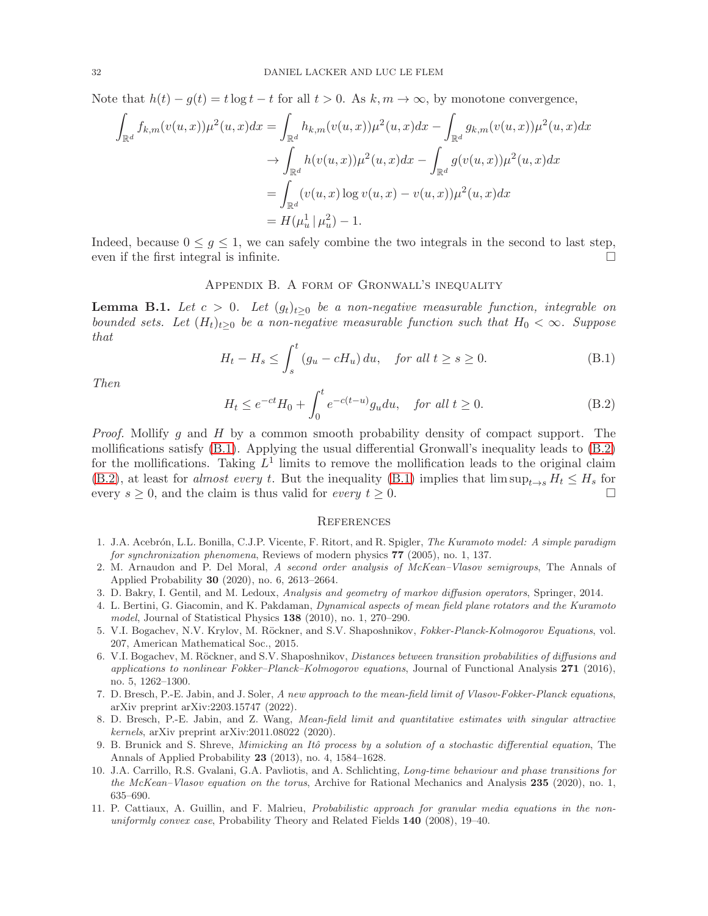Note that $h(t) - g(t) = t \log t - t$ for all $t > 0$. As $k, m \to \infty$, by monotone convergence,

$$
\begin{aligned}
\int_{\mathbb{R}^d} f_{k,m}(v(u,x))\mu^2(u,x)dx &= \int_{\mathbb{R}^d} h_{k,m}(v(u,x))\mu^2(u,x)dx - \int_{\mathbb{R}^d} g_{k,m}(v(u,x))\mu^2(u,x)dx \\
&\to \int_{\mathbb{R}^d} h(v(u,x))\mu^2(u,x)dx - \int_{\mathbb{R}^d} g(v(u,x))\mu^2(u,x)dx \\
&= \int_{\mathbb{R}^d} (v(u,x)\log v(u,x) - v(u,x))\mu^2(u,x)dx \\
&= H(\mu^1_u \,|\, \mu^2_u) - 1.
\end{aligned}
$$

Indeed, because $0 \le g \le 1$, we can safely combine the two integrals in the second to last step, even if the first integral is infinite. $\square$

## Appendix B. A form of Gronwall's inequality

**Lemma B.1.** *Let $c > 0$. Let $(g_t)_{t\ge 0}$ be a non-negative measurable function, integrable on bounded sets. Let $(H_t)_{t\ge 0}$ be a non-negative measurable function such that $H_0 < \infty$. Suppose that*

$$
H_t - H_s \le \int_s^t (g_u - cH_u)\,du, \quad \textit{for all } t \ge s \ge 0. \tag{B.1}
$$

*Then*

$$
H_t \le e^{-ct}H_0 + \int_0^t e^{-c(t-u)}g_u du, \quad \textit{for all } t \ge 0. \tag{B.2}
$$

*Proof.* Mollify $g$ and $H$ by a common smooth probability density of compact support. The mollifications satisfy (B.1). Applying the usual differential Gronwall's inequality leads to (B.2) for the mollifications. Taking $L^1$ limits to remove the mollification leads to the original claim (B.2), at least for *almost every* $t$. But the inequality (B.1) implies that $\limsup_{t\to s} H_t \le H_s$ for every $s \ge 0$, and the claim is thus valid for *every* $t \ge 0$. $\square$

## References

1. J.A. Acebrón, L.L. Bonilla, C.J.P. Vicente, F. Ritort, and R. Spigler, *The Kuramoto model: A simple paradigm for synchronization phenomena*, Reviews of modern physics **77** (2005), no. 1, 137.
2. M. Arnaudon and P. Del Moral, *A second order analysis of McKean–Vlasov semigroups*, The Annals of Applied Probability **30** (2020), no. 6, 2613–2664.
3. D. Bakry, I. Gentil, and M. Ledoux, *Analysis and geometry of markov diffusion operators*, Springer, 2014.
4. L. Bertini, G. Giacomin, and K. Pakdaman, *Dynamical aspects of mean field plane rotators and the Kuramoto model*, Journal of Statistical Physics **138** (2010), no. 1, 270–290.
5. V.I. Bogachev, N.V. Krylov, M. Röckner, and S.V. Shaposhnikov, *Fokker-Planck-Kolmogorov Equations*, vol. 207, American Mathematical Soc., 2015.
6. V.I. Bogachev, M. Röckner, and S.V. Shaposhnikov, *Distances between transition probabilities of diffusions and applications to nonlinear Fokker–Planck–Kolmogorov equations*, Journal of Functional Analysis **271** (2016), no. 5, 1262–1300.
7. D. Bresch, P.-E. Jabin, and J. Soler, *A new approach to the mean-field limit of Vlasov-Fokker-Planck equations*, arXiv preprint arXiv:2203.15747 (2022).
8. D. Bresch, P.-E. Jabin, and Z. Wang, *Mean-field limit and quantitative estimates with singular attractive kernels*, arXiv preprint arXiv:2011.08022 (2020).
9. B. Brunick and S. Shreve, *Mimicking an Itô process by a solution of a stochastic differential equation*, The Annals of Applied Probability **23** (2013), no. 4, 1584–1628.
10. J.A. Carrillo, R.S. Gvalani, G.A. Pavliotis, and A. Schlichting, *Long-time behaviour and phase transitions for the McKean–Vlasov equation on the torus*, Archive for Rational Mechanics and Analysis **235** (2020), no. 1, 635–690.
11. P. Cattiaux, A. Guillin, and F. Malrieu, *Probabilistic approach for granular media equations in the non-uniformly convex case*, Probability Theory and Related Fields **140** (2008), 19–40.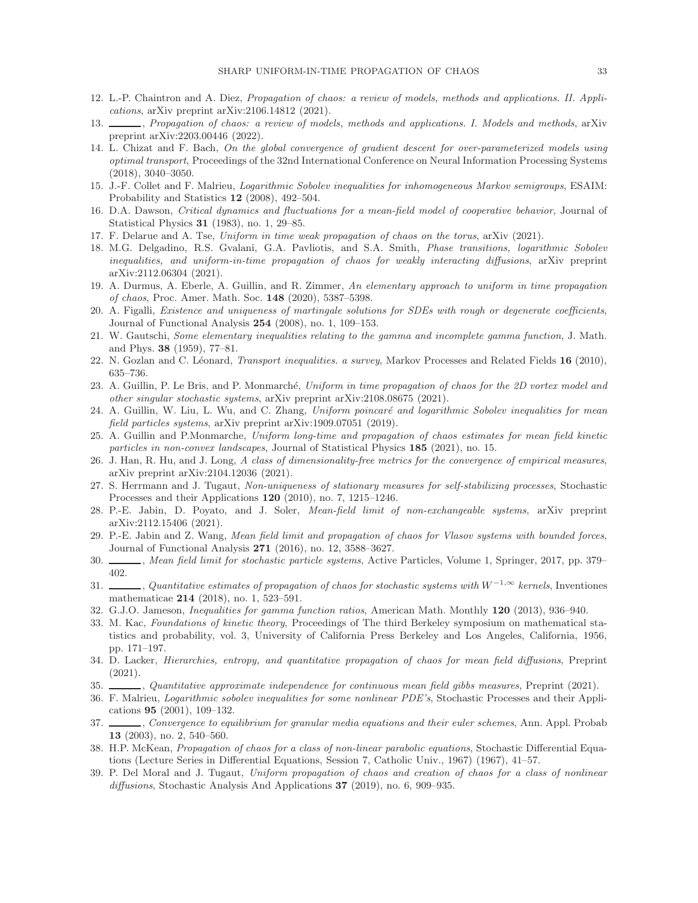12. L.-P. Chaintron and A. Diez, *Propagation of chaos: a review of models, methods and applications. II. Applications*, arXiv preprint arXiv:2106.14812 (2021).
13. ______, *Propagation of chaos: a review of models, methods and applications. I. Models and methods*, arXiv preprint arXiv:2203.00446 (2022).
14. L. Chizat and F. Bach, *On the global convergence of gradient descent for over-parameterized models using optimal transport*, Proceedings of the 32nd International Conference on Neural Information Processing Systems (2018), 3040–3050.
15. J.-F. Collet and F. Malrieu, *Logarithmic Sobolev inequalities for inhomogeneous Markov semigroups*, ESAIM: Probability and Statistics **12** (2008), 492–504.
16. D.A. Dawson, *Critical dynamics and fluctuations for a mean-field model of cooperative behavior*, Journal of Statistical Physics **31** (1983), no. 1, 29–85.
17. F. Delarue and A. Tse, *Uniform in time weak propagation of chaos on the torus*, arXiv (2021).
18. M.G. Delgadino, R.S. Gvalani, G.A. Pavliotis, and S.A. Smith, *Phase transitions, logarithmic Sobolev inequalities, and uniform-in-time propagation of chaos for weakly interacting diffusions*, arXiv preprint arXiv:2112.06304 (2021).
19. A. Durmus, A. Eberle, A. Guillin, and R. Zimmer, *An elementary approach to uniform in time propagation of chaos*, Proc. Amer. Math. Soc. **148** (2020), 5387–5398.
20. A. Figalli, *Existence and uniqueness of martingale solutions for SDEs with rough or degenerate coefficients*, Journal of Functional Analysis **254** (2008), no. 1, 109–153.
21. W. Gautschi, *Some elementary inequalities relating to the gamma and incomplete gamma function*, J. Math. and Phys. **38** (1959), 77–81.
22. N. Gozlan and C. Léonard, *Transport inequalities. a survey*, Markov Processes and Related Fields **16** (2010), 635–736.
23. A. Guillin, P. Le Bris, and P. Monmarché, *Uniform in time propagation of chaos for the 2D vortex model and other singular stochastic systems*, arXiv preprint arXiv:2108.08675 (2021).
24. A. Guillin, W. Liu, L. Wu, and C. Zhang, *Uniform poincaré and logarithmic Sobolev inequalities for mean field particles systems*, arXiv preprint arXiv:1909.07051 (2019).
25. A. Guillin and P.Monmarche, *Uniform long-time and propagation of chaos estimates for mean field kinetic particles in non-convex landscapes*, Journal of Statistical Physics **185** (2021), no. 15.
26. J. Han, R. Hu, and J. Long, *A class of dimensionality-free metrics for the convergence of empirical measures*, arXiv preprint arXiv:2104.12036 (2021).
27. S. Herrmann and J. Tugaut, *Non-uniqueness of stationary measures for self-stabilizing processes*, Stochastic Processes and their Applications **120** (2010), no. 7, 1215–1246.
28. P.-E. Jabin, D. Poyato, and J. Soler, *Mean-field limit of non-exchangeable systems*, arXiv preprint arXiv:2112.15406 (2021).
29. P.-E. Jabin and Z. Wang, *Mean field limit and propagation of chaos for Vlasov systems with bounded forces*, Journal of Functional Analysis **271** (2016), no. 12, 3588–3627.
30. ______, *Mean field limit for stochastic particle systems*, Active Particles, Volume 1, Springer, 2017, pp. 379–402.
31. ______, *Quantitative estimates of propagation of chaos for stochastic systems with $W^{-1,\infty}$ kernels*, Inventiones mathematicae **214** (2018), no. 1, 523–591.
32. G.J.O. Jameson, *Inequalities for gamma function ratios*, American Math. Monthly **120** (2013), 936–940.
33. M. Kac, *Foundations of kinetic theory*, Proceedings of The third Berkeley symposium on mathematical statistics and probability, vol. 3, University of California Press Berkeley and Los Angeles, California, 1956, pp. 171–197.
34. D. Lacker, *Hierarchies, entropy, and quantitative propagation of chaos for mean field diffusions*, Preprint (2021).
35. ______, *Quantitative approximate independence for continuous mean field gibbs measures*, Preprint (2021).
36. F. Malrieu, *Logarithmic sobolev inequalities for some nonlinear PDE's*, Stochastic Processes and their Applications **95** (2001), 109–132.
37. ______, *Convergence to equilibrium for granular media equations and their euler schemes*, Ann. Appl. Probab **13** (2003), no. 2, 540–560.
38. H.P. McKean, *Propagation of chaos for a class of non-linear parabolic equations*, Stochastic Differential Equations (Lecture Series in Differential Equations, Session 7, Catholic Univ., 1967) (1967), 41–57.
39. P. Del Moral and J. Tugaut, *Uniform propagation of chaos and creation of chaos for a class of nonlinear diffusions*, Stochastic Analysis And Applications **37** (2019), no. 6, 909–935.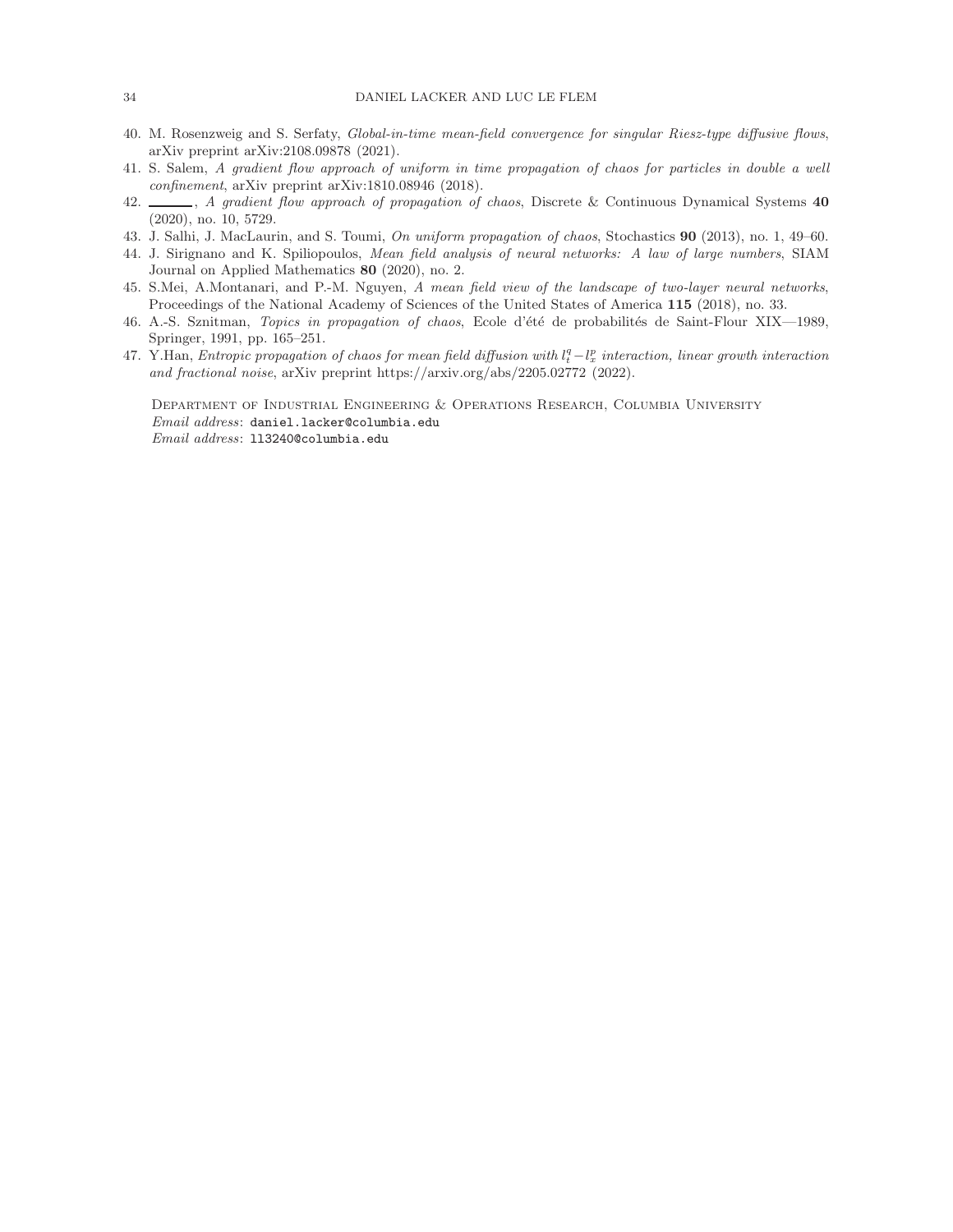40. M. Rosenzweig and S. Serfaty, *Global-in-time mean-field convergence for singular Riesz-type diffusive flows*, arXiv preprint arXiv:2108.09878 (2021).
41. S. Salem, *A gradient flow approach of uniform in time propagation of chaos for particles in double a well confinement*, arXiv preprint arXiv:1810.08946 (2018).
42. ______, *A gradient flow approach of propagation of chaos*, Discrete & Continuous Dynamical Systems **40** (2020), no. 10, 5729.
43. J. Salhi, J. MacLaurin, and S. Toumi, *On uniform propagation of chaos*, Stochastics **90** (2013), no. 1, 49–60.
44. J. Sirignano and K. Spiliopoulos, *Mean field analysis of neural networks: A law of large numbers*, SIAM Journal on Applied Mathematics **80** (2020), no. 2.
45. S.Mei, A.Montanari, and P.-M. Nguyen, *A mean field view of the landscape of two-layer neural networks*, Proceedings of the National Academy of Sciences of the United States of America **115** (2018), no. 33.
46. A.-S. Sznitman, *Topics in propagation of chaos*, Ecole d'été de probabilités de Saint-Flour XIX—1989, Springer, 1991, pp. 165–251.
47. Y.Han, *Entropic propagation of chaos for mean field diffusion with $l_t^q - l_x^p$ interaction, linear growth interaction and fractional noise*, arXiv preprint https://arxiv.org/abs/2205.02772 (2022).

Department of Industrial Engineering & Operations Research, Columbia University
*Email address*: daniel.lacker@columbia.edu
*Email address*: ll3240@columbia.edu